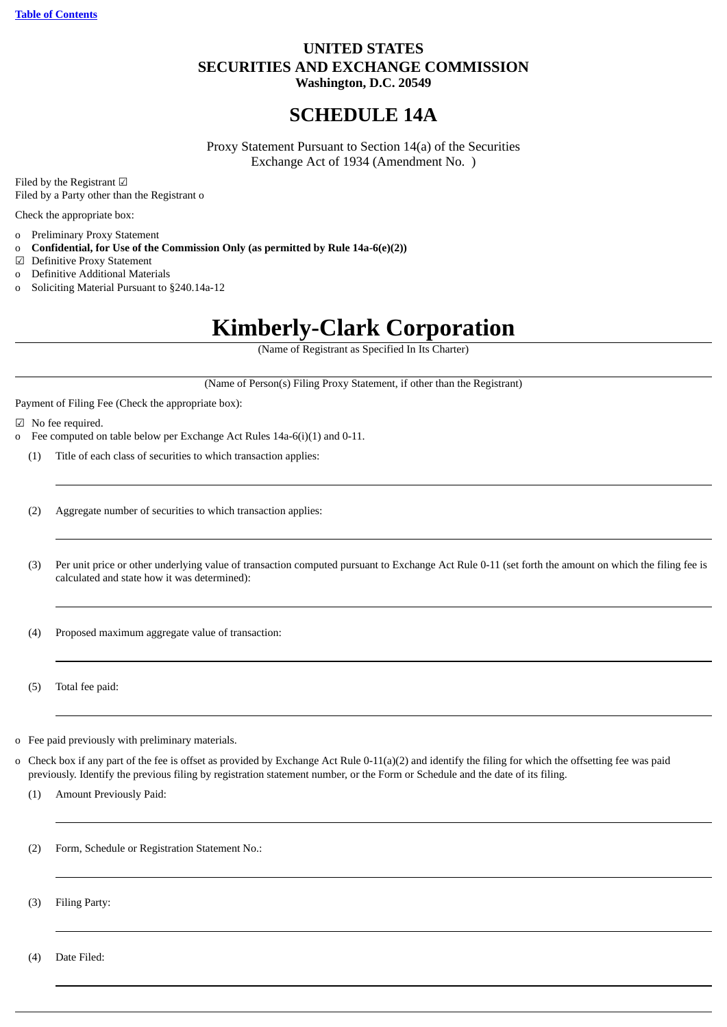[Table of Contents](#)

# UNITED STATES
# SECURITIES AND EXCHANGE COMMISSION
**Washington, D.C. 20549**

# SCHEDULE 14A

Proxy Statement Pursuant to Section 14(a) of the Securities Exchange Act of 1934 (Amendment No. )

Filed by the Registrant ☑
Filed by a Party other than the Registrant o

Check the appropriate box:

o Preliminary Proxy Statement
o **Confidential, for Use of the Commission Only (as permitted by Rule 14a-6(e)(2))**
☑ Definitive Proxy Statement
o Definitive Additional Materials
o Soliciting Material Pursuant to §240.14a-12

# Kimberly-Clark Corporation

(Name of Registrant as Specified In Its Charter)

(Name of Person(s) Filing Proxy Statement, if other than the Registrant)

Payment of Filing Fee (Check the appropriate box):

☑ No fee required.
o Fee computed on table below per Exchange Act Rules 14a-6(i)(1) and 0-11.

(1) Title of each class of securities to which transaction applies:

(2) Aggregate number of securities to which transaction applies:

(3) Per unit price or other underlying value of transaction computed pursuant to Exchange Act Rule 0-11 (set forth the amount on which the filing fee is calculated and state how it was determined):

(4) Proposed maximum aggregate value of transaction:

(5) Total fee paid:

o Fee paid previously with preliminary materials.

o Check box if any part of the fee is offset as provided by Exchange Act Rule 0-11(a)(2) and identify the filing for which the offsetting fee was paid previously. Identify the previous filing by registration statement number, or the Form or Schedule and the date of its filing.

(1) Amount Previously Paid:

(2) Form, Schedule or Registration Statement No.:

(3) Filing Party:

(4) Date Filed: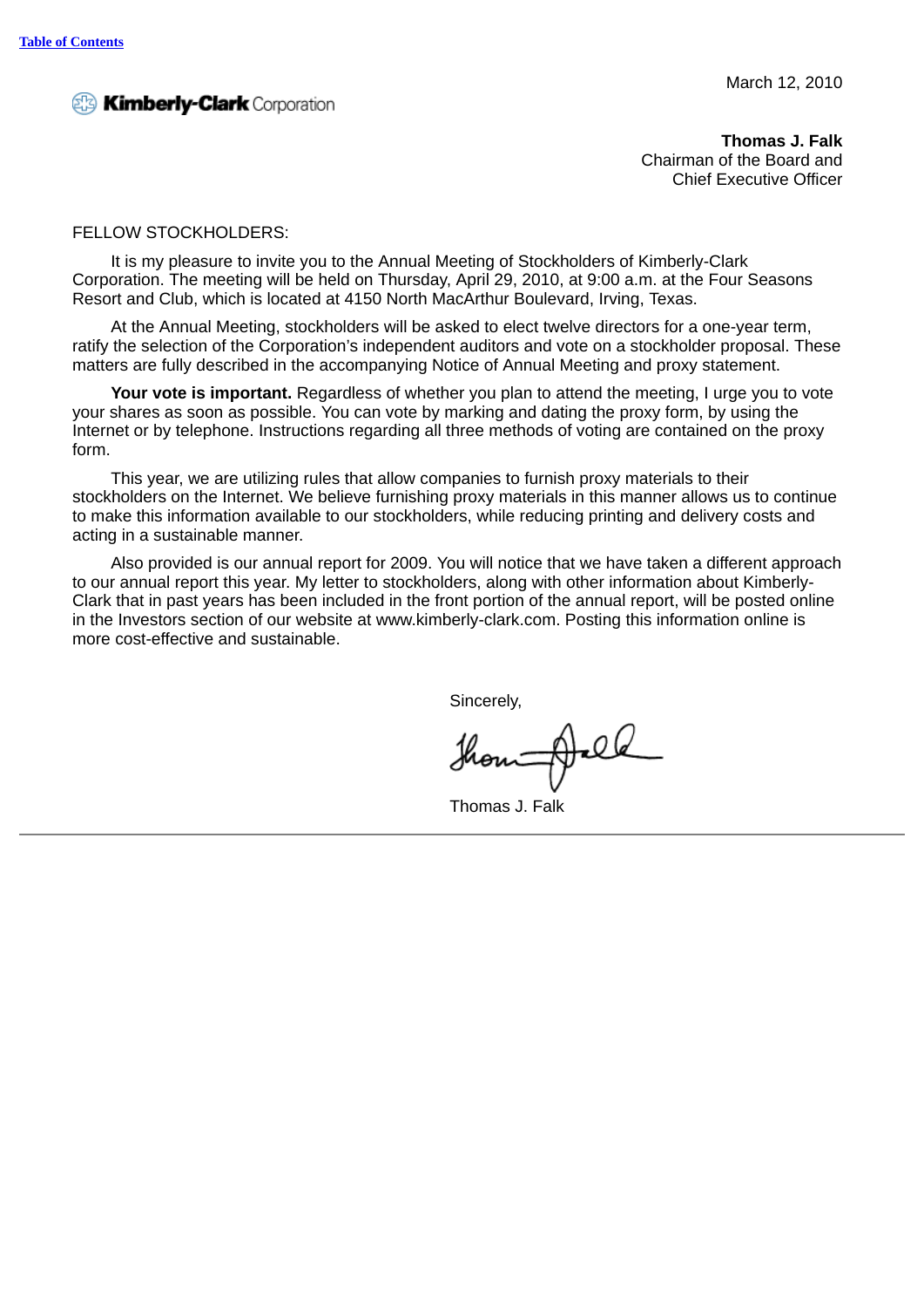March 12, 2010

**Kimberly-Clark** Corporation

**Thomas J. Falk**
Chairman of the Board and
Chief Executive Officer

FELLOW STOCKHOLDERS:

It is my pleasure to invite you to the Annual Meeting of Stockholders of Kimberly-Clark Corporation. The meeting will be held on Thursday, April 29, 2010, at 9:00 a.m. at the Four Seasons Resort and Club, which is located at 4150 North MacArthur Boulevard, Irving, Texas.

At the Annual Meeting, stockholders will be asked to elect twelve directors for a one-year term, ratify the selection of the Corporation's independent auditors and vote on a stockholder proposal. These matters are fully described in the accompanying Notice of Annual Meeting and proxy statement.

**Your vote is important.** Regardless of whether you plan to attend the meeting, I urge you to vote your shares as soon as possible. You can vote by marking and dating the proxy form, by using the Internet or by telephone. Instructions regarding all three methods of voting are contained on the proxy form.

This year, we are utilizing rules that allow companies to furnish proxy materials to their stockholders on the Internet. We believe furnishing proxy materials in this manner allows us to continue to make this information available to our stockholders, while reducing printing and delivery costs and acting in a sustainable manner.

Also provided is our annual report for 2009. You will notice that we have taken a different approach to our annual report this year. My letter to stockholders, along with other information about Kimberly-Clark that in past years has been included in the front portion of the annual report, will be posted online in the Investors section of our website at www.kimberly-clark.com. Posting this information online is more cost-effective and sustainable.

Sincerely,

Thomas J. Falk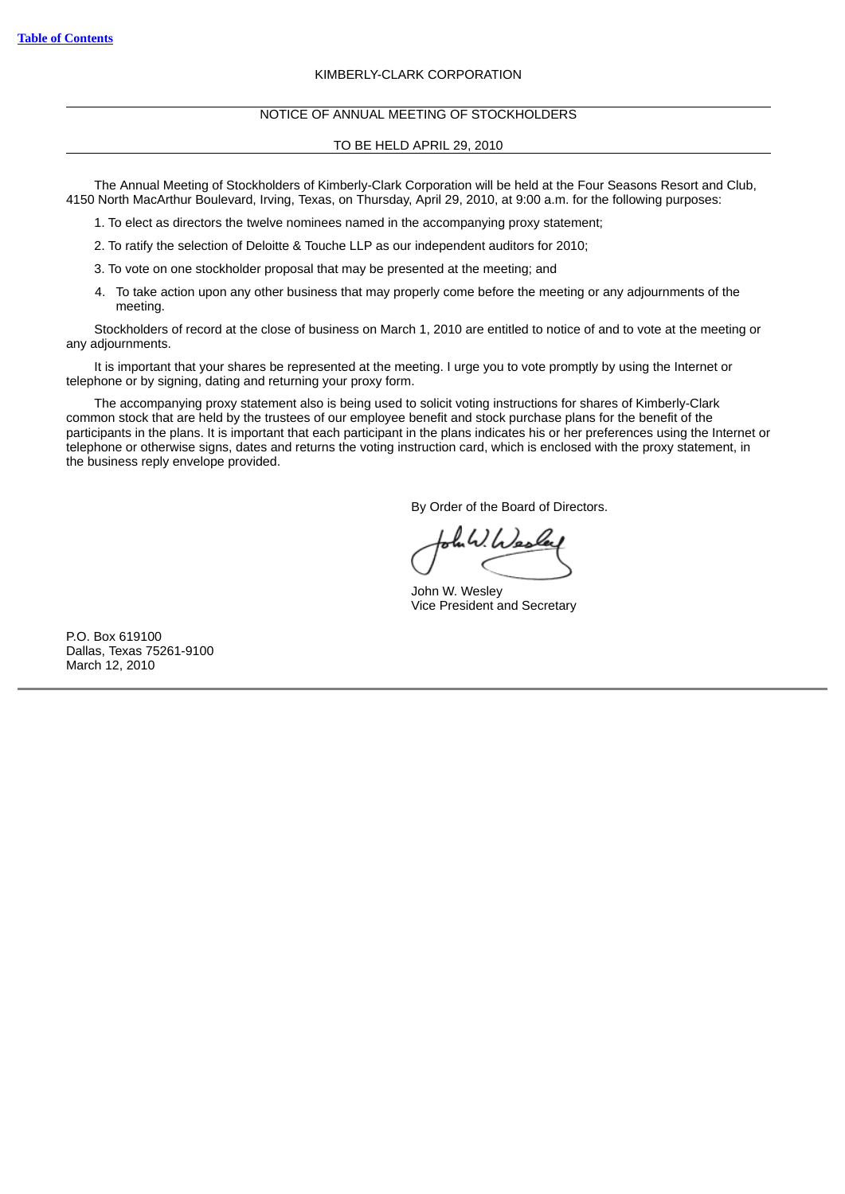KIMBERLY-CLARK CORPORATION

# NOTICE OF ANNUAL MEETING OF STOCKHOLDERS

## TO BE HELD APRIL 29, 2010

The Annual Meeting of Stockholders of Kimberly-Clark Corporation will be held at the Four Seasons Resort and Club, 4150 North MacArthur Boulevard, Irving, Texas, on Thursday, April 29, 2010, at 9:00 a.m. for the following purposes:

1. To elect as directors the twelve nominees named in the accompanying proxy statement;
2. To ratify the selection of Deloitte & Touche LLP as our independent auditors for 2010;
3. To vote on one stockholder proposal that may be presented at the meeting; and
4. To take action upon any other business that may properly come before the meeting or any adjournments of the meeting.

Stockholders of record at the close of business on March 1, 2010 are entitled to notice of and to vote at the meeting or any adjournments.

It is important that your shares be represented at the meeting. I urge you to vote promptly by using the Internet or telephone or by signing, dating and returning your proxy form.

The accompanying proxy statement also is being used to solicit voting instructions for shares of Kimberly-Clark common stock that are held by the trustees of our employee benefit and stock purchase plans for the benefit of the participants in the plans. It is important that each participant in the plans indicates his or her preferences using the Internet or telephone or otherwise signs, dates and returns the voting instruction card, which is enclosed with the proxy statement, in the business reply envelope provided.

By Order of the Board of Directors.

John W. Wesley
Vice President and Secretary

P.O. Box 619100
Dallas, Texas 75261-9100
March 12, 2010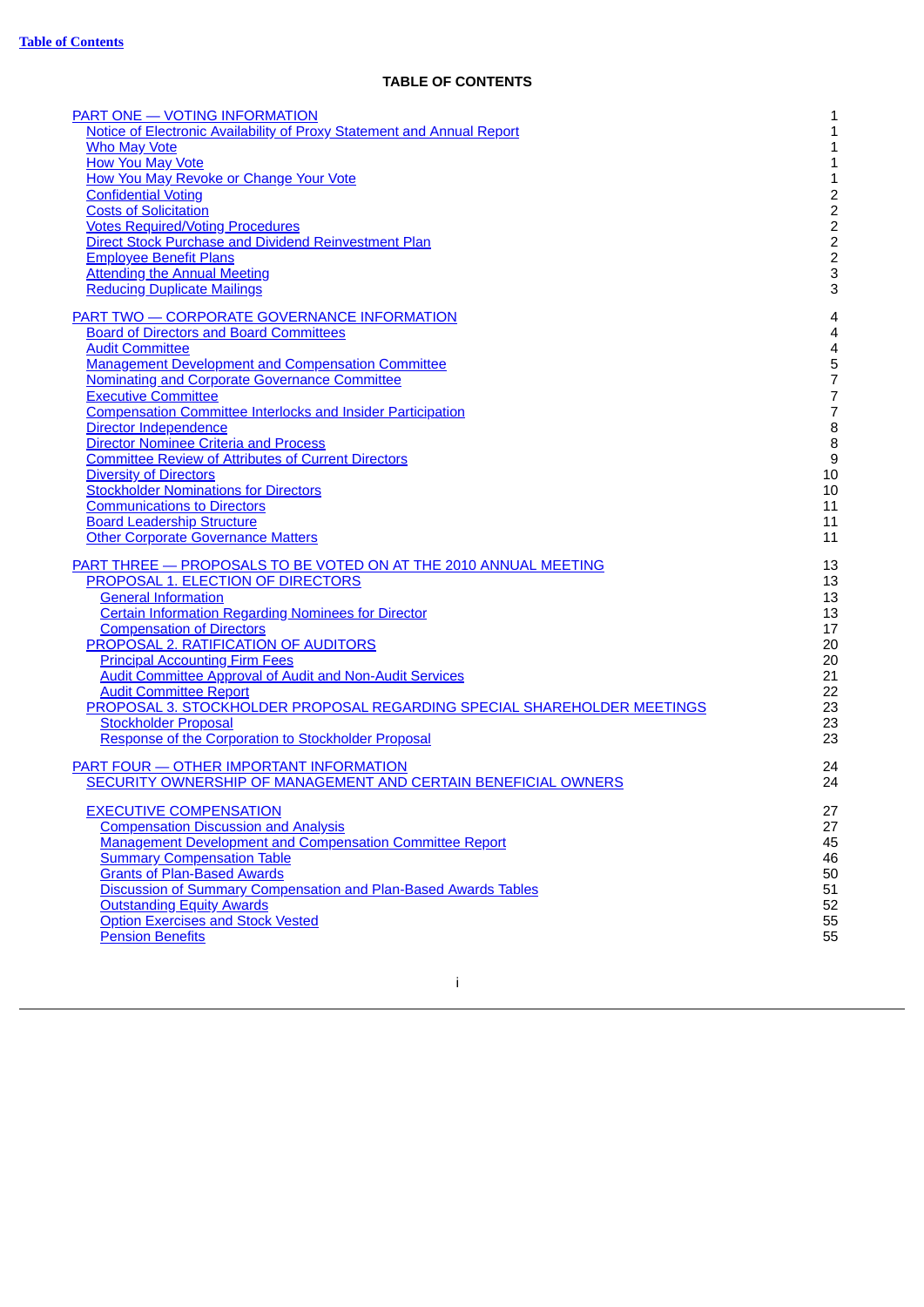[Table of Contents]

# TABLE OF CONTENTS

| | |
|---|---|
| PART ONE — VOTING INFORMATION | 1 |
| Notice of Electronic Availability of Proxy Statement and Annual Report | 1 |
| Who May Vote | 1 |
| How You May Vote | 1 |
| How You May Revoke or Change Your Vote | 1 |
| Confidential Voting | 2 |
| Costs of Solicitation | 2 |
| Votes Required/Voting Procedures | 2 |
| Direct Stock Purchase and Dividend Reinvestment Plan | 2 |
| Employee Benefit Plans | 2 |
| Attending the Annual Meeting | 3 |
| Reducing Duplicate Mailings | 3 |
| PART TWO — CORPORATE GOVERNANCE INFORMATION | 4 |
| Board of Directors and Board Committees | 4 |
| Audit Committee | 4 |
| Management Development and Compensation Committee | 5 |
| Nominating and Corporate Governance Committee | 7 |
| Executive Committee | 7 |
| Compensation Committee Interlocks and Insider Participation | 7 |
| Director Independence | 8 |
| Director Nominee Criteria and Process | 8 |
| Committee Review of Attributes of Current Directors | 9 |
| Diversity of Directors | 10 |
| Stockholder Nominations for Directors | 10 |
| Communications to Directors | 11 |
| Board Leadership Structure | 11 |
| Other Corporate Governance Matters | 11 |
| PART THREE — PROPOSALS TO BE VOTED ON AT THE 2010 ANNUAL MEETING | 13 |
| PROPOSAL 1. ELECTION OF DIRECTORS | 13 |
| General Information | 13 |
| Certain Information Regarding Nominees for Director | 13 |
| Compensation of Directors | 17 |
| PROPOSAL 2. RATIFICATION OF AUDITORS | 20 |
| Principal Accounting Firm Fees | 20 |
| Audit Committee Approval of Audit and Non-Audit Services | 21 |
| Audit Committee Report | 22 |
| PROPOSAL 3. STOCKHOLDER PROPOSAL REGARDING SPECIAL SHAREHOLDER MEETINGS | 23 |
| Stockholder Proposal | 23 |
| Response of the Corporation to Stockholder Proposal | 23 |
| PART FOUR — OTHER IMPORTANT INFORMATION | 24 |
| SECURITY OWNERSHIP OF MANAGEMENT AND CERTAIN BENEFICIAL OWNERS | 24 |
| EXECUTIVE COMPENSATION | 27 |
| Compensation Discussion and Analysis | 27 |
| Management Development and Compensation Committee Report | 45 |
| Summary Compensation Table | 46 |
| Grants of Plan-Based Awards | 50 |
| Discussion of Summary Compensation and Plan-Based Awards Tables | 51 |
| Outstanding Equity Awards | 52 |
| Option Exercises and Stock Vested | 55 |
| Pension Benefits | 55 |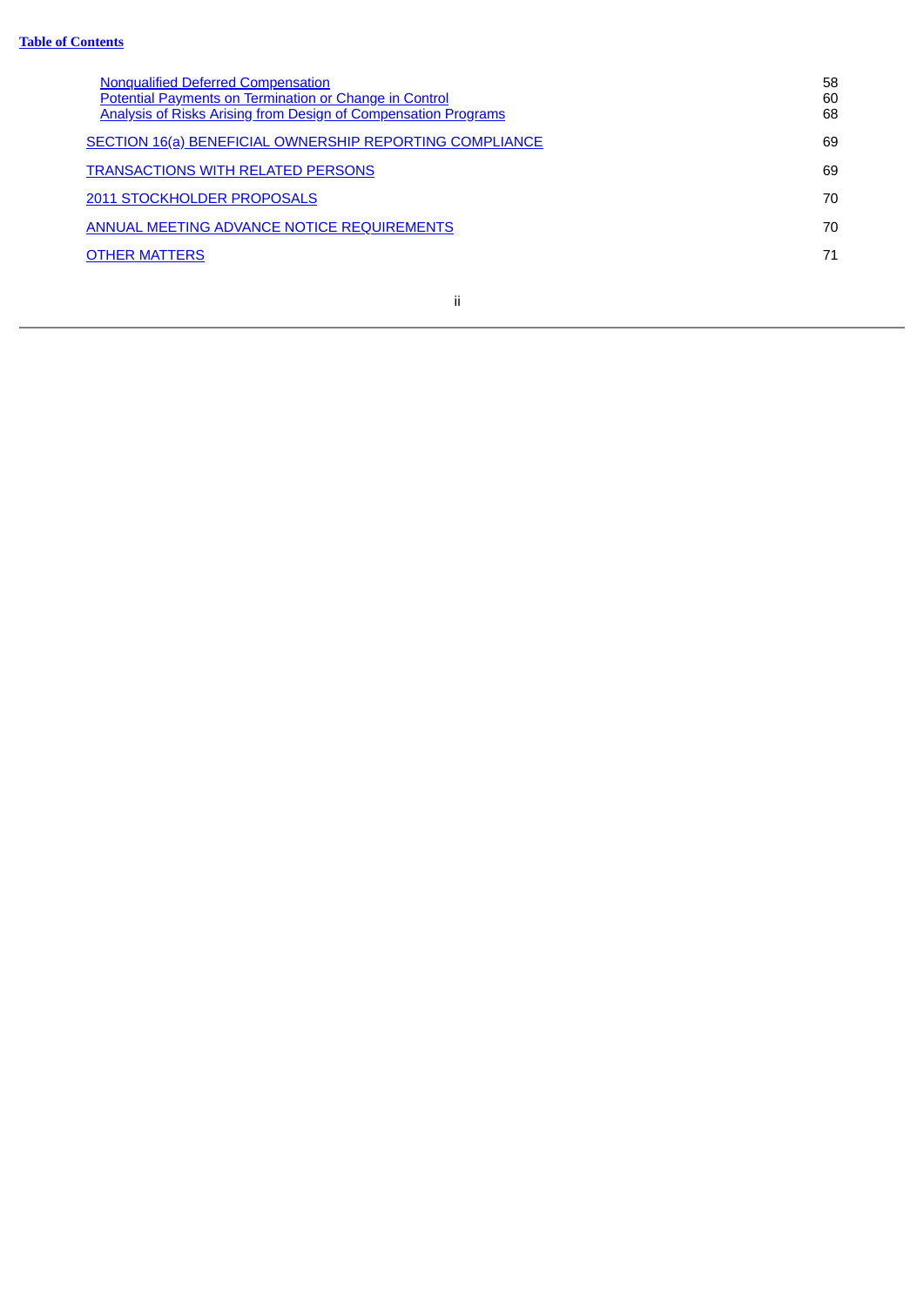| | |
|---|---|
| Nonqualified Deferred Compensation | 58 |
| Potential Payments on Termination or Change in Control | 60 |
| Analysis of Risks Arising from Design of Compensation Programs | 68 |
| SECTION 16(a) BENEFICIAL OWNERSHIP REPORTING COMPLIANCE | 69 |
| TRANSACTIONS WITH RELATED PERSONS | 69 |
| 2011 STOCKHOLDER PROPOSALS | 70 |
| ANNUAL MEETING ADVANCE NOTICE REQUIREMENTS | 70 |
| OTHER MATTERS | 71 |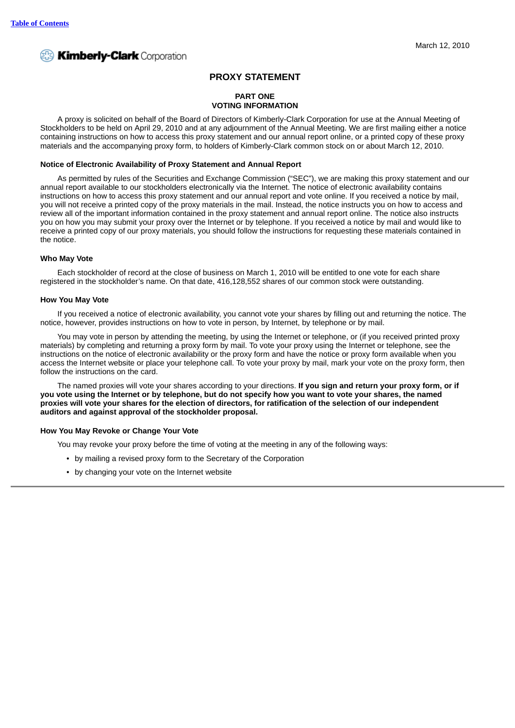March 12, 2010

**Kimberly-Clark Corporation**

# PROXY STATEMENT

## PART ONE
## VOTING INFORMATION

A proxy is solicited on behalf of the Board of Directors of Kimberly-Clark Corporation for use at the Annual Meeting of Stockholders to be held on April 29, 2010 and at any adjournment of the Annual Meeting. We are first mailing either a notice containing instructions on how to access this proxy statement and our annual report online, or a printed copy of these proxy materials and the accompanying proxy form, to holders of Kimberly-Clark common stock on or about March 12, 2010.

### Notice of Electronic Availability of Proxy Statement and Annual Report

As permitted by rules of the Securities and Exchange Commission ("SEC"), we are making this proxy statement and our annual report available to our stockholders electronically via the Internet. The notice of electronic availability contains instructions on how to access this proxy statement and our annual report and vote online. If you received a notice by mail, you will not receive a printed copy of the proxy materials in the mail. Instead, the notice instructs you on how to access and review all of the important information contained in the proxy statement and annual report online. The notice also instructs you on how you may submit your proxy over the Internet or by telephone. If you received a notice by mail and would like to receive a printed copy of our proxy materials, you should follow the instructions for requesting these materials contained in the notice.

### Who May Vote

Each stockholder of record at the close of business on March 1, 2010 will be entitled to one vote for each share registered in the stockholder's name. On that date, 416,128,552 shares of our common stock were outstanding.

### How You May Vote

If you received a notice of electronic availability, you cannot vote your shares by filling out and returning the notice. The notice, however, provides instructions on how to vote in person, by Internet, by telephone or by mail.

You may vote in person by attending the meeting, by using the Internet or telephone, or (if you received printed proxy materials) by completing and returning a proxy form by mail. To vote your proxy using the Internet or telephone, see the instructions on the notice of electronic availability or the proxy form and have the notice or proxy form available when you access the Internet website or place your telephone call. To vote your proxy by mail, mark your vote on the proxy form, then follow the instructions on the card.

The named proxies will vote your shares according to your directions. **If you sign and return your proxy form, or if you vote using the Internet or by telephone, but do not specify how you want to vote your shares, the named proxies will vote your shares for the election of directors, for ratification of the selection of our independent auditors and against approval of the stockholder proposal.**

### How You May Revoke or Change Your Vote

You may revoke your proxy before the time of voting at the meeting in any of the following ways:

- by mailing a revised proxy form to the Secretary of the Corporation
- by changing your vote on the Internet website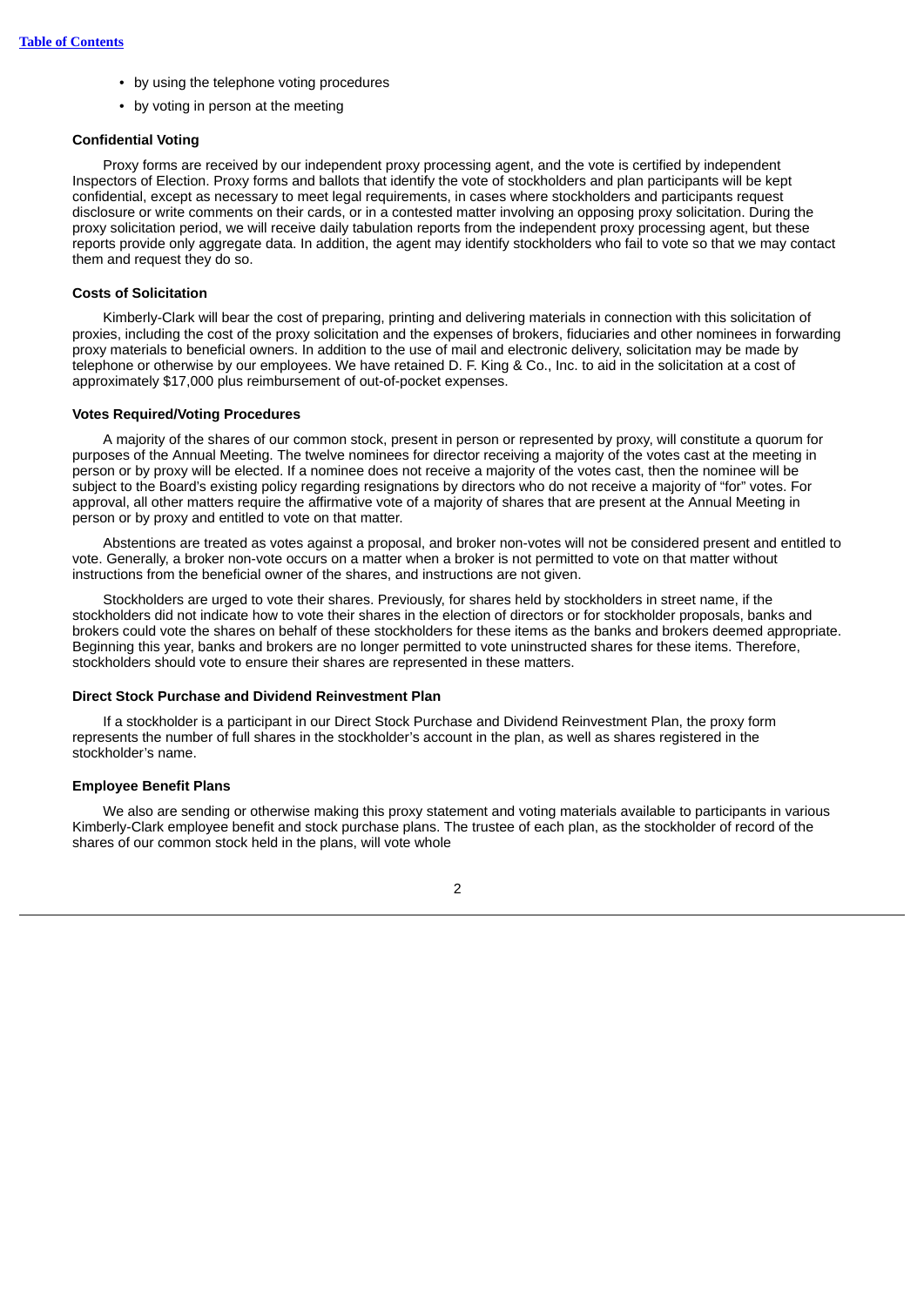- by using the telephone voting procedures
- by voting in person at the meeting

**Confidential Voting**

Proxy forms are received by our independent proxy processing agent, and the vote is certified by independent Inspectors of Election. Proxy forms and ballots that identify the vote of stockholders and plan participants will be kept confidential, except as necessary to meet legal requirements, in cases where stockholders and participants request disclosure or write comments on their cards, or in a contested matter involving an opposing proxy solicitation. During the proxy solicitation period, we will receive daily tabulation reports from the independent proxy processing agent, but these reports provide only aggregate data. In addition, the agent may identify stockholders who fail to vote so that we may contact them and request they do so.

**Costs of Solicitation**

Kimberly-Clark will bear the cost of preparing, printing and delivering materials in connection with this solicitation of proxies, including the cost of the proxy solicitation and the expenses of brokers, fiduciaries and other nominees in forwarding proxy materials to beneficial owners. In addition to the use of mail and electronic delivery, solicitation may be made by telephone or otherwise by our employees. We have retained D. F. King & Co., Inc. to aid in the solicitation at a cost of approximately $17,000 plus reimbursement of out-of-pocket expenses.

**Votes Required/Voting Procedures**

A majority of the shares of our common stock, present in person or represented by proxy, will constitute a quorum for purposes of the Annual Meeting. The twelve nominees for director receiving a majority of the votes cast at the meeting in person or by proxy will be elected. If a nominee does not receive a majority of the votes cast, then the nominee will be subject to the Board's existing policy regarding resignations by directors who do not receive a majority of "for" votes. For approval, all other matters require the affirmative vote of a majority of shares that are present at the Annual Meeting in person or by proxy and entitled to vote on that matter.

Abstentions are treated as votes against a proposal, and broker non-votes will not be considered present and entitled to vote. Generally, a broker non-vote occurs on a matter when a broker is not permitted to vote on that matter without instructions from the beneficial owner of the shares, and instructions are not given.

Stockholders are urged to vote their shares. Previously, for shares held by stockholders in street name, if the stockholders did not indicate how to vote their shares in the election of directors or for stockholder proposals, banks and brokers could vote the shares on behalf of these stockholders for these items as the banks and brokers deemed appropriate. Beginning this year, banks and brokers are no longer permitted to vote uninstructed shares for these items. Therefore, stockholders should vote to ensure their shares are represented in these matters.

**Direct Stock Purchase and Dividend Reinvestment Plan**

If a stockholder is a participant in our Direct Stock Purchase and Dividend Reinvestment Plan, the proxy form represents the number of full shares in the stockholder's account in the plan, as well as shares registered in the stockholder's name.

**Employee Benefit Plans**

We also are sending or otherwise making this proxy statement and voting materials available to participants in various Kimberly-Clark employee benefit and stock purchase plans. The trustee of each plan, as the stockholder of record of the shares of our common stock held in the plans, will vote whole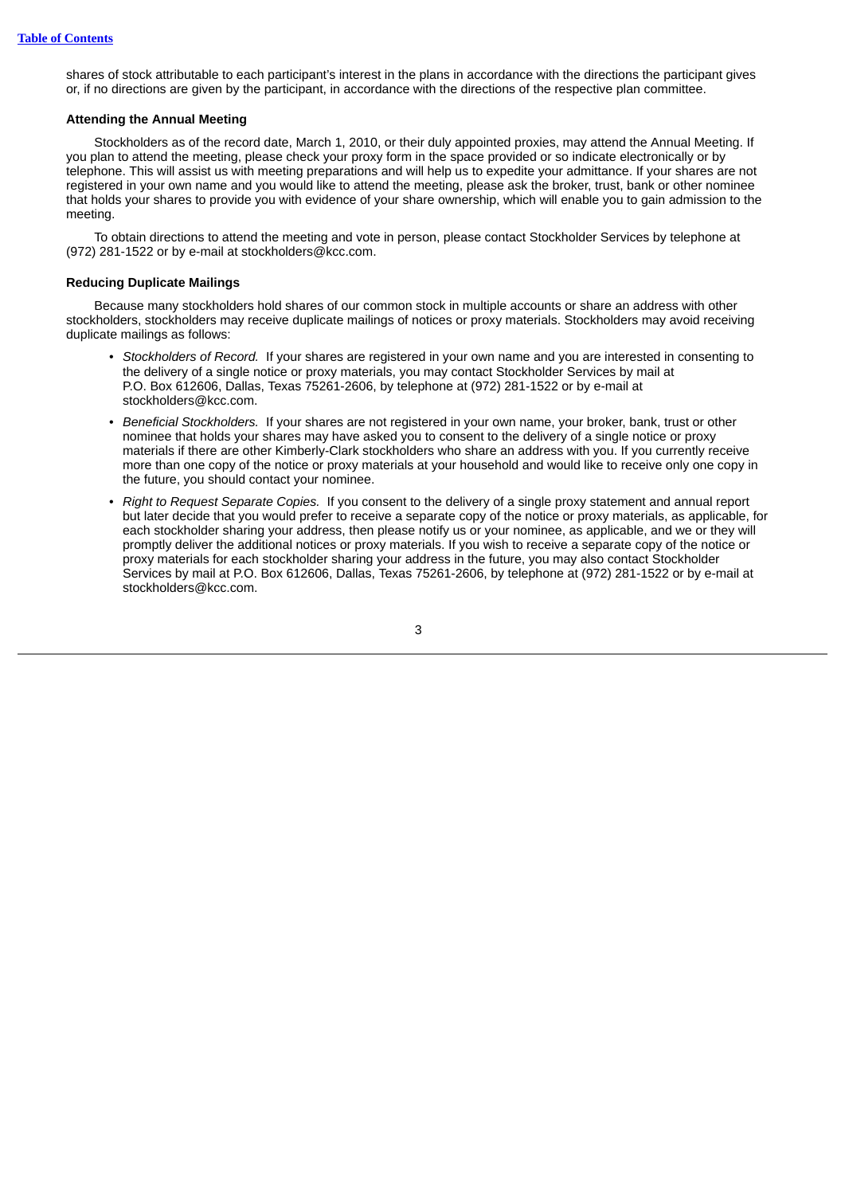shares of stock attributable to each participant's interest in the plans in accordance with the directions the participant gives or, if no directions are given by the participant, in accordance with the directions of the respective plan committee.

**Attending the Annual Meeting**

Stockholders as of the record date, March 1, 2010, or their duly appointed proxies, may attend the Annual Meeting. If you plan to attend the meeting, please check your proxy form in the space provided or so indicate electronically or by telephone. This will assist us with meeting preparations and will help us to expedite your admittance. If your shares are not registered in your own name and you would like to attend the meeting, please ask the broker, trust, bank or other nominee that holds your shares to provide you with evidence of your share ownership, which will enable you to gain admission to the meeting.

To obtain directions to attend the meeting and vote in person, please contact Stockholder Services by telephone at (972) 281-1522 or by e-mail at stockholders@kcc.com.

**Reducing Duplicate Mailings**

Because many stockholders hold shares of our common stock in multiple accounts or share an address with other stockholders, stockholders may receive duplicate mailings of notices or proxy materials. Stockholders may avoid receiving duplicate mailings as follows:

- *Stockholders of Record.* If your shares are registered in your own name and you are interested in consenting to the delivery of a single notice or proxy materials, you may contact Stockholder Services by mail at P.O. Box 612606, Dallas, Texas 75261-2606, by telephone at (972) 281-1522 or by e-mail at stockholders@kcc.com.
- *Beneficial Stockholders.* If your shares are not registered in your own name, your broker, bank, trust or other nominee that holds your shares may have asked you to consent to the delivery of a single notice or proxy materials if there are other Kimberly-Clark stockholders who share an address with you. If you currently receive more than one copy of the notice or proxy materials at your household and would like to receive only one copy in the future, you should contact your nominee.
- *Right to Request Separate Copies.* If you consent to the delivery of a single proxy statement and annual report but later decide that you would prefer to receive a separate copy of the notice or proxy materials, as applicable, for each stockholder sharing your address, then please notify us or your nominee, as applicable, and we or they will promptly deliver the additional notices or proxy materials. If you wish to receive a separate copy of the notice or proxy materials for each stockholder sharing your address in the future, you may also contact Stockholder Services by mail at P.O. Box 612606, Dallas, Texas 75261-2606, by telephone at (972) 281-1522 or by e-mail at stockholders@kcc.com.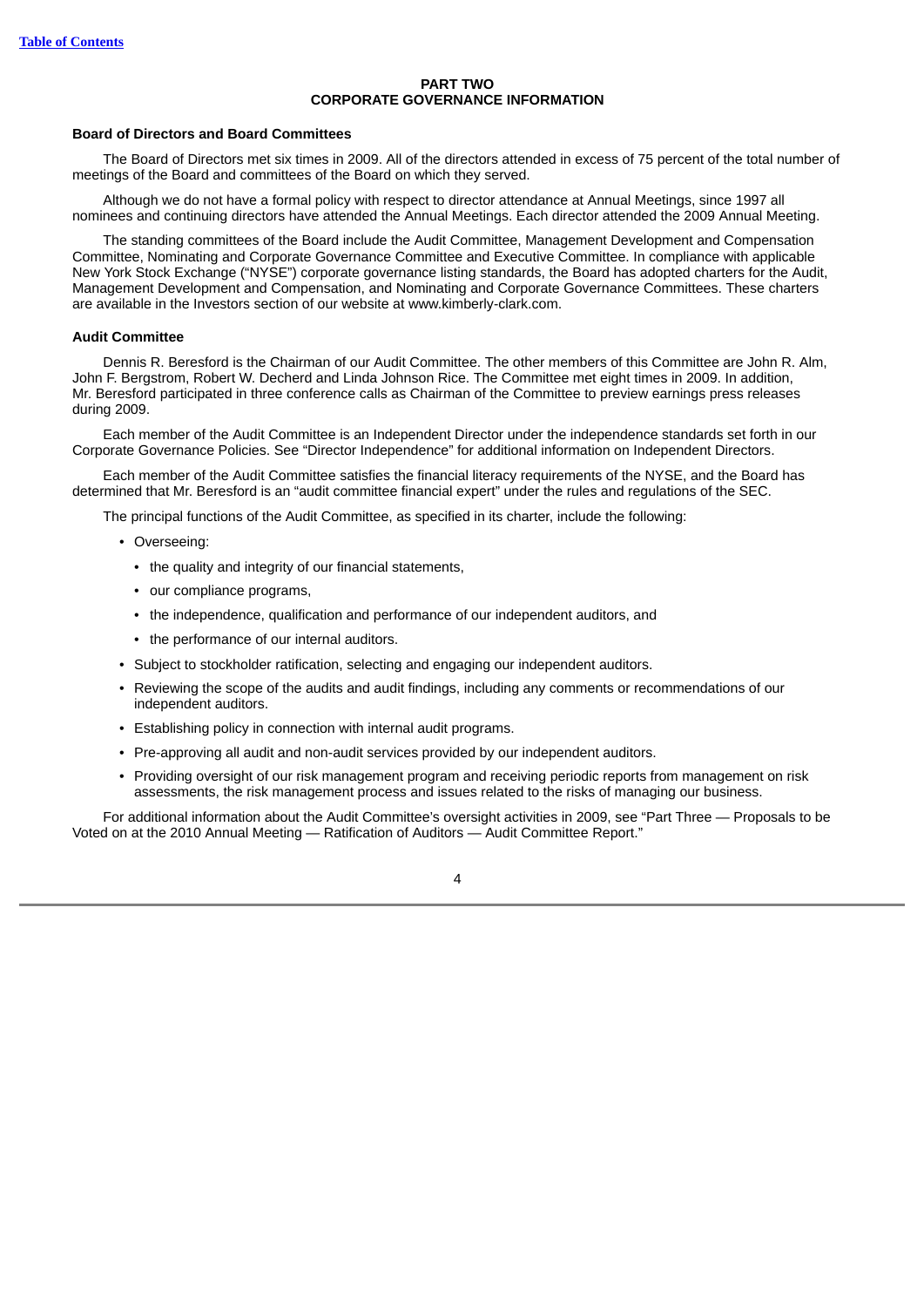## PART TWO
## CORPORATE GOVERNANCE INFORMATION

### Board of Directors and Board Committees

The Board of Directors met six times in 2009. All of the directors attended in excess of 75 percent of the total number of meetings of the Board and committees of the Board on which they served.

Although we do not have a formal policy with respect to director attendance at Annual Meetings, since 1997 all nominees and continuing directors have attended the Annual Meetings. Each director attended the 2009 Annual Meeting.

The standing committees of the Board include the Audit Committee, Management Development and Compensation Committee, Nominating and Corporate Governance Committee and Executive Committee. In compliance with applicable New York Stock Exchange ("NYSE") corporate governance listing standards, the Board has adopted charters for the Audit, Management Development and Compensation, and Nominating and Corporate Governance Committees. These charters are available in the Investors section of our website at www.kimberly-clark.com.

### Audit Committee

Dennis R. Beresford is the Chairman of our Audit Committee. The other members of this Committee are John R. Alm, John F. Bergstrom, Robert W. Decherd and Linda Johnson Rice. The Committee met eight times in 2009. In addition, Mr. Beresford participated in three conference calls as Chairman of the Committee to preview earnings press releases during 2009.

Each member of the Audit Committee is an Independent Director under the independence standards set forth in our Corporate Governance Policies. See "Director Independence" for additional information on Independent Directors.

Each member of the Audit Committee satisfies the financial literacy requirements of the NYSE, and the Board has determined that Mr. Beresford is an "audit committee financial expert" under the rules and regulations of the SEC.

The principal functions of the Audit Committee, as specified in its charter, include the following:

- Overseeing:
  - the quality and integrity of our financial statements,
  - our compliance programs,
  - the independence, qualification and performance of our independent auditors, and
  - the performance of our internal auditors.
- Subject to stockholder ratification, selecting and engaging our independent auditors.
- Reviewing the scope of the audits and audit findings, including any comments or recommendations of our independent auditors.
- Establishing policy in connection with internal audit programs.
- Pre-approving all audit and non-audit services provided by our independent auditors.
- Providing oversight of our risk management program and receiving periodic reports from management on risk assessments, the risk management process and issues related to the risks of managing our business.

For additional information about the Audit Committee's oversight activities in 2009, see "Part Three — Proposals to be Voted on at the 2010 Annual Meeting — Ratification of Auditors — Audit Committee Report."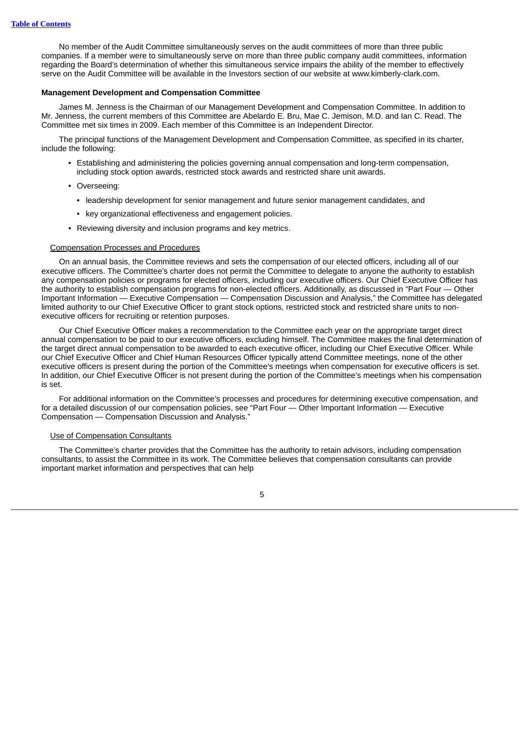No member of the Audit Committee simultaneously serves on the audit committees of more than three public companies. If a member were to simultaneously serve on more than three public company audit committees, information regarding the Board's determination of whether this simultaneous service impairs the ability of the member to effectively serve on the Audit Committee will be available in the Investors section of our website at www.kimberly-clark.com.

**Management Development and Compensation Committee**

James M. Jenness is the Chairman of our Management Development and Compensation Committee. In addition to Mr. Jenness, the current members of this Committee are Abelardo E. Bru, Mae C. Jemison, M.D. and Ian C. Read. The Committee met six times in 2009. Each member of this Committee is an Independent Director.

The principal functions of the Management Development and Compensation Committee, as specified in its charter, include the following:

- Establishing and administering the policies governing annual compensation and long-term compensation, including stock option awards, restricted stock awards and restricted share unit awards.
- Overseeing:
  - leadership development for senior management and future senior management candidates, and
  - key organizational effectiveness and engagement policies.
- Reviewing diversity and inclusion programs and key metrics.

Compensation Processes and Procedures

On an annual basis, the Committee reviews and sets the compensation of our elected officers, including all of our executive officers. The Committee's charter does not permit the Committee to delegate to anyone the authority to establish any compensation policies or programs for elected officers, including our executive officers. Our Chief Executive Officer has the authority to establish compensation programs for non-elected officers. Additionally, as discussed in "Part Four — Other Important Information — Executive Compensation — Compensation Discussion and Analysis," the Committee has delegated limited authority to our Chief Executive Officer to grant stock options, restricted stock and restricted share units to non-executive officers for recruiting or retention purposes.

Our Chief Executive Officer makes a recommendation to the Committee each year on the appropriate target direct annual compensation to be paid to our executive officers, excluding himself. The Committee makes the final determination of the target direct annual compensation to be awarded to each executive officer, including our Chief Executive Officer. While our Chief Executive Officer and Chief Human Resources Officer typically attend Committee meetings, none of the other executive officers is present during the portion of the Committee's meetings when compensation for executive officers is set. In addition, our Chief Executive Officer is not present during the portion of the Committee's meetings when his compensation is set.

For additional information on the Committee's processes and procedures for determining executive compensation, and for a detailed discussion of our compensation policies, see "Part Four — Other Important Information — Executive Compensation — Compensation Discussion and Analysis."

Use of Compensation Consultants

The Committee's charter provides that the Committee has the authority to retain advisors, including compensation consultants, to assist the Committee in its work. The Committee believes that compensation consultants can provide important market information and perspectives that can help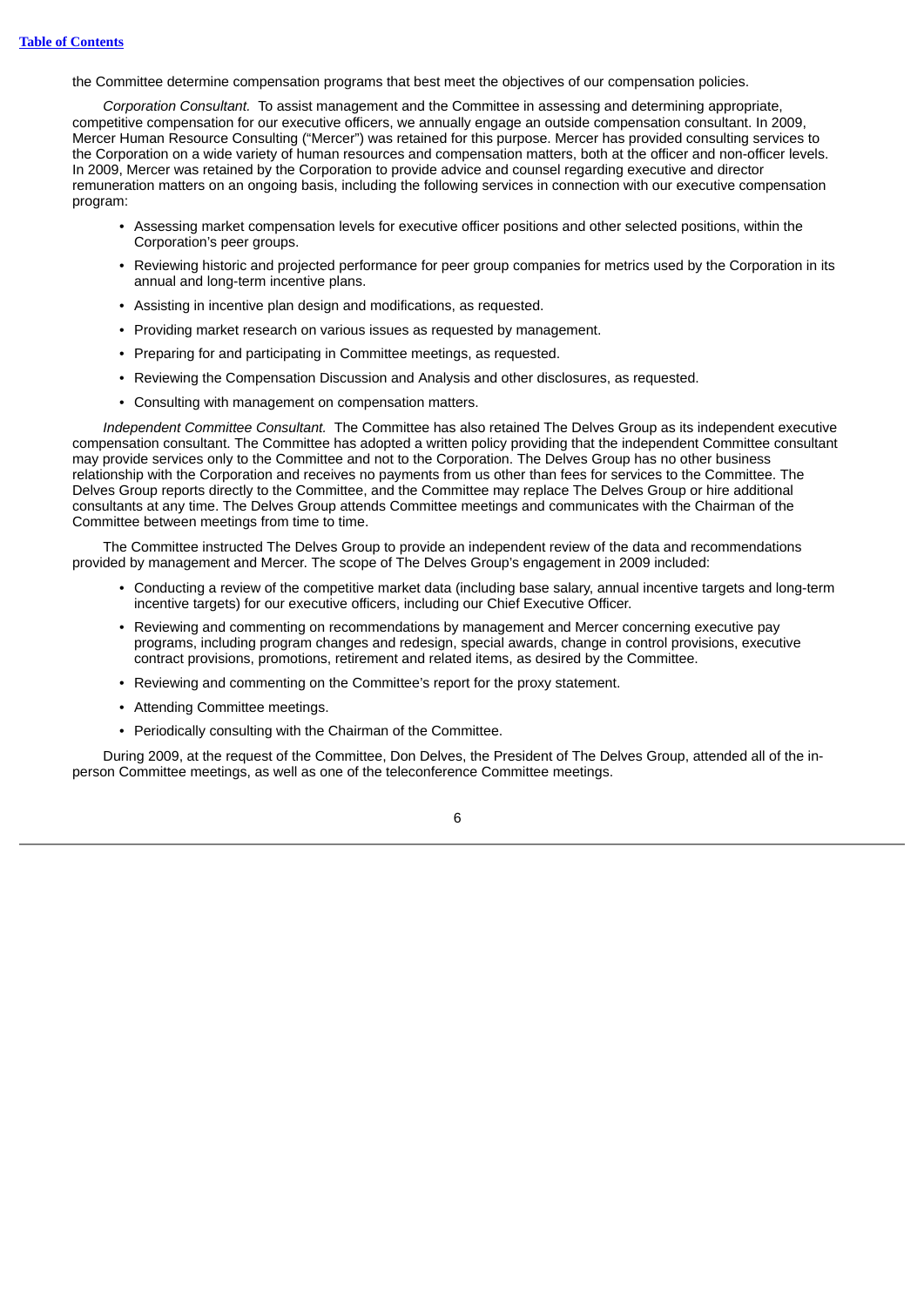the Committee determine compensation programs that best meet the objectives of our compensation policies.

*Corporation Consultant.* To assist management and the Committee in assessing and determining appropriate, competitive compensation for our executive officers, we annually engage an outside compensation consultant. In 2009, Mercer Human Resource Consulting ("Mercer") was retained for this purpose. Mercer has provided consulting services to the Corporation on a wide variety of human resources and compensation matters, both at the officer and non-officer levels. In 2009, Mercer was retained by the Corporation to provide advice and counsel regarding executive and director remuneration matters on an ongoing basis, including the following services in connection with our executive compensation program:

- Assessing market compensation levels for executive officer positions and other selected positions, within the Corporation's peer groups.
- Reviewing historic and projected performance for peer group companies for metrics used by the Corporation in its annual and long-term incentive plans.
- Assisting in incentive plan design and modifications, as requested.
- Providing market research on various issues as requested by management.
- Preparing for and participating in Committee meetings, as requested.
- Reviewing the Compensation Discussion and Analysis and other disclosures, as requested.
- Consulting with management on compensation matters.

*Independent Committee Consultant.* The Committee has also retained The Delves Group as its independent executive compensation consultant. The Committee has adopted a written policy providing that the independent Committee consultant may provide services only to the Committee and not to the Corporation. The Delves Group has no other business relationship with the Corporation and receives no payments from us other than fees for services to the Committee. The Delves Group reports directly to the Committee, and the Committee may replace The Delves Group or hire additional consultants at any time. The Delves Group attends Committee meetings and communicates with the Chairman of the Committee between meetings from time to time.

The Committee instructed The Delves Group to provide an independent review of the data and recommendations provided by management and Mercer. The scope of The Delves Group's engagement in 2009 included:

- Conducting a review of the competitive market data (including base salary, annual incentive targets and long-term incentive targets) for our executive officers, including our Chief Executive Officer.
- Reviewing and commenting on recommendations by management and Mercer concerning executive pay programs, including program changes and redesign, special awards, change in control provisions, executive contract provisions, promotions, retirement and related items, as desired by the Committee.
- Reviewing and commenting on the Committee's report for the proxy statement.
- Attending Committee meetings.
- Periodically consulting with the Chairman of the Committee.

During 2009, at the request of the Committee, Don Delves, the President of The Delves Group, attended all of the in-person Committee meetings, as well as one of the teleconference Committee meetings.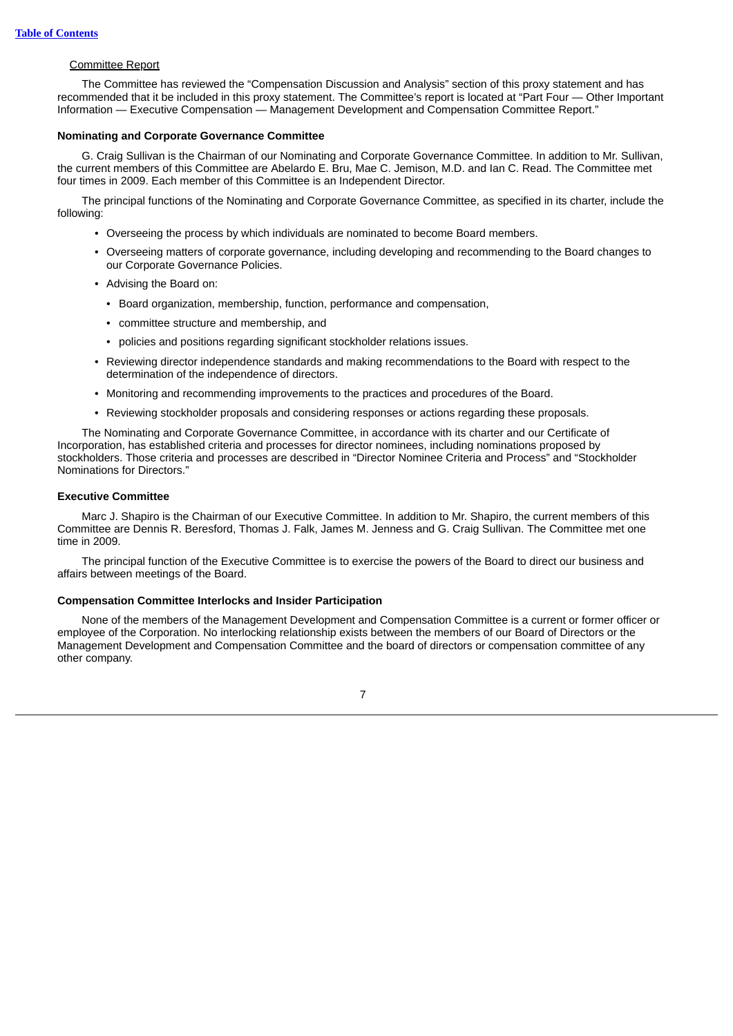Committee Report

The Committee has reviewed the “Compensation Discussion and Analysis” section of this proxy statement and has recommended that it be included in this proxy statement. The Committee’s report is located at “Part Four — Other Important Information — Executive Compensation — Management Development and Compensation Committee Report.”

**Nominating and Corporate Governance Committee**

G. Craig Sullivan is the Chairman of our Nominating and Corporate Governance Committee. In addition to Mr. Sullivan, the current members of this Committee are Abelardo E. Bru, Mae C. Jemison, M.D. and Ian C. Read. The Committee met four times in 2009. Each member of this Committee is an Independent Director.

The principal functions of the Nominating and Corporate Governance Committee, as specified in its charter, include the following:

- Overseeing the process by which individuals are nominated to become Board members.
- Overseeing matters of corporate governance, including developing and recommending to the Board changes to our Corporate Governance Policies.
- Advising the Board on:
  - Board organization, membership, function, performance and compensation,
  - committee structure and membership, and
  - policies and positions regarding significant stockholder relations issues.
- Reviewing director independence standards and making recommendations to the Board with respect to the determination of the independence of directors.
- Monitoring and recommending improvements to the practices and procedures of the Board.
- Reviewing stockholder proposals and considering responses or actions regarding these proposals.

The Nominating and Corporate Governance Committee, in accordance with its charter and our Certificate of Incorporation, has established criteria and processes for director nominees, including nominations proposed by stockholders. Those criteria and processes are described in “Director Nominee Criteria and Process” and “Stockholder Nominations for Directors.”

**Executive Committee**

Marc J. Shapiro is the Chairman of our Executive Committee. In addition to Mr. Shapiro, the current members of this Committee are Dennis R. Beresford, Thomas J. Falk, James M. Jenness and G. Craig Sullivan. The Committee met one time in 2009.

The principal function of the Executive Committee is to exercise the powers of the Board to direct our business and affairs between meetings of the Board.

**Compensation Committee Interlocks and Insider Participation**

None of the members of the Management Development and Compensation Committee is a current or former officer or employee of the Corporation. No interlocking relationship exists between the members of our Board of Directors or the Management Development and Compensation Committee and the board of directors or compensation committee of any other company.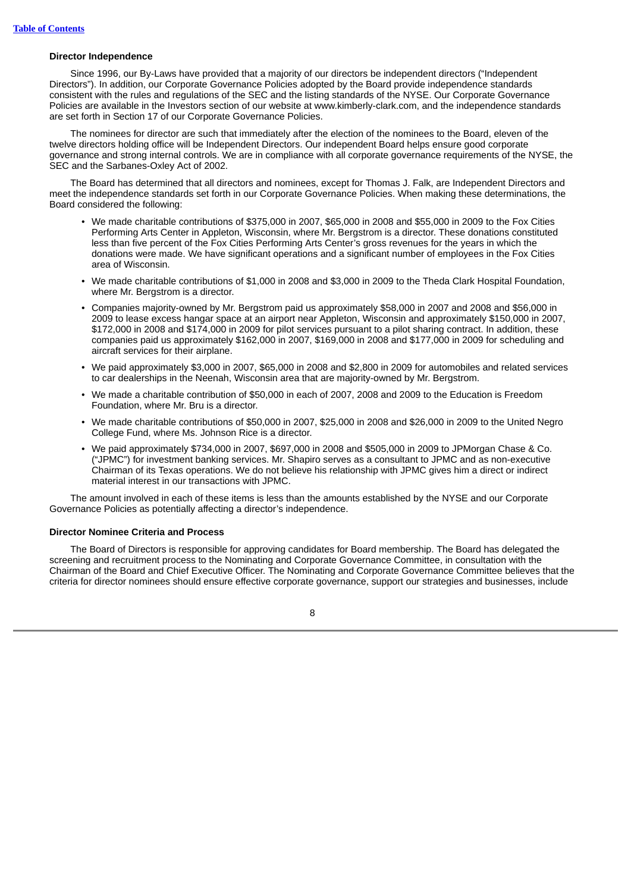**Director Independence**

Since 1996, our By-Laws have provided that a majority of our directors be independent directors ("Independent Directors"). In addition, our Corporate Governance Policies adopted by the Board provide independence standards consistent with the rules and regulations of the SEC and the listing standards of the NYSE. Our Corporate Governance Policies are available in the Investors section of our website at www.kimberly-clark.com, and the independence standards are set forth in Section 17 of our Corporate Governance Policies.

The nominees for director are such that immediately after the election of the nominees to the Board, eleven of the twelve directors holding office will be Independent Directors. Our independent Board helps ensure good corporate governance and strong internal controls. We are in compliance with all corporate governance requirements of the NYSE, the SEC and the Sarbanes-Oxley Act of 2002.

The Board has determined that all directors and nominees, except for Thomas J. Falk, are Independent Directors and meet the independence standards set forth in our Corporate Governance Policies. When making these determinations, the Board considered the following:

- We made charitable contributions of $375,000 in 2007, $65,000 in 2008 and $55,000 in 2009 to the Fox Cities Performing Arts Center in Appleton, Wisconsin, where Mr. Bergstrom is a director. These donations constituted less than five percent of the Fox Cities Performing Arts Center's gross revenues for the years in which the donations were made. We have significant operations and a significant number of employees in the Fox Cities area of Wisconsin.
- We made charitable contributions of $1,000 in 2008 and $3,000 in 2009 to the Theda Clark Hospital Foundation, where Mr. Bergstrom is a director.
- Companies majority-owned by Mr. Bergstrom paid us approximately $58,000 in 2007 and 2008 and $56,000 in 2009 to lease excess hangar space at an airport near Appleton, Wisconsin and approximately $150,000 in 2007, $172,000 in 2008 and $174,000 in 2009 for pilot services pursuant to a pilot sharing contract. In addition, these companies paid us approximately $162,000 in 2007, $169,000 in 2008 and $177,000 in 2009 for scheduling and aircraft services for their airplane.
- We paid approximately $3,000 in 2007, $65,000 in 2008 and $2,800 in 2009 for automobiles and related services to car dealerships in the Neenah, Wisconsin area that are majority-owned by Mr. Bergstrom.
- We made a charitable contribution of $50,000 in each of 2007, 2008 and 2009 to the Education is Freedom Foundation, where Mr. Bru is a director.
- We made charitable contributions of $50,000 in 2007, $25,000 in 2008 and $26,000 in 2009 to the United Negro College Fund, where Ms. Johnson Rice is a director.
- We paid approximately $734,000 in 2007, $697,000 in 2008 and $505,000 in 2009 to JPMorgan Chase & Co. ("JPMC") for investment banking services. Mr. Shapiro serves as a consultant to JPMC and as non-executive Chairman of its Texas operations. We do not believe his relationship with JPMC gives him a direct or indirect material interest in our transactions with JPMC.

The amount involved in each of these items is less than the amounts established by the NYSE and our Corporate Governance Policies as potentially affecting a director's independence.

**Director Nominee Criteria and Process**

The Board of Directors is responsible for approving candidates for Board membership. The Board has delegated the screening and recruitment process to the Nominating and Corporate Governance Committee, in consultation with the Chairman of the Board and Chief Executive Officer. The Nominating and Corporate Governance Committee believes that the criteria for director nominees should ensure effective corporate governance, support our strategies and businesses, include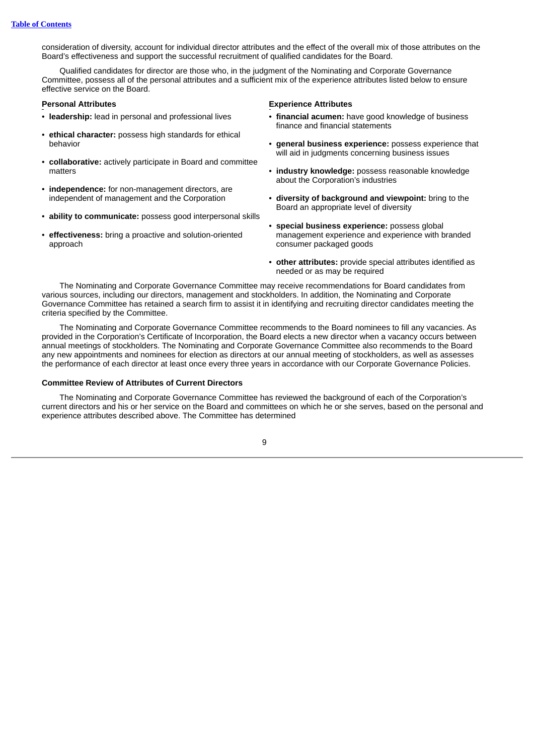consideration of diversity, account for individual director attributes and the effect of the overall mix of those attributes on the Board's effectiveness and support the successful recruitment of qualified candidates for the Board.

Qualified candidates for director are those who, in the judgment of the Nominating and Corporate Governance Committee, possess all of the personal attributes and a sufficient mix of the experience attributes listed below to ensure effective service on the Board.

**Personal Attributes**

- **leadership:** lead in personal and professional lives
- **ethical character:** possess high standards for ethical behavior
- **collaborative:** actively participate in Board and committee matters
- **independence:** for non-management directors, are independent of management and the Corporation
- **ability to communicate:** possess good interpersonal skills
- **effectiveness:** bring a proactive and solution-oriented approach

**Experience Attributes**

- **financial acumen:** have good knowledge of business finance and financial statements
- **general business experience:** possess experience that will aid in judgments concerning business issues
- **industry knowledge:** possess reasonable knowledge about the Corporation's industries
- **diversity of background and viewpoint:** bring to the Board an appropriate level of diversity
- **special business experience:** possess global management experience and experience with branded consumer packaged goods
- **other attributes:** provide special attributes identified as needed or as may be required

The Nominating and Corporate Governance Committee may receive recommendations for Board candidates from various sources, including our directors, management and stockholders. In addition, the Nominating and Corporate Governance Committee has retained a search firm to assist it in identifying and recruiting director candidates meeting the criteria specified by the Committee.

The Nominating and Corporate Governance Committee recommends to the Board nominees to fill any vacancies. As provided in the Corporation's Certificate of Incorporation, the Board elects a new director when a vacancy occurs between annual meetings of stockholders. The Nominating and Corporate Governance Committee also recommends to the Board any new appointments and nominees for election as directors at our annual meeting of stockholders, as well as assesses the performance of each director at least once every three years in accordance with our Corporate Governance Policies.

**Committee Review of Attributes of Current Directors**

The Nominating and Corporate Governance Committee has reviewed the background of each of the Corporation's current directors and his or her service on the Board and committees on which he or she serves, based on the personal and experience attributes described above. The Committee has determined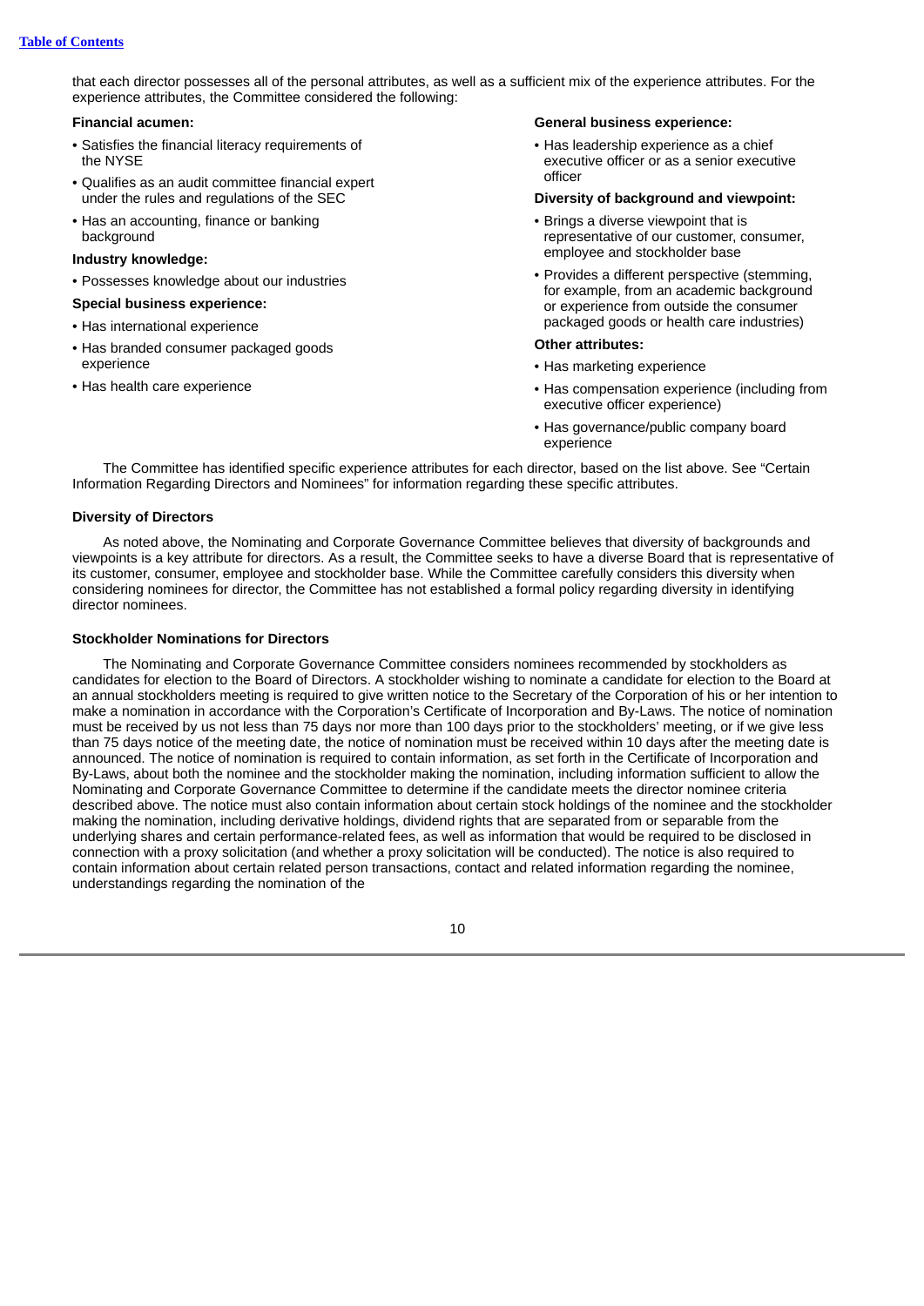that each director possesses all of the personal attributes, as well as a sufficient mix of the experience attributes. For the experience attributes, the Committee considered the following:

**Financial acumen:**

- Satisfies the financial literacy requirements of the NYSE
- Qualifies as an audit committee financial expert under the rules and regulations of the SEC
- Has an accounting, finance or banking background

**Industry knowledge:**

- Possesses knowledge about our industries

**Special business experience:**

- Has international experience
- Has branded consumer packaged goods experience
- Has health care experience

**General business experience:**

- Has leadership experience as a chief executive officer or as a senior executive officer

**Diversity of background and viewpoint:**

- Brings a diverse viewpoint that is representative of our customer, consumer, employee and stockholder base
- Provides a different perspective (stemming, for example, from an academic background or experience from outside the consumer packaged goods or health care industries)

**Other attributes:**

- Has marketing experience
- Has compensation experience (including from executive officer experience)
- Has governance/public company board experience

The Committee has identified specific experience attributes for each director, based on the list above. See "Certain Information Regarding Directors and Nominees" for information regarding these specific attributes.

### Diversity of Directors

As noted above, the Nominating and Corporate Governance Committee believes that diversity of backgrounds and viewpoints is a key attribute for directors. As a result, the Committee seeks to have a diverse Board that is representative of its customer, consumer, employee and stockholder base. While the Committee carefully considers this diversity when considering nominees for director, the Committee has not established a formal policy regarding diversity in identifying director nominees.

### Stockholder Nominations for Directors

The Nominating and Corporate Governance Committee considers nominees recommended by stockholders as candidates for election to the Board of Directors. A stockholder wishing to nominate a candidate for election to the Board at an annual stockholders meeting is required to give written notice to the Secretary of the Corporation of his or her intention to make a nomination in accordance with the Corporation's Certificate of Incorporation and By-Laws. The notice of nomination must be received by us not less than 75 days nor more than 100 days prior to the stockholders' meeting, or if we give less than 75 days notice of the meeting date, the notice of nomination must be received within 10 days after the meeting date is announced. The notice of nomination is required to contain information, as set forth in the Certificate of Incorporation and By-Laws, about both the nominee and the stockholder making the nomination, including information sufficient to allow the Nominating and Corporate Governance Committee to determine if the candidate meets the director nominee criteria described above. The notice must also contain information about certain stock holdings of the nominee and the stockholder making the nomination, including derivative holdings, dividend rights that are separated from or separable from the underlying shares and certain performance-related fees, as well as information that would be required to be disclosed in connection with a proxy solicitation (and whether a proxy solicitation will be conducted). The notice is also required to contain information about certain related person transactions, contact and related information regarding the nominee, understandings regarding the nomination of the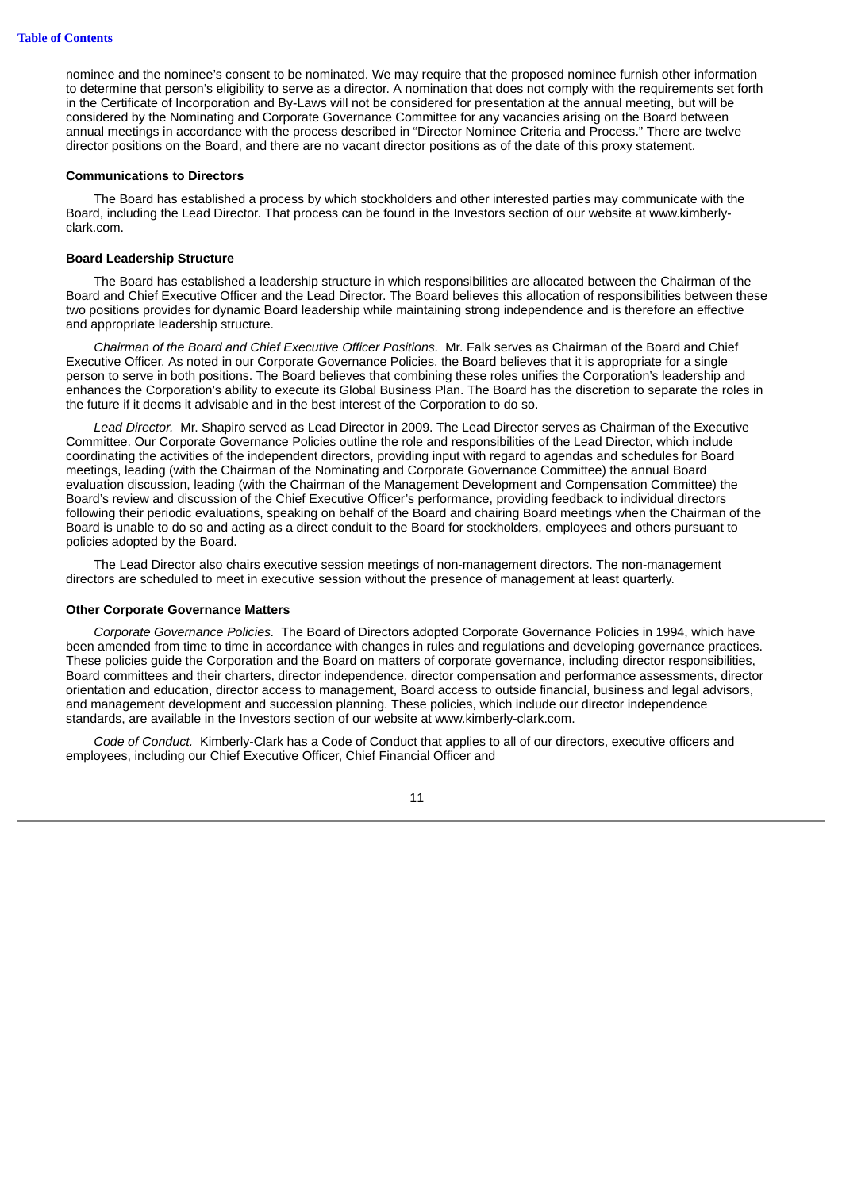nominee and the nominee's consent to be nominated. We may require that the proposed nominee furnish other information to determine that person's eligibility to serve as a director. A nomination that does not comply with the requirements set forth in the Certificate of Incorporation and By-Laws will not be considered for presentation at the annual meeting, but will be considered by the Nominating and Corporate Governance Committee for any vacancies arising on the Board between annual meetings in accordance with the process described in "Director Nominee Criteria and Process." There are twelve director positions on the Board, and there are no vacant director positions as of the date of this proxy statement.

**Communications to Directors**

The Board has established a process by which stockholders and other interested parties may communicate with the Board, including the Lead Director. That process can be found in the Investors section of our website at www.kimberly-clark.com.

**Board Leadership Structure**

The Board has established a leadership structure in which responsibilities are allocated between the Chairman of the Board and Chief Executive Officer and the Lead Director. The Board believes this allocation of responsibilities between these two positions provides for dynamic Board leadership while maintaining strong independence and is therefore an effective and appropriate leadership structure.

*Chairman of the Board and Chief Executive Officer Positions.* Mr. Falk serves as Chairman of the Board and Chief Executive Officer. As noted in our Corporate Governance Policies, the Board believes that it is appropriate for a single person to serve in both positions. The Board believes that combining these roles unifies the Corporation's leadership and enhances the Corporation's ability to execute its Global Business Plan. The Board has the discretion to separate the roles in the future if it deems it advisable and in the best interest of the Corporation to do so.

*Lead Director.* Mr. Shapiro served as Lead Director in 2009. The Lead Director serves as Chairman of the Executive Committee. Our Corporate Governance Policies outline the role and responsibilities of the Lead Director, which include coordinating the activities of the independent directors, providing input with regard to agendas and schedules for Board meetings, leading (with the Chairman of the Nominating and Corporate Governance Committee) the annual Board evaluation discussion, leading (with the Chairman of the Management Development and Compensation Committee) the Board's review and discussion of the Chief Executive Officer's performance, providing feedback to individual directors following their periodic evaluations, speaking on behalf of the Board and chairing Board meetings when the Chairman of the Board is unable to do so and acting as a direct conduit to the Board for stockholders, employees and others pursuant to policies adopted by the Board.

The Lead Director also chairs executive session meetings of non-management directors. The non-management directors are scheduled to meet in executive session without the presence of management at least quarterly.

**Other Corporate Governance Matters**

*Corporate Governance Policies.* The Board of Directors adopted Corporate Governance Policies in 1994, which have been amended from time to time in accordance with changes in rules and regulations and developing governance practices. These policies guide the Corporation and the Board on matters of corporate governance, including director responsibilities, Board committees and their charters, director independence, director compensation and performance assessments, director orientation and education, director access to management, Board access to outside financial, business and legal advisors, and management development and succession planning. These policies, which include our director independence standards, are available in the Investors section of our website at www.kimberly-clark.com.

*Code of Conduct.* Kimberly-Clark has a Code of Conduct that applies to all of our directors, executive officers and employees, including our Chief Executive Officer, Chief Financial Officer and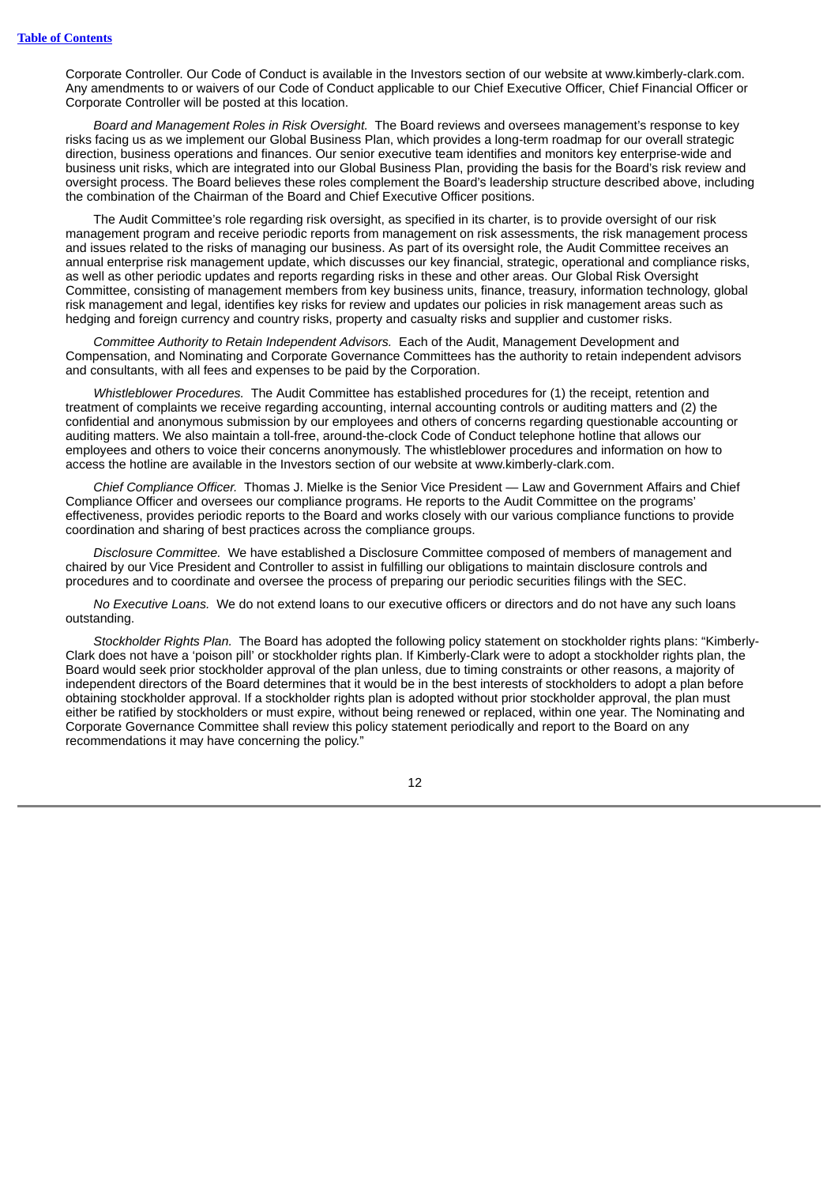Corporate Controller. Our Code of Conduct is available in the Investors section of our website at www.kimberly-clark.com. Any amendments to or waivers of our Code of Conduct applicable to our Chief Executive Officer, Chief Financial Officer or Corporate Controller will be posted at this location.

*Board and Management Roles in Risk Oversight.* The Board reviews and oversees management's response to key risks facing us as we implement our Global Business Plan, which provides a long-term roadmap for our overall strategic direction, business operations and finances. Our senior executive team identifies and monitors key enterprise-wide and business unit risks, which are integrated into our Global Business Plan, providing the basis for the Board's risk review and oversight process. The Board believes these roles complement the Board's leadership structure described above, including the combination of the Chairman of the Board and Chief Executive Officer positions.

The Audit Committee's role regarding risk oversight, as specified in its charter, is to provide oversight of our risk management program and receive periodic reports from management on risk assessments, the risk management process and issues related to the risks of managing our business. As part of its oversight role, the Audit Committee receives an annual enterprise risk management update, which discusses our key financial, strategic, operational and compliance risks, as well as other periodic updates and reports regarding risks in these and other areas. Our Global Risk Oversight Committee, consisting of management members from key business units, finance, treasury, information technology, global risk management and legal, identifies key risks for review and updates our policies in risk management areas such as hedging and foreign currency and country risks, property and casualty risks and supplier and customer risks.

*Committee Authority to Retain Independent Advisors.* Each of the Audit, Management Development and Compensation, and Nominating and Corporate Governance Committees has the authority to retain independent advisors and consultants, with all fees and expenses to be paid by the Corporation.

*Whistleblower Procedures.* The Audit Committee has established procedures for (1) the receipt, retention and treatment of complaints we receive regarding accounting, internal accounting controls or auditing matters and (2) the confidential and anonymous submission by our employees and others of concerns regarding questionable accounting or auditing matters. We also maintain a toll-free, around-the-clock Code of Conduct telephone hotline that allows our employees and others to voice their concerns anonymously. The whistleblower procedures and information on how to access the hotline are available in the Investors section of our website at www.kimberly-clark.com.

*Chief Compliance Officer.* Thomas J. Mielke is the Senior Vice President — Law and Government Affairs and Chief Compliance Officer and oversees our compliance programs. He reports to the Audit Committee on the programs' effectiveness, provides periodic reports to the Board and works closely with our various compliance functions to provide coordination and sharing of best practices across the compliance groups.

*Disclosure Committee.* We have established a Disclosure Committee composed of members of management and chaired by our Vice President and Controller to assist in fulfilling our obligations to maintain disclosure controls and procedures and to coordinate and oversee the process of preparing our periodic securities filings with the SEC.

*No Executive Loans.* We do not extend loans to our executive officers or directors and do not have any such loans outstanding.

*Stockholder Rights Plan.* The Board has adopted the following policy statement on stockholder rights plans: "Kimberly-Clark does not have a 'poison pill' or stockholder rights plan. If Kimberly-Clark were to adopt a stockholder rights plan, the Board would seek prior stockholder approval of the plan unless, due to timing constraints or other reasons, a majority of independent directors of the Board determines that it would be in the best interests of stockholders to adopt a plan before obtaining stockholder approval. If a stockholder rights plan is adopted without prior stockholder approval, the plan must either be ratified by stockholders or must expire, without being renewed or replaced, within one year. The Nominating and Corporate Governance Committee shall review this policy statement periodically and report to the Board on any recommendations it may have concerning the policy."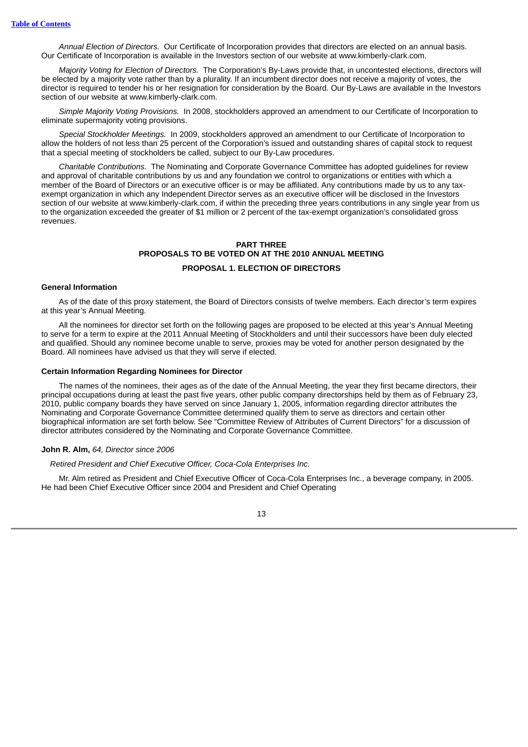*Annual Election of Directors.* Our Certificate of Incorporation provides that directors are elected on an annual basis. Our Certificate of Incorporation is available in the Investors section of our website at www.kimberly-clark.com.

*Majority Voting for Election of Directors.* The Corporation's By-Laws provide that, in uncontested elections, directors will be elected by a majority vote rather than by a plurality. If an incumbent director does not receive a majority of votes, the director is required to tender his or her resignation for consideration by the Board. Our By-Laws are available in the Investors section of our website at www.kimberly-clark.com.

*Simple Majority Voting Provisions.* In 2008, stockholders approved an amendment to our Certificate of Incorporation to eliminate supermajority voting provisions.

*Special Stockholder Meetings.* In 2009, stockholders approved an amendment to our Certificate of Incorporation to allow the holders of not less than 25 percent of the Corporation's issued and outstanding shares of capital stock to request that a special meeting of stockholders be called, subject to our By-Law procedures.

*Charitable Contributions.* The Nominating and Corporate Governance Committee has adopted guidelines for review and approval of charitable contributions by us and any foundation we control to organizations or entities with which a member of the Board of Directors or an executive officer is or may be affiliated. Any contributions made by us to any tax-exempt organization in which any Independent Director serves as an executive officer will be disclosed in the Investors section of our website at www.kimberly-clark.com, if within the preceding three years contributions in any single year from us to the organization exceeded the greater of $1 million or 2 percent of the tax-exempt organization's consolidated gross revenues.

## PART THREE
## PROPOSALS TO BE VOTED ON AT THE 2010 ANNUAL MEETING

### PROPOSAL 1. ELECTION OF DIRECTORS

#### General Information

As of the date of this proxy statement, the Board of Directors consists of twelve members. Each director's term expires at this year's Annual Meeting.

All the nominees for director set forth on the following pages are proposed to be elected at this year's Annual Meeting to serve for a term to expire at the 2011 Annual Meeting of Stockholders and until their successors have been duly elected and qualified. Should any nominee become unable to serve, proxies may be voted for another person designated by the Board. All nominees have advised us that they will serve if elected.

#### Certain Information Regarding Nominees for Director

The names of the nominees, their ages as of the date of the Annual Meeting, the year they first became directors, their principal occupations during at least the past five years, other public company directorships held by them as of February 23, 2010, public company boards they have served on since January 1, 2005, information regarding director attributes the Nominating and Corporate Governance Committee determined qualify them to serve as directors and certain other biographical information are set forth below. See "Committee Review of Attributes of Current Directors" for a discussion of director attributes considered by the Nominating and Corporate Governance Committee.

**John R. Alm,** *64, Director since 2006*

*Retired President and Chief Executive Officer, Coca-Cola Enterprises Inc.*

Mr. Alm retired as President and Chief Executive Officer of Coca-Cola Enterprises Inc., a beverage company, in 2005. He had been Chief Executive Officer since 2004 and President and Chief Operating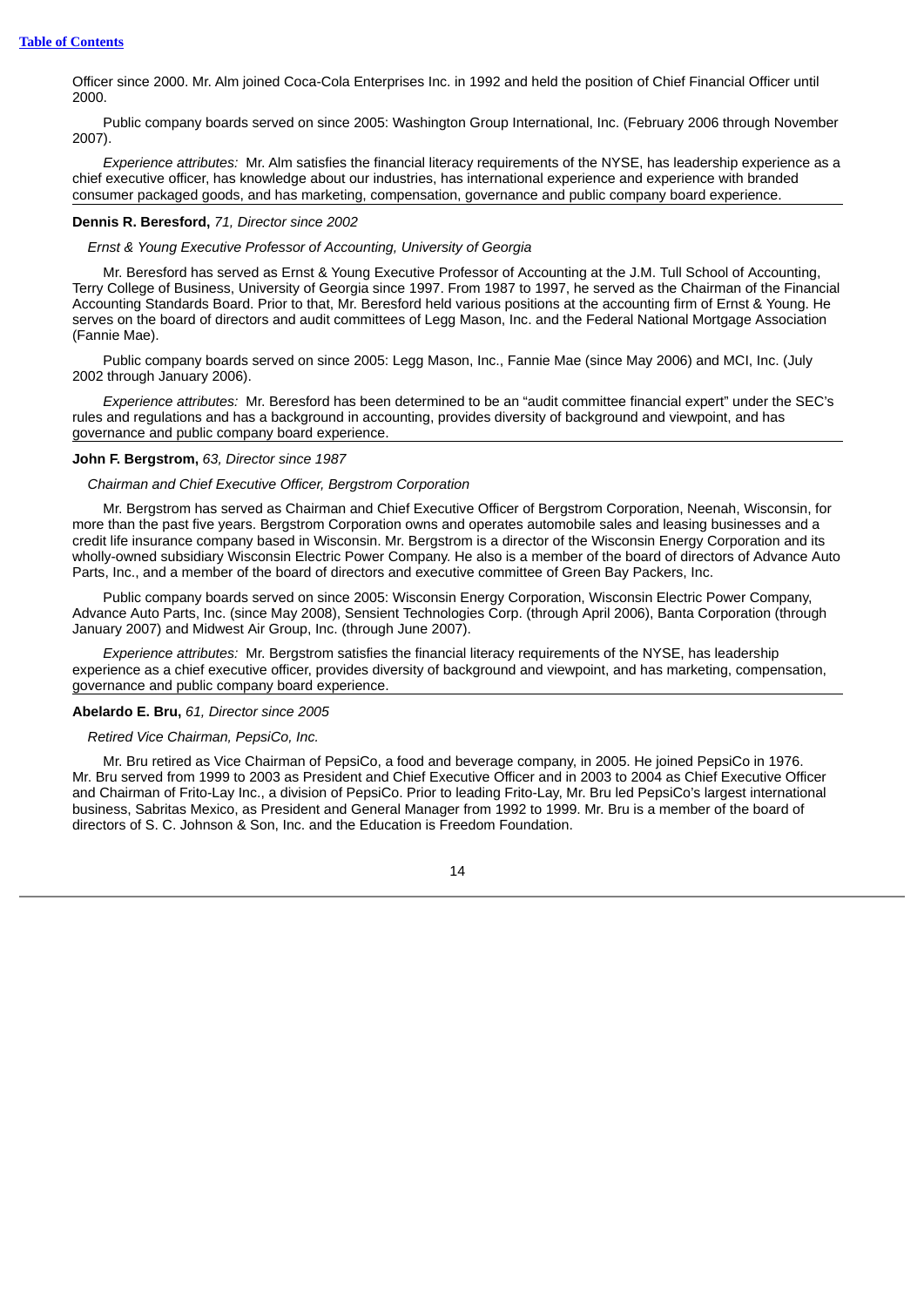Officer since 2000. Mr. Alm joined Coca-Cola Enterprises Inc. in 1992 and held the position of Chief Financial Officer until 2000.

Public company boards served on since 2005: Washington Group International, Inc. (February 2006 through November 2007).

*Experience attributes:* Mr. Alm satisfies the financial literacy requirements of the NYSE, has leadership experience as a chief executive officer, has knowledge about our industries, has international experience and experience with branded consumer packaged goods, and has marketing, compensation, governance and public company board experience.

---

**Dennis R. Beresford,** *71, Director since 2002*

*Ernst & Young Executive Professor of Accounting, University of Georgia*

Mr. Beresford has served as Ernst & Young Executive Professor of Accounting at the J.M. Tull School of Accounting, Terry College of Business, University of Georgia since 1997. From 1987 to 1997, he served as the Chairman of the Financial Accounting Standards Board. Prior to that, Mr. Beresford held various positions at the accounting firm of Ernst & Young. He serves on the board of directors and audit committees of Legg Mason, Inc. and the Federal National Mortgage Association (Fannie Mae).

Public company boards served on since 2005: Legg Mason, Inc., Fannie Mae (since May 2006) and MCI, Inc. (July 2002 through January 2006).

*Experience attributes:* Mr. Beresford has been determined to be an "audit committee financial expert" under the SEC's rules and regulations and has a background in accounting, provides diversity of background and viewpoint, and has governance and public company board experience.

---

**John F. Bergstrom,** *63, Director since 1987*

*Chairman and Chief Executive Officer, Bergstrom Corporation*

Mr. Bergstrom has served as Chairman and Chief Executive Officer of Bergstrom Corporation, Neenah, Wisconsin, for more than the past five years. Bergstrom Corporation owns and operates automobile sales and leasing businesses and a credit life insurance company based in Wisconsin. Mr. Bergstrom is a director of the Wisconsin Energy Corporation and its wholly-owned subsidiary Wisconsin Electric Power Company. He also is a member of the board of directors of Advance Auto Parts, Inc., and a member of the board of directors and executive committee of Green Bay Packers, Inc.

Public company boards served on since 2005: Wisconsin Energy Corporation, Wisconsin Electric Power Company, Advance Auto Parts, Inc. (since May 2008), Sensient Technologies Corp. (through April 2006), Banta Corporation (through January 2007) and Midwest Air Group, Inc. (through June 2007).

*Experience attributes:* Mr. Bergstrom satisfies the financial literacy requirements of the NYSE, has leadership experience as a chief executive officer, provides diversity of background and viewpoint, and has marketing, compensation, governance and public company board experience.

---

**Abelardo E. Bru,** *61, Director since 2005*

*Retired Vice Chairman, PepsiCo, Inc.*

Mr. Bru retired as Vice Chairman of PepsiCo, a food and beverage company, in 2005. He joined PepsiCo in 1976. Mr. Bru served from 1999 to 2003 as President and Chief Executive Officer and in 2003 to 2004 as Chief Executive Officer and Chairman of Frito-Lay Inc., a division of PepsiCo. Prior to leading Frito-Lay, Mr. Bru led PepsiCo's largest international business, Sabritas Mexico, as President and General Manager from 1992 to 1999. Mr. Bru is a member of the board of directors of S. C. Johnson & Son, Inc. and the Education is Freedom Foundation.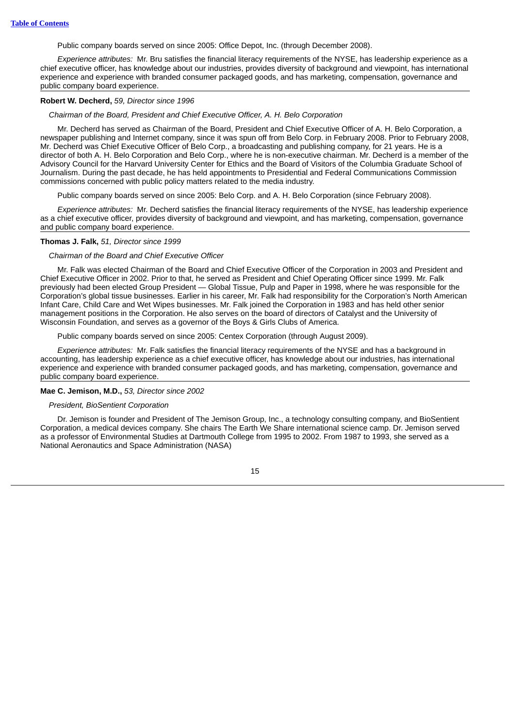Public company boards served on since 2005: Office Depot, Inc. (through December 2008).

*Experience attributes:* Mr. Bru satisfies the financial literacy requirements of the NYSE, has leadership experience as a chief executive officer, has knowledge about our industries, provides diversity of background and viewpoint, has international experience and experience with branded consumer packaged goods, and has marketing, compensation, governance and public company board experience.

---

**Robert W. Decherd,** *59, Director since 1996*

*Chairman of the Board, President and Chief Executive Officer, A. H. Belo Corporation*

Mr. Decherd has served as Chairman of the Board, President and Chief Executive Officer of A. H. Belo Corporation, a newspaper publishing and Internet company, since it was spun off from Belo Corp. in February 2008. Prior to February 2008, Mr. Decherd was Chief Executive Officer of Belo Corp., a broadcasting and publishing company, for 21 years. He is a director of both A. H. Belo Corporation and Belo Corp., where he is non-executive chairman. Mr. Decherd is a member of the Advisory Council for the Harvard University Center for Ethics and the Board of Visitors of the Columbia Graduate School of Journalism. During the past decade, he has held appointments to Presidential and Federal Communications Commission commissions concerned with public policy matters related to the media industry.

Public company boards served on since 2005: Belo Corp. and A. H. Belo Corporation (since February 2008).

*Experience attributes:* Mr. Decherd satisfies the financial literacy requirements of the NYSE, has leadership experience as a chief executive officer, provides diversity of background and viewpoint, and has marketing, compensation, governance and public company board experience.

---

**Thomas J. Falk,** *51, Director since 1999*

*Chairman of the Board and Chief Executive Officer*

Mr. Falk was elected Chairman of the Board and Chief Executive Officer of the Corporation in 2003 and President and Chief Executive Officer in 2002. Prior to that, he served as President and Chief Operating Officer since 1999. Mr. Falk previously had been elected Group President — Global Tissue, Pulp and Paper in 1998, where he was responsible for the Corporation's global tissue businesses. Earlier in his career, Mr. Falk had responsibility for the Corporation's North American Infant Care, Child Care and Wet Wipes businesses. Mr. Falk joined the Corporation in 1983 and has held other senior management positions in the Corporation. He also serves on the board of directors of Catalyst and the University of Wisconsin Foundation, and serves as a governor of the Boys & Girls Clubs of America.

Public company boards served on since 2005: Centex Corporation (through August 2009).

*Experience attributes:* Mr. Falk satisfies the financial literacy requirements of the NYSE and has a background in accounting, has leadership experience as a chief executive officer, has knowledge about our industries, has international experience and experience with branded consumer packaged goods, and has marketing, compensation, governance and public company board experience.

---

**Mae C. Jemison, M.D.,** *53, Director since 2002*

*President, BioSentient Corporation*

Dr. Jemison is founder and President of The Jemison Group, Inc., a technology consulting company, and BioSentient Corporation, a medical devices company. She chairs The Earth We Share international science camp. Dr. Jemison served as a professor of Environmental Studies at Dartmouth College from 1995 to 2002. From 1987 to 1993, she served as a National Aeronautics and Space Administration (NASA)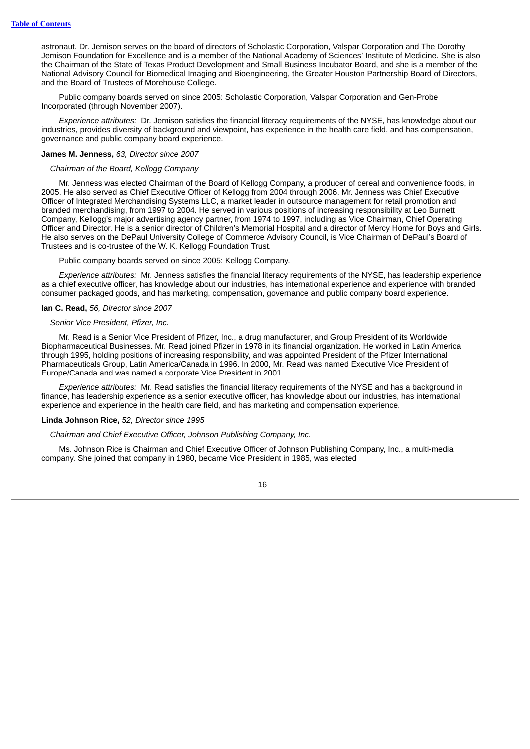astronaut. Dr. Jemison serves on the board of directors of Scholastic Corporation, Valspar Corporation and The Dorothy Jemison Foundation for Excellence and is a member of the National Academy of Sciences' Institute of Medicine. She is also the Chairman of the State of Texas Product Development and Small Business Incubator Board, and she is a member of the National Advisory Council for Biomedical Imaging and Bioengineering, the Greater Houston Partnership Board of Directors, and the Board of Trustees of Morehouse College.

Public company boards served on since 2005: Scholastic Corporation, Valspar Corporation and Gen-Probe Incorporated (through November 2007).

*Experience attributes:* Dr. Jemison satisfies the financial literacy requirements of the NYSE, has knowledge about our industries, provides diversity of background and viewpoint, has experience in the health care field, and has compensation, governance and public company board experience.

**James M. Jenness,** *63, Director since 2007*

*Chairman of the Board, Kellogg Company*

Mr. Jenness was elected Chairman of the Board of Kellogg Company, a producer of cereal and convenience foods, in 2005. He also served as Chief Executive Officer of Kellogg from 2004 through 2006. Mr. Jenness was Chief Executive Officer of Integrated Merchandising Systems LLC, a market leader in outsource management for retail promotion and branded merchandising, from 1997 to 2004. He served in various positions of increasing responsibility at Leo Burnett Company, Kellogg's major advertising agency partner, from 1974 to 1997, including as Vice Chairman, Chief Operating Officer and Director. He is a senior director of Children's Memorial Hospital and a director of Mercy Home for Boys and Girls. He also serves on the DePaul University College of Commerce Advisory Council, is Vice Chairman of DePaul's Board of Trustees and is co-trustee of the W. K. Kellogg Foundation Trust.

Public company boards served on since 2005: Kellogg Company.

*Experience attributes:* Mr. Jenness satisfies the financial literacy requirements of the NYSE, has leadership experience as a chief executive officer, has knowledge about our industries, has international experience and experience with branded consumer packaged goods, and has marketing, compensation, governance and public company board experience.

**Ian C. Read,** *56, Director since 2007*

*Senior Vice President, Pfizer, Inc.*

Mr. Read is a Senior Vice President of Pfizer, Inc., a drug manufacturer, and Group President of its Worldwide Biopharmaceutical Businesses. Mr. Read joined Pfizer in 1978 in its financial organization. He worked in Latin America through 1995, holding positions of increasing responsibility, and was appointed President of the Pfizer International Pharmaceuticals Group, Latin America/Canada in 1996. In 2000, Mr. Read was named Executive Vice President of Europe/Canada and was named a corporate Vice President in 2001.

*Experience attributes:* Mr. Read satisfies the financial literacy requirements of the NYSE and has a background in finance, has leadership experience as a senior executive officer, has knowledge about our industries, has international experience and experience in the health care field, and has marketing and compensation experience.

**Linda Johnson Rice,** *52, Director since 1995*

*Chairman and Chief Executive Officer, Johnson Publishing Company, Inc.*

Ms. Johnson Rice is Chairman and Chief Executive Officer of Johnson Publishing Company, Inc., a multi-media company. She joined that company in 1980, became Vice President in 1985, was elected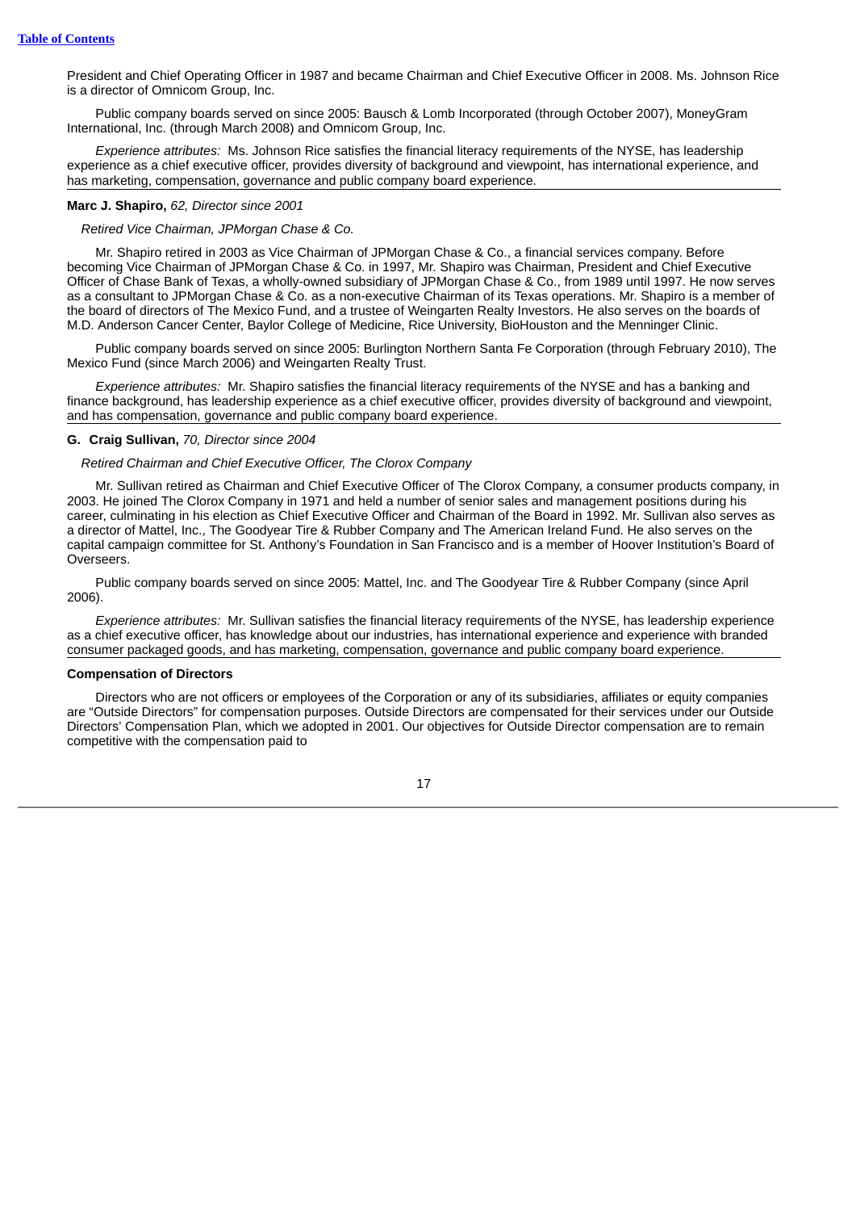President and Chief Operating Officer in 1987 and became Chairman and Chief Executive Officer in 2008. Ms. Johnson Rice is a director of Omnicom Group, Inc.

Public company boards served on since 2005: Bausch & Lomb Incorporated (through October 2007), MoneyGram International, Inc. (through March 2008) and Omnicom Group, Inc.

*Experience attributes:* Ms. Johnson Rice satisfies the financial literacy requirements of the NYSE, has leadership experience as a chief executive officer, provides diversity of background and viewpoint, has international experience, and has marketing, compensation, governance and public company board experience.

**Marc J. Shapiro,** *62, Director since 2001*

*Retired Vice Chairman, JPMorgan Chase & Co.*

Mr. Shapiro retired in 2003 as Vice Chairman of JPMorgan Chase & Co., a financial services company. Before becoming Vice Chairman of JPMorgan Chase & Co. in 1997, Mr. Shapiro was Chairman, President and Chief Executive Officer of Chase Bank of Texas, a wholly-owned subsidiary of JPMorgan Chase & Co., from 1989 until 1997. He now serves as a consultant to JPMorgan Chase & Co. as a non-executive Chairman of its Texas operations. Mr. Shapiro is a member of the board of directors of The Mexico Fund, and a trustee of Weingarten Realty Investors. He also serves on the boards of M.D. Anderson Cancer Center, Baylor College of Medicine, Rice University, BioHouston and the Menninger Clinic.

Public company boards served on since 2005: Burlington Northern Santa Fe Corporation (through February 2010), The Mexico Fund (since March 2006) and Weingarten Realty Trust.

*Experience attributes:* Mr. Shapiro satisfies the financial literacy requirements of the NYSE and has a banking and finance background, has leadership experience as a chief executive officer, provides diversity of background and viewpoint, and has compensation, governance and public company board experience.

**G. Craig Sullivan,** *70, Director since 2004*

*Retired Chairman and Chief Executive Officer, The Clorox Company*

Mr. Sullivan retired as Chairman and Chief Executive Officer of The Clorox Company, a consumer products company, in 2003. He joined The Clorox Company in 1971 and held a number of senior sales and management positions during his career, culminating in his election as Chief Executive Officer and Chairman of the Board in 1992. Mr. Sullivan also serves as a director of Mattel, Inc., The Goodyear Tire & Rubber Company and The American Ireland Fund. He also serves on the capital campaign committee for St. Anthony's Foundation in San Francisco and is a member of Hoover Institution's Board of Overseers.

Public company boards served on since 2005: Mattel, Inc. and The Goodyear Tire & Rubber Company (since April 2006).

*Experience attributes:* Mr. Sullivan satisfies the financial literacy requirements of the NYSE, has leadership experience as a chief executive officer, has knowledge about our industries, has international experience and experience with branded consumer packaged goods, and has marketing, compensation, governance and public company board experience.

**Compensation of Directors**

Directors who are not officers or employees of the Corporation or any of its subsidiaries, affiliates or equity companies are "Outside Directors" for compensation purposes. Outside Directors are compensated for their services under our Outside Directors' Compensation Plan, which we adopted in 2001. Our objectives for Outside Director compensation are to remain competitive with the compensation paid to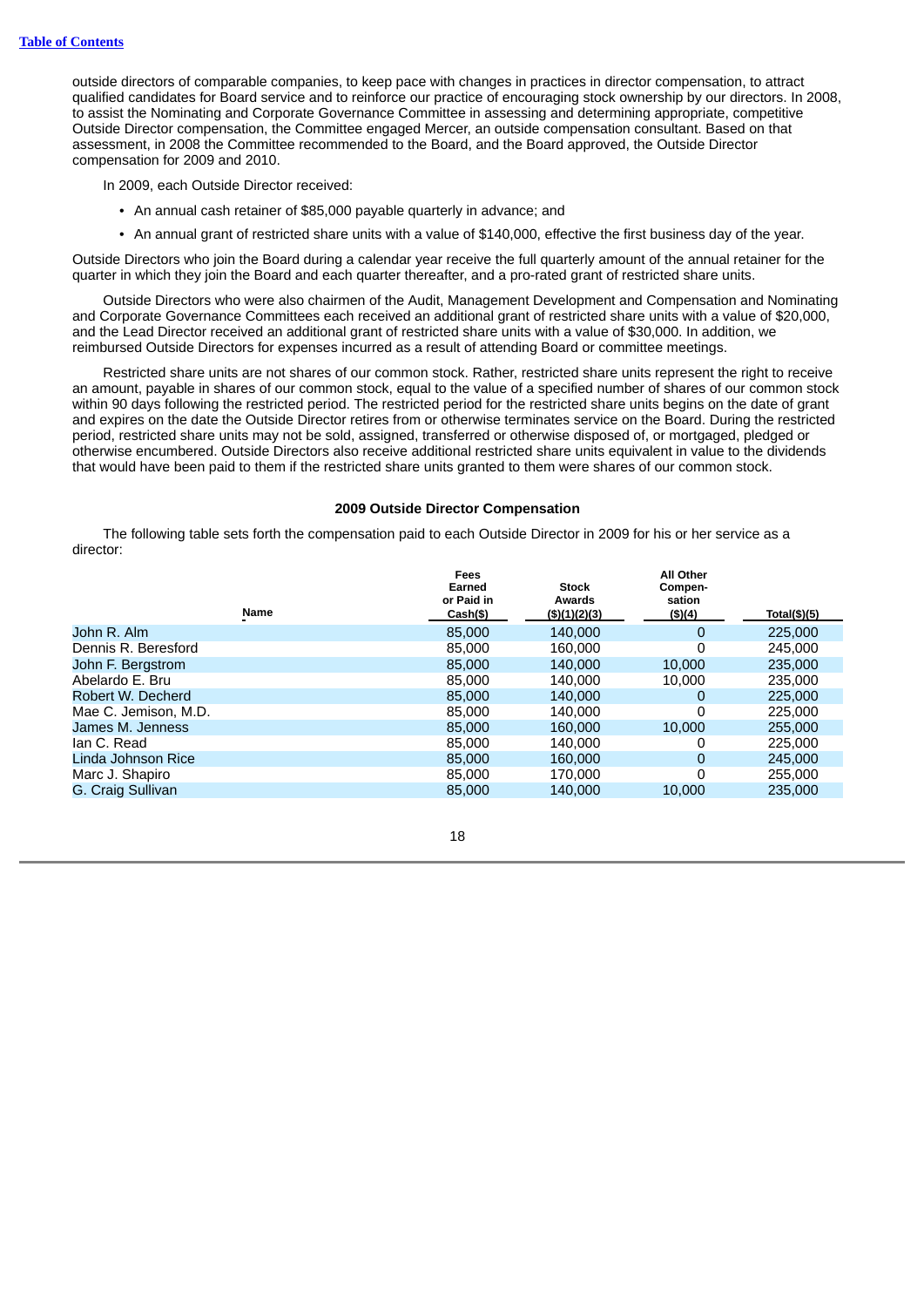outside directors of comparable companies, to keep pace with changes in practices in director compensation, to attract qualified candidates for Board service and to reinforce our practice of encouraging stock ownership by our directors. In 2008, to assist the Nominating and Corporate Governance Committee in assessing and determining appropriate, competitive Outside Director compensation, the Committee engaged Mercer, an outside compensation consultant. Based on that assessment, in 2008 the Committee recommended to the Board, and the Board approved, the Outside Director compensation for 2009 and 2010.

In 2009, each Outside Director received:

- An annual cash retainer of $85,000 payable quarterly in advance; and
- An annual grant of restricted share units with a value of $140,000, effective the first business day of the year.

Outside Directors who join the Board during a calendar year receive the full quarterly amount of the annual retainer for the quarter in which they join the Board and each quarter thereafter, and a pro-rated grant of restricted share units.

Outside Directors who were also chairmen of the Audit, Management Development and Compensation and Nominating and Corporate Governance Committees each received an additional grant of restricted share units with a value of $20,000, and the Lead Director received an additional grant of restricted share units with a value of $30,000. In addition, we reimbursed Outside Directors for expenses incurred as a result of attending Board or committee meetings.

Restricted share units are not shares of our common stock. Rather, restricted share units represent the right to receive an amount, payable in shares of our common stock, equal to the value of a specified number of shares of our common stock within 90 days following the restricted period. The restricted period for the restricted share units begins on the date of grant and expires on the date the Outside Director retires from or otherwise terminates service on the Board. During the restricted period, restricted share units may not be sold, assigned, transferred or otherwise disposed of, or mortgaged, pledged or otherwise encumbered. Outside Directors also receive additional restricted share units equivalent in value to the dividends that would have been paid to them if the restricted share units granted to them were shares of our common stock.

### 2009 Outside Director Compensation

The following table sets forth the compensation paid to each Outside Director in 2009 for his or her service as a director:

| Name | Fees Earned or Paid in Cash($) | Stock Awards ($)(1)(2)(3) | All Other Compen-sation ($)(4) | Total($)(5) |
|---|---|---|---|---|
| John R. Alm | 85,000 | 140,000 | 0 | 225,000 |
| Dennis R. Beresford | 85,000 | 160,000 | 0 | 245,000 |
| John F. Bergstrom | 85,000 | 140,000 | 10,000 | 235,000 |
| Abelardo E. Bru | 85,000 | 140,000 | 10,000 | 235,000 |
| Robert W. Decherd | 85,000 | 140,000 | 0 | 225,000 |
| Mae C. Jemison, M.D. | 85,000 | 140,000 | 0 | 225,000 |
| James M. Jenness | 85,000 | 160,000 | 10,000 | 255,000 |
| Ian C. Read | 85,000 | 140,000 | 0 | 225,000 |
| Linda Johnson Rice | 85,000 | 160,000 | 0 | 245,000 |
| Marc J. Shapiro | 85,000 | 170,000 | 0 | 255,000 |
| G. Craig Sullivan | 85,000 | 140,000 | 10,000 | 235,000 |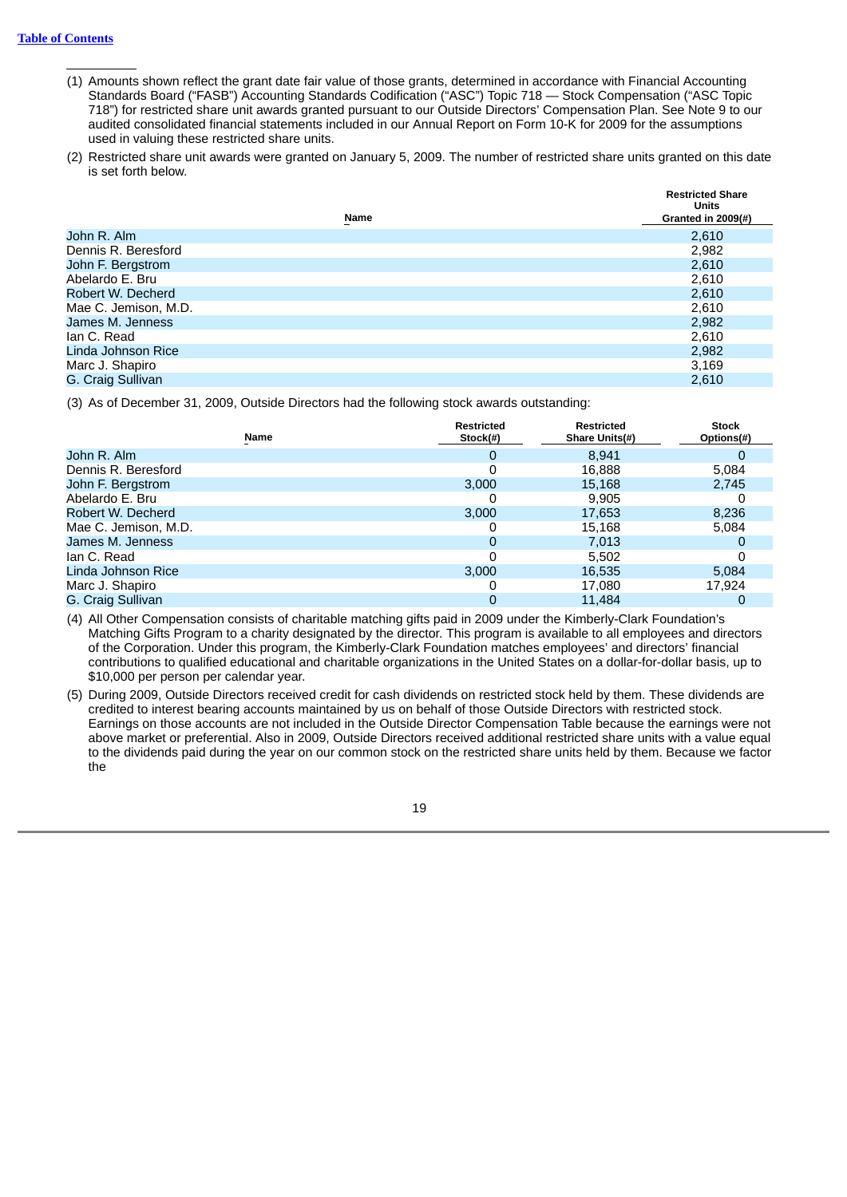[Table of Contents](#)

---

(1) Amounts shown reflect the grant date fair value of those grants, determined in accordance with Financial Accounting Standards Board ("FASB") Accounting Standards Codification ("ASC") Topic 718 — Stock Compensation ("ASC Topic 718") for restricted share unit awards granted pursuant to our Outside Directors' Compensation Plan. See Note 9 to our audited consolidated financial statements included in our Annual Report on Form 10-K for 2009 for the assumptions used in valuing these restricted share units.

(2) Restricted share unit awards were granted on January 5, 2009. The number of restricted share units granted on this date is set forth below.

| Name | Restricted Share Units Granted in 2009(#) |
|---|---|
| John R. Alm | 2,610 |
| Dennis R. Beresford | 2,982 |
| John F. Bergstrom | 2,610 |
| Abelardo E. Bru | 2,610 |
| Robert W. Decherd | 2,610 |
| Mae C. Jemison, M.D. | 2,610 |
| James M. Jenness | 2,982 |
| Ian C. Read | 2,610 |
| Linda Johnson Rice | 2,982 |
| Marc J. Shapiro | 3,169 |
| G. Craig Sullivan | 2,610 |

(3) As of December 31, 2009, Outside Directors had the following stock awards outstanding:

| Name | Restricted Stock(#) | Restricted Share Units(#) | Stock Options(#) |
|---|---|---|---|
| John R. Alm | 0 | 8,941 | 0 |
| Dennis R. Beresford | 0 | 16,888 | 5,084 |
| John F. Bergstrom | 3,000 | 15,168 | 2,745 |
| Abelardo E. Bru | 0 | 9,905 | 0 |
| Robert W. Decherd | 3,000 | 17,653 | 8,236 |
| Mae C. Jemison, M.D. | 0 | 15,168 | 5,084 |
| James M. Jenness | 0 | 7,013 | 0 |
| Ian C. Read | 0 | 5,502 | 0 |
| Linda Johnson Rice | 3,000 | 16,535 | 5,084 |
| Marc J. Shapiro | 0 | 17,080 | 17,924 |
| G. Craig Sullivan | 0 | 11,484 | 0 |

(4) All Other Compensation consists of charitable matching gifts paid in 2009 under the Kimberly-Clark Foundation's Matching Gifts Program to a charity designated by the director. This program is available to all employees and directors of the Corporation. Under this program, the Kimberly-Clark Foundation matches employees' and directors' financial contributions to qualified educational and charitable organizations in the United States on a dollar-for-dollar basis, up to $10,000 per person per calendar year.

(5) During 2009, Outside Directors received credit for cash dividends on restricted stock held by them. These dividends are credited to interest bearing accounts maintained by us on behalf of those Outside Directors with restricted stock. Earnings on those accounts are not included in the Outside Director Compensation Table because the earnings were not above market or preferential. Also in 2009, Outside Directors received additional restricted share units with a value equal to the dividends paid during the year on our common stock on the restricted share units held by them. Because we factor the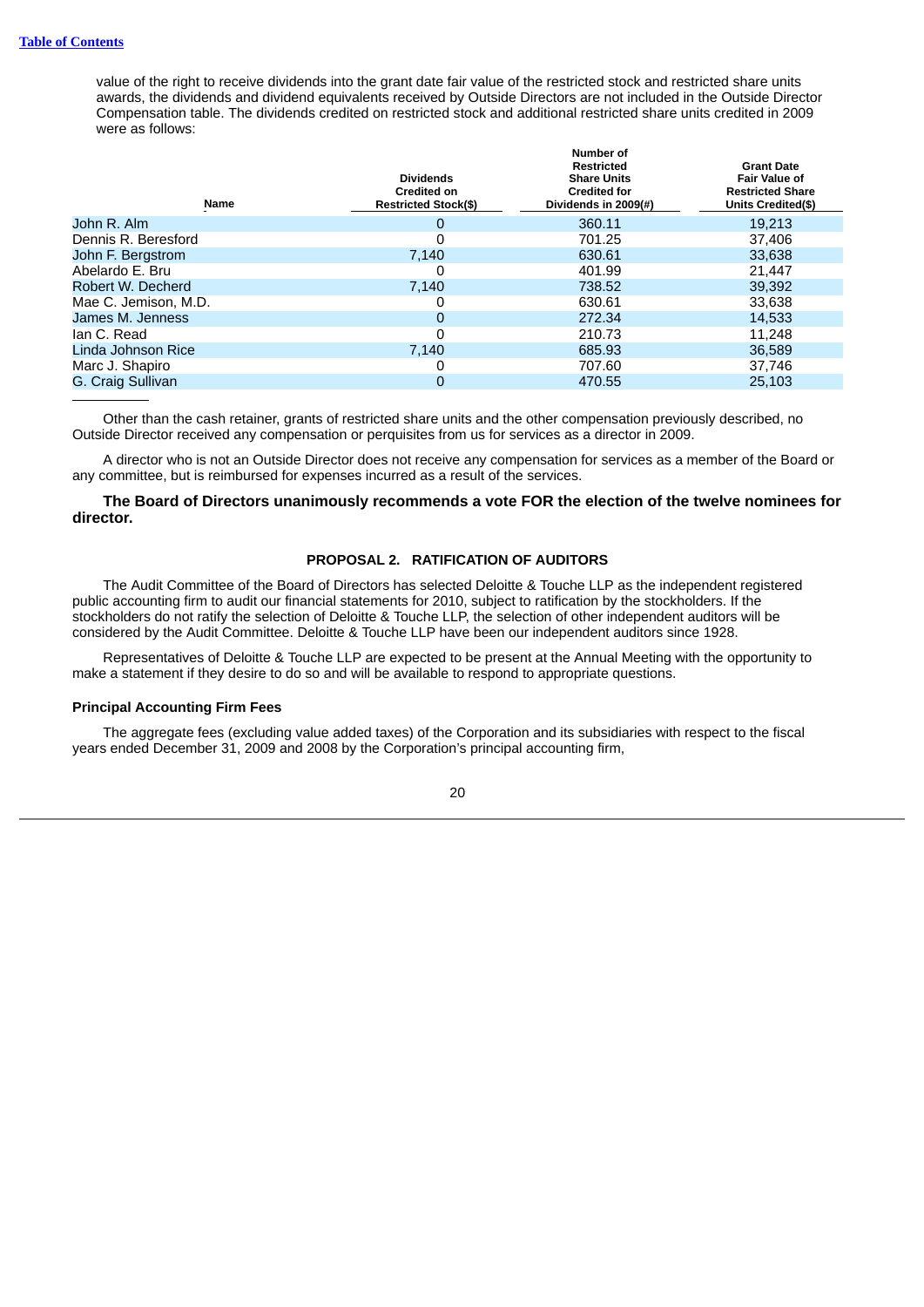value of the right to receive dividends into the grant date fair value of the restricted stock and restricted share units awards, the dividends and dividend equivalents received by Outside Directors are not included in the Outside Director Compensation table. The dividends credited on restricted stock and additional restricted share units credited in 2009 were as follows:

| Name | Dividends Credited on Restricted Stock($) | Number of Restricted Share Units Credited for Dividends in 2009(#) | Grant Date Fair Value of Restricted Share Units Credited($) |
|---|---|---|---|
| John R. Alm | 0 | 360.11 | 19,213 |
| Dennis R. Beresford | 0 | 701.25 | 37,406 |
| John F. Bergstrom | 7,140 | 630.61 | 33,638 |
| Abelardo E. Bru | 0 | 401.99 | 21,447 |
| Robert W. Decherd | 7,140 | 738.52 | 39,392 |
| Mae C. Jemison, M.D. | 0 | 630.61 | 33,638 |
| James M. Jenness | 0 | 272.34 | 14,533 |
| Ian C. Read | 0 | 210.73 | 11,248 |
| Linda Johnson Rice | 7,140 | 685.93 | 36,589 |
| Marc J. Shapiro | 0 | 707.60 | 37,746 |
| G. Craig Sullivan | 0 | 470.55 | 25,103 |

Other than the cash retainer, grants of restricted share units and the other compensation previously described, no Outside Director received any compensation or perquisites from us for services as a director in 2009.

A director who is not an Outside Director does not receive any compensation for services as a member of the Board or any committee, but is reimbursed for expenses incurred as a result of the services.

**The Board of Directors unanimously recommends a vote FOR the election of the twelve nominees for director.**

## PROPOSAL 2. RATIFICATION OF AUDITORS

The Audit Committee of the Board of Directors has selected Deloitte & Touche LLP as the independent registered public accounting firm to audit our financial statements for 2010, subject to ratification by the stockholders. If the stockholders do not ratify the selection of Deloitte & Touche LLP, the selection of other independent auditors will be considered by the Audit Committee. Deloitte & Touche LLP have been our independent auditors since 1928.

Representatives of Deloitte & Touche LLP are expected to be present at the Annual Meeting with the opportunity to make a statement if they desire to do so and will be available to respond to appropriate questions.

### Principal Accounting Firm Fees

The aggregate fees (excluding value added taxes) of the Corporation and its subsidiaries with respect to the fiscal years ended December 31, 2009 and 2008 by the Corporation's principal accounting firm,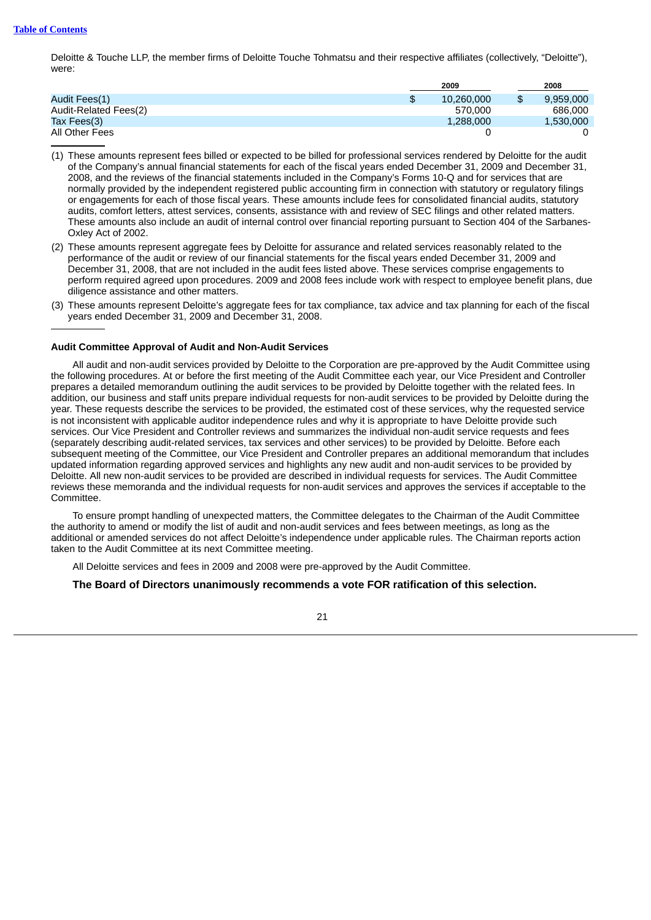Deloitte & Touche LLP, the member firms of Deloitte Touche Tohmatsu and their respective affiliates (collectively, "Deloitte"), were:

| | 2009 | 2008 |
|---|---|---|
| Audit Fees(1) | $ 10,260,000 | $ 9,959,000 |
| Audit-Related Fees(2) | 570,000 | 686,000 |
| Tax Fees(3) | 1,288,000 | 1,530,000 |
| All Other Fees | 0 | 0 |

(1) These amounts represent fees billed or expected to be billed for professional services rendered by Deloitte for the audit of the Company's annual financial statements for each of the fiscal years ended December 31, 2009 and December 31, 2008, and the reviews of the financial statements included in the Company's Forms 10-Q and for services that are normally provided by the independent registered public accounting firm in connection with statutory or regulatory filings or engagements for each of those fiscal years. These amounts include fees for consolidated financial audits, statutory audits, comfort letters, attest services, consents, assistance with and review of SEC filings and other related matters. These amounts also include an audit of internal control over financial reporting pursuant to Section 404 of the Sarbanes-Oxley Act of 2002.

(2) These amounts represent aggregate fees by Deloitte for assurance and related services reasonably related to the performance of the audit or review of our financial statements for the fiscal years ended December 31, 2009 and December 31, 2008, that are not included in the audit fees listed above. These services comprise engagements to perform required agreed upon procedures. 2009 and 2008 fees include work with respect to employee benefit plans, due diligence assistance and other matters.

(3) These amounts represent Deloitte's aggregate fees for tax compliance, tax advice and tax planning for each of the fiscal years ended December 31, 2009 and December 31, 2008.

**Audit Committee Approval of Audit and Non-Audit Services**

All audit and non-audit services provided by Deloitte to the Corporation are pre-approved by the Audit Committee using the following procedures. At or before the first meeting of the Audit Committee each year, our Vice President and Controller prepares a detailed memorandum outlining the audit services to be provided by Deloitte together with the related fees. In addition, our business and staff units prepare individual requests for non-audit services to be provided by Deloitte during the year. These requests describe the services to be provided, the estimated cost of these services, why the requested service is not inconsistent with applicable auditor independence rules and why it is appropriate to have Deloitte provide such services. Our Vice President and Controller reviews and summarizes the individual non-audit service requests and fees (separately describing audit-related services, tax services and other services) to be provided by Deloitte. Before each subsequent meeting of the Committee, our Vice President and Controller prepares an additional memorandum that includes updated information regarding approved services and highlights any new audit and non-audit services to be provided by Deloitte. All new non-audit services to be provided are described in individual requests for services. The Audit Committee reviews these memoranda and the individual requests for non-audit services and approves the services if acceptable to the Committee.

To ensure prompt handling of unexpected matters, the Committee delegates to the Chairman of the Audit Committee the authority to amend or modify the list of audit and non-audit services and fees between meetings, as long as the additional or amended services do not affect Deloitte's independence under applicable rules. The Chairman reports action taken to the Audit Committee at its next Committee meeting.

All Deloitte services and fees in 2009 and 2008 were pre-approved by the Audit Committee.

**The Board of Directors unanimously recommends a vote FOR ratification of this selection.**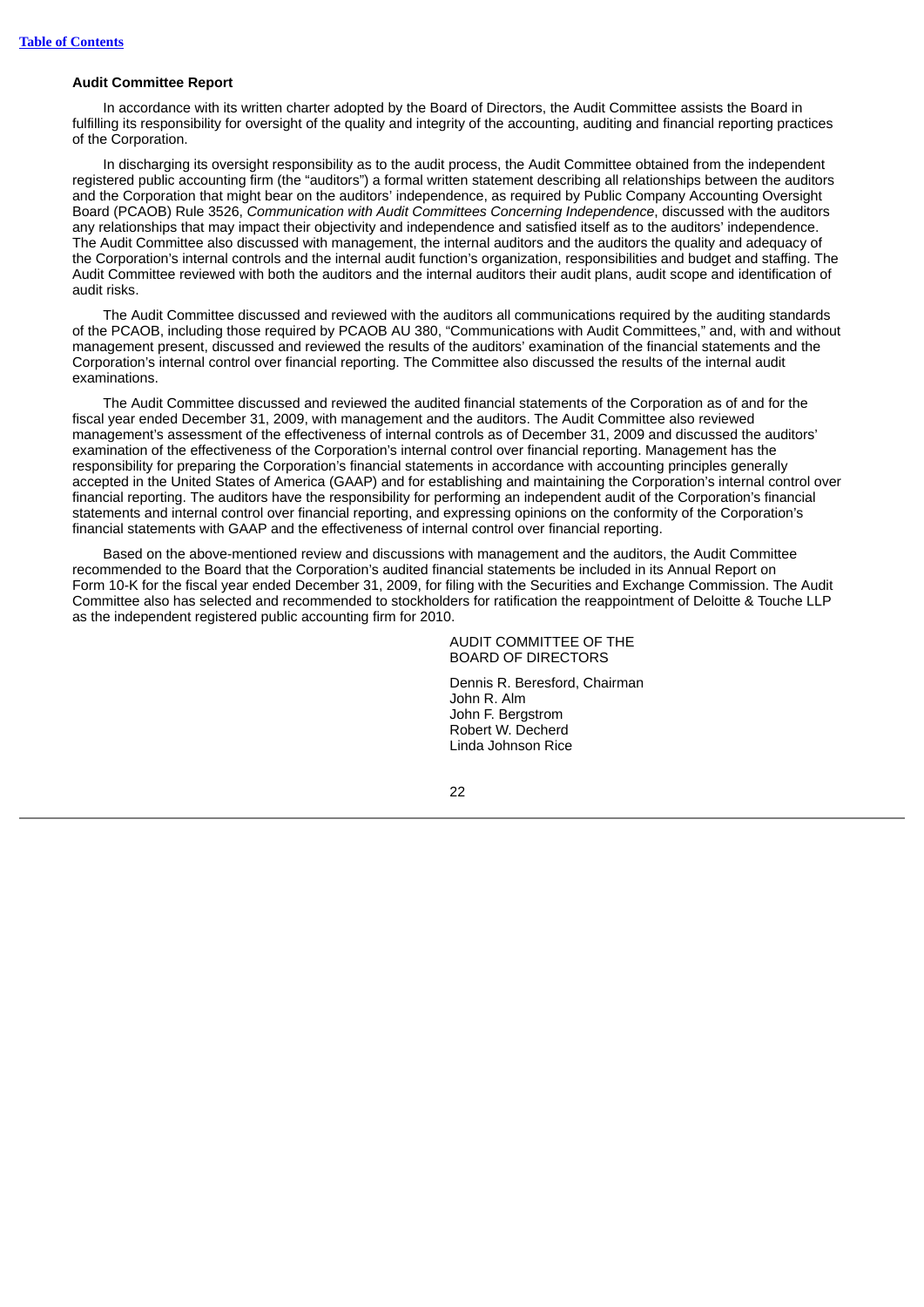[Table of Contents](#)

**Audit Committee Report**

In accordance with its written charter adopted by the Board of Directors, the Audit Committee assists the Board in fulfilling its responsibility for oversight of the quality and integrity of the accounting, auditing and financial reporting practices of the Corporation.

In discharging its oversight responsibility as to the audit process, the Audit Committee obtained from the independent registered public accounting firm (the "auditors") a formal written statement describing all relationships between the auditors and the Corporation that might bear on the auditors' independence, as required by Public Company Accounting Oversight Board (PCAOB) Rule 3526, *Communication with Audit Committees Concerning Independence*, discussed with the auditors any relationships that may impact their objectivity and independence and satisfied itself as to the auditors' independence. The Audit Committee also discussed with management, the internal auditors and the auditors the quality and adequacy of the Corporation's internal controls and the internal audit function's organization, responsibilities and budget and staffing. The Audit Committee reviewed with both the auditors and the internal auditors their audit plans, audit scope and identification of audit risks.

The Audit Committee discussed and reviewed with the auditors all communications required by the auditing standards of the PCAOB, including those required by PCAOB AU 380, "Communications with Audit Committees," and, with and without management present, discussed and reviewed the results of the auditors' examination of the financial statements and the Corporation's internal control over financial reporting. The Committee also discussed the results of the internal audit examinations.

The Audit Committee discussed and reviewed the audited financial statements of the Corporation as of and for the fiscal year ended December 31, 2009, with management and the auditors. The Audit Committee also reviewed management's assessment of the effectiveness of internal controls as of December 31, 2009 and discussed the auditors' examination of the effectiveness of the Corporation's internal control over financial reporting. Management has the responsibility for preparing the Corporation's financial statements in accordance with accounting principles generally accepted in the United States of America (GAAP) and for establishing and maintaining the Corporation's internal control over financial reporting. The auditors have the responsibility for performing an independent audit of the Corporation's financial statements and internal control over financial reporting, and expressing opinions on the conformity of the Corporation's financial statements with GAAP and the effectiveness of internal control over financial reporting.

Based on the above-mentioned review and discussions with management and the auditors, the Audit Committee recommended to the Board that the Corporation's audited financial statements be included in its Annual Report on Form 10-K for the fiscal year ended December 31, 2009, for filing with the Securities and Exchange Commission. The Audit Committee also has selected and recommended to stockholders for ratification the reappointment of Deloitte & Touche LLP as the independent registered public accounting firm for 2010.

AUDIT COMMITTEE OF THE
BOARD OF DIRECTORS

Dennis R. Beresford, Chairman
John R. Alm
John F. Bergstrom
Robert W. Decherd
Linda Johnson Rice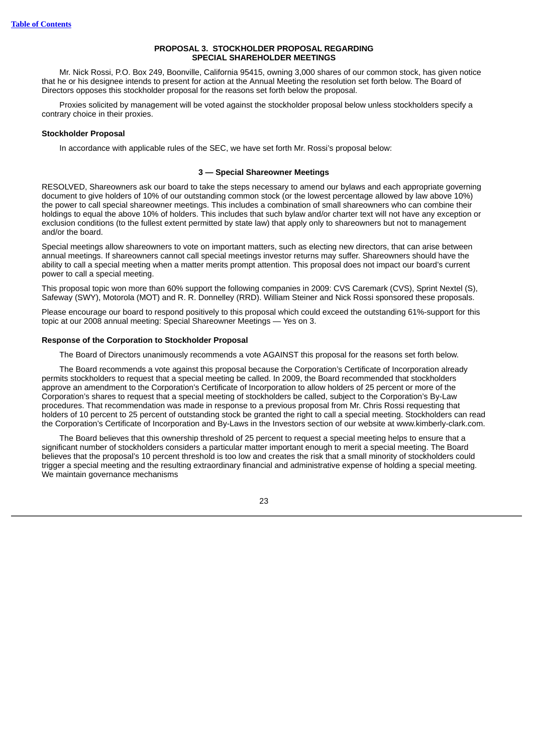## PROPOSAL 3. STOCKHOLDER PROPOSAL REGARDING SPECIAL SHAREHOLDER MEETINGS

Mr. Nick Rossi, P.O. Box 249, Boonville, California 95415, owning 3,000 shares of our common stock, has given notice that he or his designee intends to present for action at the Annual Meeting the resolution set forth below. The Board of Directors opposes this stockholder proposal for the reasons set forth below the proposal.

Proxies solicited by management will be voted against the stockholder proposal below unless stockholders specify a contrary choice in their proxies.

### Stockholder Proposal

In accordance with applicable rules of the SEC, we have set forth Mr. Rossi's proposal below:

#### 3 — Special Shareowner Meetings

RESOLVED, Shareowners ask our board to take the steps necessary to amend our bylaws and each appropriate governing document to give holders of 10% of our outstanding common stock (or the lowest percentage allowed by law above 10%) the power to call special shareowner meetings. This includes a combination of small shareowners who can combine their holdings to equal the above 10% of holders. This includes that such bylaw and/or charter text will not have any exception or exclusion conditions (to the fullest extent permitted by state law) that apply only to shareowners but not to management and/or the board.

Special meetings allow shareowners to vote on important matters, such as electing new directors, that can arise between annual meetings. If shareowners cannot call special meetings investor returns may suffer. Shareowners should have the ability to call a special meeting when a matter merits prompt attention. This proposal does not impact our board's current power to call a special meeting.

This proposal topic won more than 60% support the following companies in 2009: CVS Caremark (CVS), Sprint Nextel (S), Safeway (SWY), Motorola (MOT) and R. R. Donnelley (RRD). William Steiner and Nick Rossi sponsored these proposals.

Please encourage our board to respond positively to this proposal which could exceed the outstanding 61%-support for this topic at our 2008 annual meeting: Special Shareowner Meetings — Yes on 3.

### Response of the Corporation to Stockholder Proposal

The Board of Directors unanimously recommends a vote AGAINST this proposal for the reasons set forth below.

The Board recommends a vote against this proposal because the Corporation's Certificate of Incorporation already permits stockholders to request that a special meeting be called. In 2009, the Board recommended that stockholders approve an amendment to the Corporation's Certificate of Incorporation to allow holders of 25 percent or more of the Corporation's shares to request that a special meeting of stockholders be called, subject to the Corporation's By-Law procedures. That recommendation was made in response to a previous proposal from Mr. Chris Rossi requesting that holders of 10 percent to 25 percent of outstanding stock be granted the right to call a special meeting. Stockholders can read the Corporation's Certificate of Incorporation and By-Laws in the Investors section of our website at www.kimberly-clark.com.

The Board believes that this ownership threshold of 25 percent to request a special meeting helps to ensure that a significant number of stockholders considers a particular matter important enough to merit a special meeting. The Board believes that the proposal's 10 percent threshold is too low and creates the risk that a small minority of stockholders could trigger a special meeting and the resulting extraordinary financial and administrative expense of holding a special meeting. We maintain governance mechanisms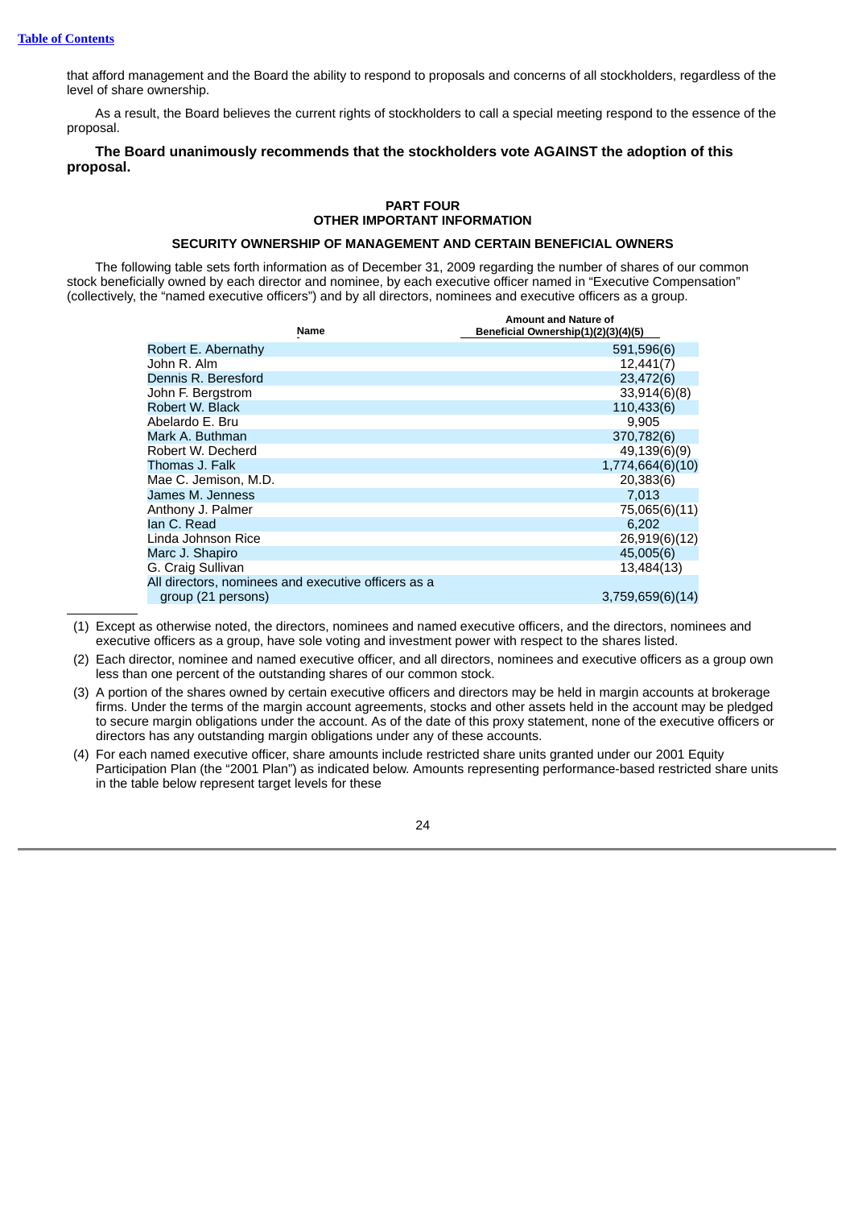that afford management and the Board the ability to respond to proposals and concerns of all stockholders, regardless of the level of share ownership.

As a result, the Board believes the current rights of stockholders to call a special meeting respond to the essence of the proposal.

**The Board unanimously recommends that the stockholders vote AGAINST the adoption of this proposal.**

# PART FOUR
# OTHER IMPORTANT INFORMATION

## SECURITY OWNERSHIP OF MANAGEMENT AND CERTAIN BENEFICIAL OWNERS

The following table sets forth information as of December 31, 2009 regarding the number of shares of our common stock beneficially owned by each director and nominee, by each executive officer named in “Executive Compensation” (collectively, the “named executive officers”) and by all directors, nominees and executive officers as a group.

| Name | Amount and Nature of Beneficial Ownership(1)(2)(3)(4)(5) |
|---|---|
| Robert E. Abernathy | 591,596(6) |
| John R. Alm | 12,441(7) |
| Dennis R. Beresford | 23,472(6) |
| John F. Bergstrom | 33,914(6)(8) |
| Robert W. Black | 110,433(6) |
| Abelardo E. Bru | 9,905 |
| Mark A. Buthman | 370,782(6) |
| Robert W. Decherd | 49,139(6)(9) |
| Thomas J. Falk | 1,774,664(6)(10) |
| Mae C. Jemison, M.D. | 20,383(6) |
| James M. Jenness | 7,013 |
| Anthony J. Palmer | 75,065(6)(11) |
| Ian C. Read | 6,202 |
| Linda Johnson Rice | 26,919(6)(12) |
| Marc J. Shapiro | 45,005(6) |
| G. Craig Sullivan | 13,484(13) |
| All directors, nominees and executive officers as a group (21 persons) | 3,759,659(6)(14) |

(1) Except as otherwise noted, the directors, nominees and named executive officers, and the directors, nominees and executive officers as a group, have sole voting and investment power with respect to the shares listed.

(2) Each director, nominee and named executive officer, and all directors, nominees and executive officers as a group own less than one percent of the outstanding shares of our common stock.

(3) A portion of the shares owned by certain executive officers and directors may be held in margin accounts at brokerage firms. Under the terms of the margin account agreements, stocks and other assets held in the account may be pledged to secure margin obligations under the account. As of the date of this proxy statement, none of the executive officers or directors has any outstanding margin obligations under any of these accounts.

(4) For each named executive officer, share amounts include restricted share units granted under our 2001 Equity Participation Plan (the “2001 Plan”) as indicated below. Amounts representing performance-based restricted share units in the table below represent target levels for these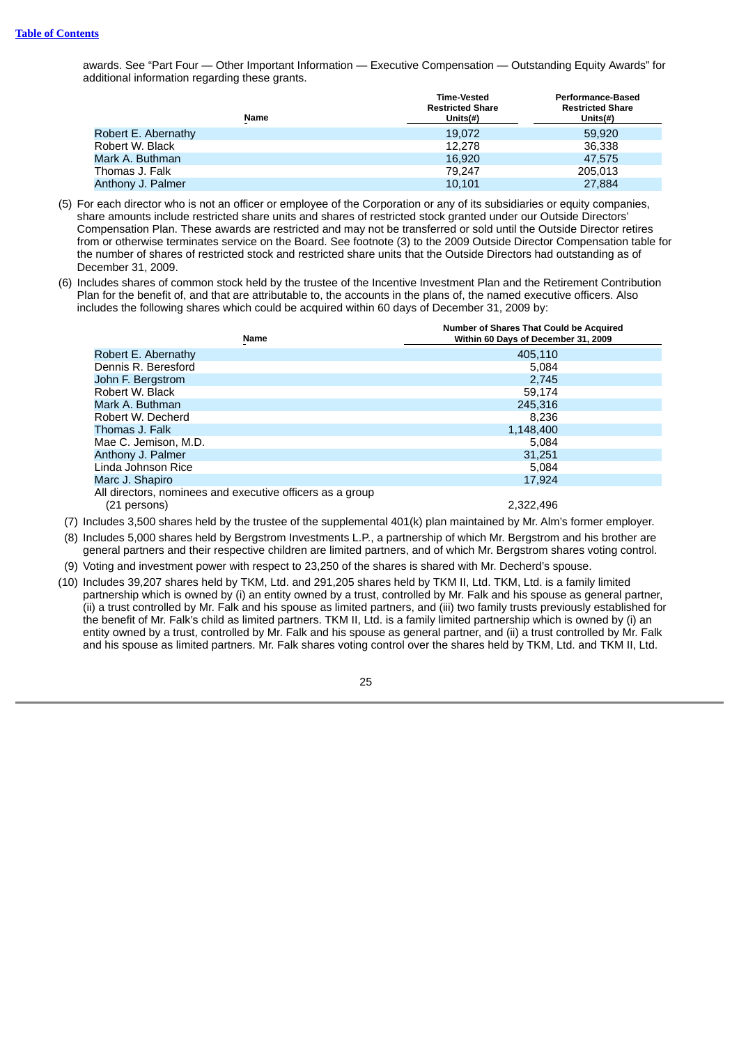awards. See “Part Four — Other Important Information — Executive Compensation — Outstanding Equity Awards” for additional information regarding these grants.

| Name | Time-Vested Restricted Share Units(#) | Performance-Based Restricted Share Units(#) |
|---|---|---|
| Robert E. Abernathy | 19,072 | 59,920 |
| Robert W. Black | 12,278 | 36,338 |
| Mark A. Buthman | 16,920 | 47,575 |
| Thomas J. Falk | 79,247 | 205,013 |
| Anthony J. Palmer | 10,101 | 27,884 |

(5) For each director who is not an officer or employee of the Corporation or any of its subsidiaries or equity companies, share amounts include restricted share units and shares of restricted stock granted under our Outside Directors’ Compensation Plan. These awards are restricted and may not be transferred or sold until the Outside Director retires from or otherwise terminates service on the Board. See footnote (3) to the 2009 Outside Director Compensation table for the number of shares of restricted stock and restricted share units that the Outside Directors had outstanding as of December 31, 2009.

(6) Includes shares of common stock held by the trustee of the Incentive Investment Plan and the Retirement Contribution Plan for the benefit of, and that are attributable to, the accounts in the plans of, the named executive officers. Also includes the following shares which could be acquired within 60 days of December 31, 2009 by:

| Name | Number of Shares That Could be Acquired Within 60 Days of December 31, 2009 |
|---|---|
| Robert E. Abernathy | 405,110 |
| Dennis R. Beresford | 5,084 |
| John F. Bergstrom | 2,745 |
| Robert W. Black | 59,174 |
| Mark A. Buthman | 245,316 |
| Robert W. Decherd | 8,236 |
| Thomas J. Falk | 1,148,400 |
| Mae C. Jemison, M.D. | 5,084 |
| Anthony J. Palmer | 31,251 |
| Linda Johnson Rice | 5,084 |
| Marc J. Shapiro | 17,924 |
| All directors, nominees and executive officers as a group (21 persons) | 2,322,496 |

(7) Includes 3,500 shares held by the trustee of the supplemental 401(k) plan maintained by Mr. Alm’s former employer.

(8) Includes 5,000 shares held by Bergstrom Investments L.P., a partnership of which Mr. Bergstrom and his brother are general partners and their respective children are limited partners, and of which Mr. Bergstrom shares voting control.

(9) Voting and investment power with respect to 23,250 of the shares is shared with Mr. Decherd’s spouse.

(10) Includes 39,207 shares held by TKM, Ltd. and 291,205 shares held by TKM II, Ltd. TKM, Ltd. is a family limited partnership which is owned by (i) an entity owned by a trust, controlled by Mr. Falk and his spouse as general partner, (ii) a trust controlled by Mr. Falk and his spouse as limited partners, and (iii) two family trusts previously established for the benefit of Mr. Falk’s child as limited partners. TKM II, Ltd. is a family limited partnership which is owned by (i) an entity owned by a trust, controlled by Mr. Falk and his spouse as general partner, and (ii) a trust controlled by Mr. Falk and his spouse as limited partners. Mr. Falk shares voting control over the shares held by TKM, Ltd. and TKM II, Ltd.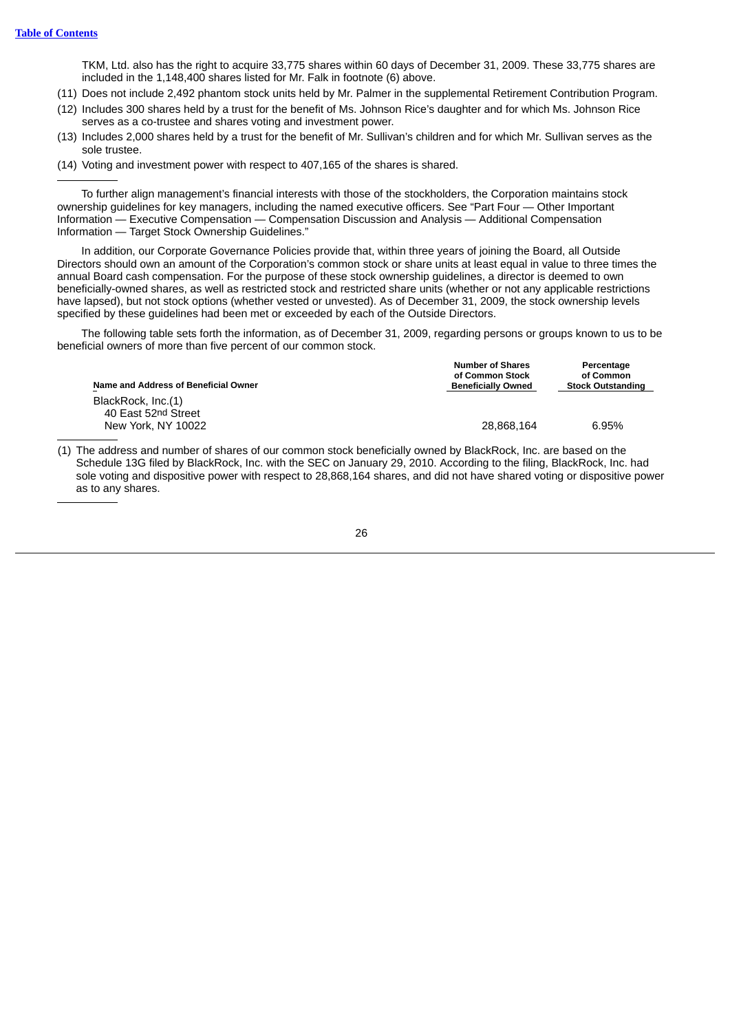TKM, Ltd. also has the right to acquire 33,775 shares within 60 days of December 31, 2009. These 33,775 shares are included in the 1,148,400 shares listed for Mr. Falk in footnote (6) above.

(11) Does not include 2,492 phantom stock units held by Mr. Palmer in the supplemental Retirement Contribution Program.

(12) Includes 300 shares held by a trust for the benefit of Ms. Johnson Rice's daughter and for which Ms. Johnson Rice serves as a co-trustee and shares voting and investment power.

(13) Includes 2,000 shares held by a trust for the benefit of Mr. Sullivan's children and for which Mr. Sullivan serves as the sole trustee.

(14) Voting and investment power with respect to 407,165 of the shares is shared.

To further align management's financial interests with those of the stockholders, the Corporation maintains stock ownership guidelines for key managers, including the named executive officers. See "Part Four — Other Important Information — Executive Compensation — Compensation Discussion and Analysis — Additional Compensation Information — Target Stock Ownership Guidelines."

In addition, our Corporate Governance Policies provide that, within three years of joining the Board, all Outside Directors should own an amount of the Corporation's common stock or share units at least equal in value to three times the annual Board cash compensation. For the purpose of these stock ownership guidelines, a director is deemed to own beneficially-owned shares, as well as restricted stock and restricted share units (whether or not any applicable restrictions have lapsed), but not stock options (whether vested or unvested). As of December 31, 2009, the stock ownership levels specified by these guidelines had been met or exceeded by each of the Outside Directors.

The following table sets forth the information, as of December 31, 2009, regarding persons or groups known to us to be beneficial owners of more than five percent of our common stock.

| Name and Address of Beneficial Owner | Number of Shares of Common Stock Beneficially Owned | Percentage of Common Stock Outstanding |
|---|---|---|
| BlackRock, Inc.(1)<br>40 East 52nd Street<br>New York, NY 10022 | 28,868,164 | 6.95% |

(1) The address and number of shares of our common stock beneficially owned by BlackRock, Inc. are based on the Schedule 13G filed by BlackRock, Inc. with the SEC on January 29, 2010. According to the filing, BlackRock, Inc. had sole voting and dispositive power with respect to 28,868,164 shares, and did not have shared voting or dispositive power as to any shares.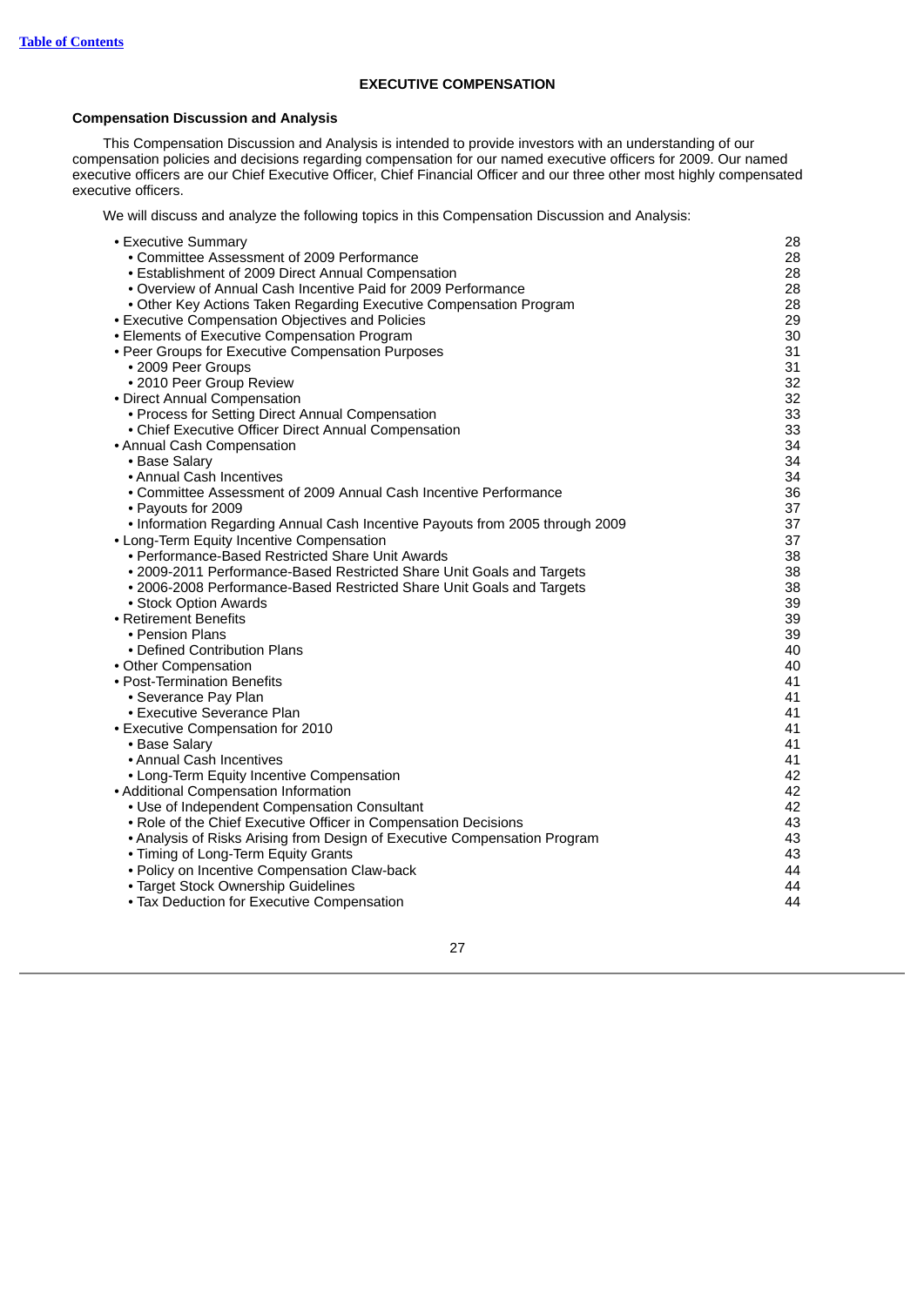[Table of Contents](#)

# EXECUTIVE COMPENSATION

## Compensation Discussion and Analysis

This Compensation Discussion and Analysis is intended to provide investors with an understanding of our compensation policies and decisions regarding compensation for our named executive officers for 2009. Our named executive officers are our Chief Executive Officer, Chief Financial Officer and our three other most highly compensated executive officers.

We will discuss and analyze the following topics in this Compensation Discussion and Analysis:

| | |
|---|---|
| • Executive Summary | 28 |
| • Committee Assessment of 2009 Performance | 28 |
| • Establishment of 2009 Direct Annual Compensation | 28 |
| • Overview of Annual Cash Incentive Paid for 2009 Performance | 28 |
| • Other Key Actions Taken Regarding Executive Compensation Program | 28 |
| • Executive Compensation Objectives and Policies | 29 |
| • Elements of Executive Compensation Program | 30 |
| • Peer Groups for Executive Compensation Purposes | 31 |
| • 2009 Peer Groups | 31 |
| • 2010 Peer Group Review | 32 |
| • Direct Annual Compensation | 32 |
| • Process for Setting Direct Annual Compensation | 33 |
| • Chief Executive Officer Direct Annual Compensation | 33 |
| • Annual Cash Compensation | 34 |
| • Base Salary | 34 |
| • Annual Cash Incentives | 34 |
| • Committee Assessment of 2009 Annual Cash Incentive Performance | 36 |
| • Payouts for 2009 | 37 |
| • Information Regarding Annual Cash Incentive Payouts from 2005 through 2009 | 37 |
| • Long-Term Equity Incentive Compensation | 37 |
| • Performance-Based Restricted Share Unit Awards | 38 |
| • 2009-2011 Performance-Based Restricted Share Unit Goals and Targets | 38 |
| • 2006-2008 Performance-Based Restricted Share Unit Goals and Targets | 38 |
| • Stock Option Awards | 39 |
| • Retirement Benefits | 39 |
| • Pension Plans | 39 |
| • Defined Contribution Plans | 40 |
| • Other Compensation | 40 |
| • Post-Termination Benefits | 41 |
| • Severance Pay Plan | 41 |
| • Executive Severance Plan | 41 |
| • Executive Compensation for 2010 | 41 |
| • Base Salary | 41 |
| • Annual Cash Incentives | 41 |
| • Long-Term Equity Incentive Compensation | 42 |
| • Additional Compensation Information | 42 |
| • Use of Independent Compensation Consultant | 42 |
| • Role of the Chief Executive Officer in Compensation Decisions | 43 |
| • Analysis of Risks Arising from Design of Executive Compensation Program | 43 |
| • Timing of Long-Term Equity Grants | 43 |
| • Policy on Incentive Compensation Claw-back | 44 |
| • Target Stock Ownership Guidelines | 44 |
| • Tax Deduction for Executive Compensation | 44 |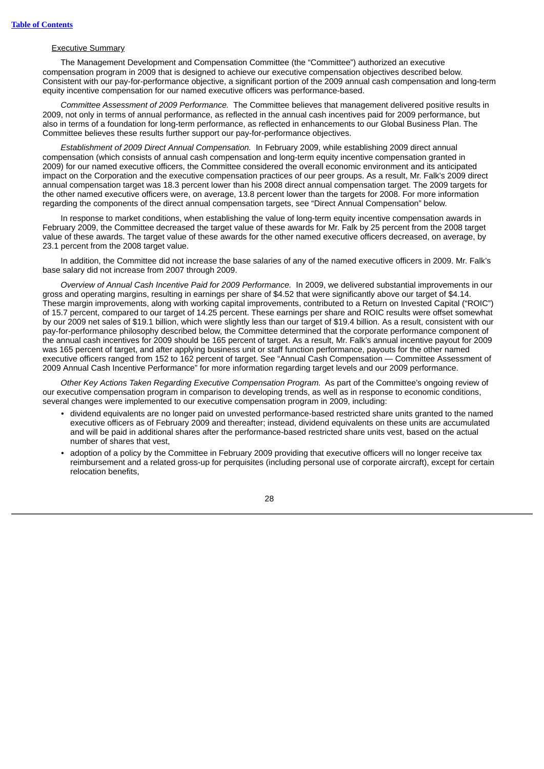Executive Summary

The Management Development and Compensation Committee (the "Committee") authorized an executive compensation program in 2009 that is designed to achieve our executive compensation objectives described below. Consistent with our pay-for-performance objective, a significant portion of the 2009 annual cash compensation and long-term equity incentive compensation for our named executive officers was performance-based.

*Committee Assessment of 2009 Performance.* The Committee believes that management delivered positive results in 2009, not only in terms of annual performance, as reflected in the annual cash incentives paid for 2009 performance, but also in terms of a foundation for long-term performance, as reflected in enhancements to our Global Business Plan. The Committee believes these results further support our pay-for-performance objectives.

*Establishment of 2009 Direct Annual Compensation.* In February 2009, while establishing 2009 direct annual compensation (which consists of annual cash compensation and long-term equity incentive compensation granted in 2009) for our named executive officers, the Committee considered the overall economic environment and its anticipated impact on the Corporation and the executive compensation practices of our peer groups. As a result, Mr. Falk's 2009 direct annual compensation target was 18.3 percent lower than his 2008 direct annual compensation target. The 2009 targets for the other named executive officers were, on average, 13.8 percent lower than the targets for 2008. For more information regarding the components of the direct annual compensation targets, see "Direct Annual Compensation" below.

In response to market conditions, when establishing the value of long-term equity incentive compensation awards in February 2009, the Committee decreased the target value of these awards for Mr. Falk by 25 percent from the 2008 target value of these awards. The target value of these awards for the other named executive officers decreased, on average, by 23.1 percent from the 2008 target value.

In addition, the Committee did not increase the base salaries of any of the named executive officers in 2009. Mr. Falk's base salary did not increase from 2007 through 2009.

*Overview of Annual Cash Incentive Paid for 2009 Performance.* In 2009, we delivered substantial improvements in our gross and operating margins, resulting in earnings per share of $4.52 that were significantly above our target of $4.14. These margin improvements, along with working capital improvements, contributed to a Return on Invested Capital ("ROIC") of 15.7 percent, compared to our target of 14.25 percent. These earnings per share and ROIC results were offset somewhat by our 2009 net sales of $19.1 billion, which were slightly less than our target of $19.4 billion. As a result, consistent with our pay-for-performance philosophy described below, the Committee determined that the corporate performance component of the annual cash incentives for 2009 should be 165 percent of target. As a result, Mr. Falk's annual incentive payout for 2009 was 165 percent of target, and after applying business unit or staff function performance, payouts for the other named executive officers ranged from 152 to 162 percent of target. See "Annual Cash Compensation — Committee Assessment of 2009 Annual Cash Incentive Performance" for more information regarding target levels and our 2009 performance.

*Other Key Actions Taken Regarding Executive Compensation Program.* As part of the Committee's ongoing review of our executive compensation program in comparison to developing trends, as well as in response to economic conditions, several changes were implemented to our executive compensation program in 2009, including:

- dividend equivalents are no longer paid on unvested performance-based restricted share units granted to the named executive officers as of February 2009 and thereafter; instead, dividend equivalents on these units are accumulated and will be paid in additional shares after the performance-based restricted share units vest, based on the actual number of shares that vest,
- adoption of a policy by the Committee in February 2009 providing that executive officers will no longer receive tax reimbursement and a related gross-up for perquisites (including personal use of corporate aircraft), except for certain relocation benefits,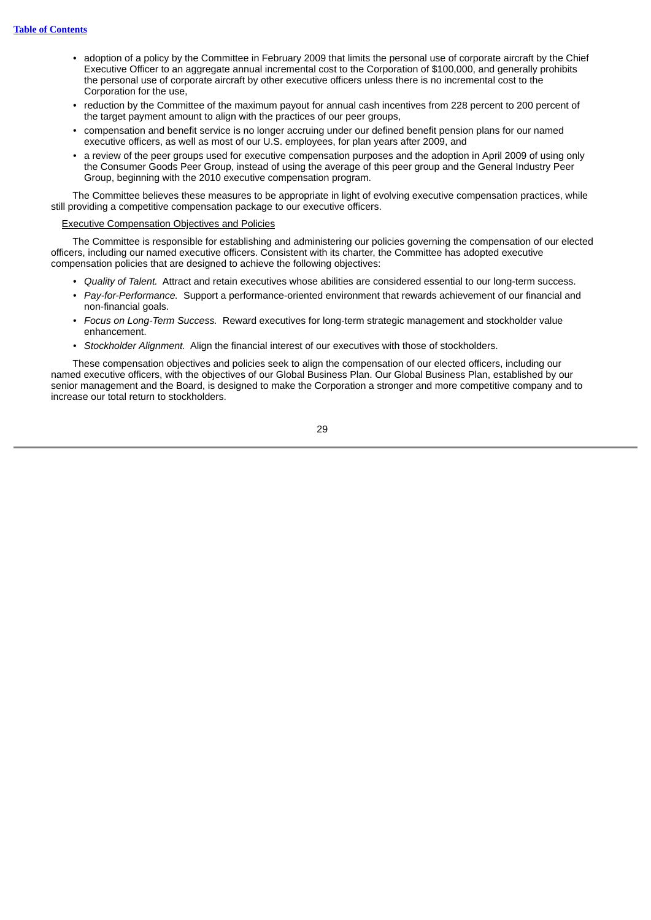- adoption of a policy by the Committee in February 2009 that limits the personal use of corporate aircraft by the Chief Executive Officer to an aggregate annual incremental cost to the Corporation of $100,000, and generally prohibits the personal use of corporate aircraft by other executive officers unless there is no incremental cost to the Corporation for the use,
- reduction by the Committee of the maximum payout for annual cash incentives from 228 percent to 200 percent of the target payment amount to align with the practices of our peer groups,
- compensation and benefit service is no longer accruing under our defined benefit pension plans for our named executive officers, as well as most of our U.S. employees, for plan years after 2009, and
- a review of the peer groups used for executive compensation purposes and the adoption in April 2009 of using only the Consumer Goods Peer Group, instead of using the average of this peer group and the General Industry Peer Group, beginning with the 2010 executive compensation program.

The Committee believes these measures to be appropriate in light of evolving executive compensation practices, while still providing a competitive compensation package to our executive officers.

Executive Compensation Objectives and Policies

The Committee is responsible for establishing and administering our policies governing the compensation of our elected officers, including our named executive officers. Consistent with its charter, the Committee has adopted executive compensation policies that are designed to achieve the following objectives:

- *Quality of Talent.* Attract and retain executives whose abilities are considered essential to our long-term success.
- *Pay-for-Performance.* Support a performance-oriented environment that rewards achievement of our financial and non-financial goals.
- *Focus on Long-Term Success.* Reward executives for long-term strategic management and stockholder value enhancement.
- *Stockholder Alignment.* Align the financial interest of our executives with those of stockholders.

These compensation objectives and policies seek to align the compensation of our elected officers, including our named executive officers, with the objectives of our Global Business Plan. Our Global Business Plan, established by our senior management and the Board, is designed to make the Corporation a stronger and more competitive company and to increase our total return to stockholders.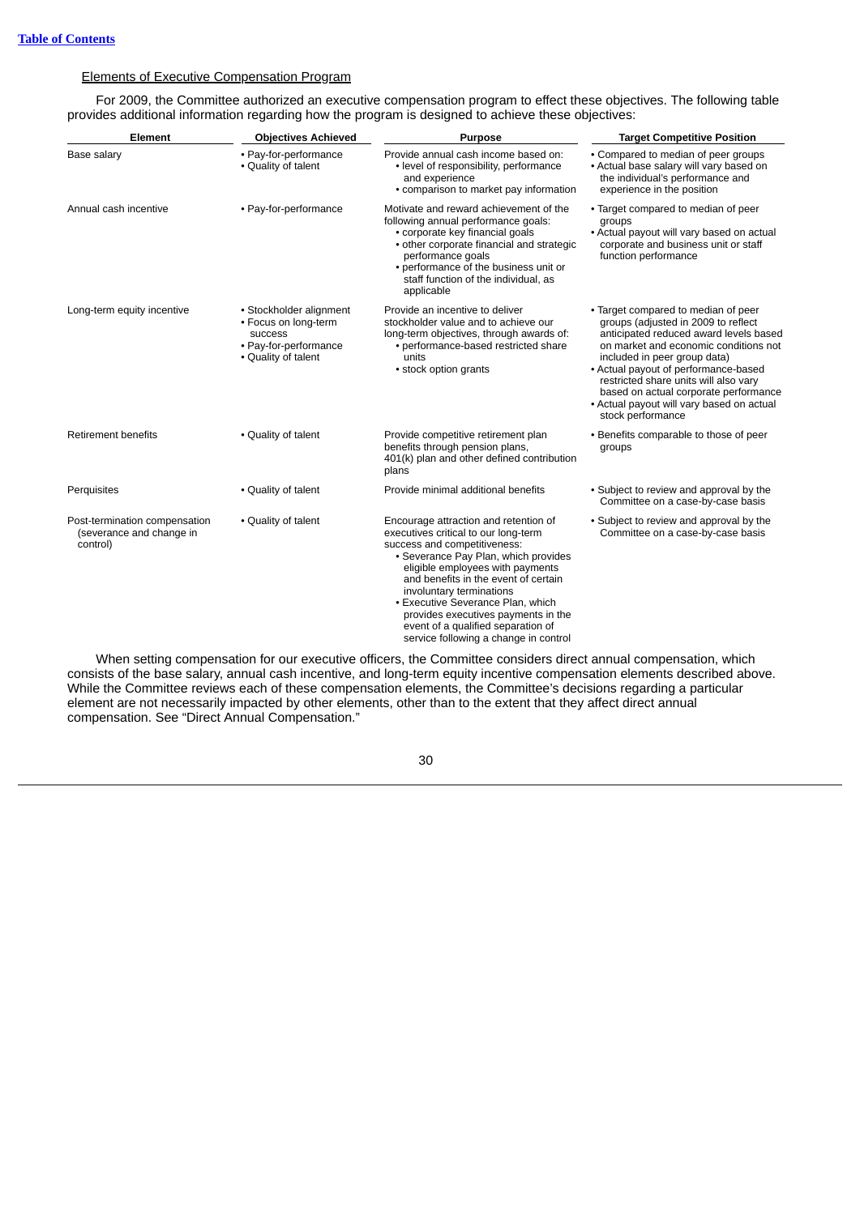Elements of Executive Compensation Program

For 2009, the Committee authorized an executive compensation program to effect these objectives. The following table provides additional information regarding how the program is designed to achieve these objectives:

| Element | Objectives Achieved | Purpose | Target Competitive Position |
|---|---|---|---|
| Base salary | • Pay-for-performance<br>• Quality of talent | Provide annual cash income based on:<br>• level of responsibility, performance and experience<br>• comparison to market pay information | • Compared to median of peer groups<br>• Actual base salary will vary based on the individual's performance and experience in the position |
| Annual cash incentive | • Pay-for-performance | Motivate and reward achievement of the following annual performance goals:<br>• corporate key financial goals<br>• other corporate financial and strategic performance goals<br>• performance of the business unit or staff function of the individual, as applicable | • Target compared to median of peer groups<br>• Actual payout will vary based on actual corporate and business unit or staff function performance |
| Long-term equity incentive | • Stockholder alignment<br>• Focus on long-term success<br>• Pay-for-performance<br>• Quality of talent | Provide an incentive to deliver stockholder value and to achieve our long-term objectives, through awards of:<br>• performance-based restricted share units<br>• stock option grants | • Target compared to median of peer groups (adjusted in 2009 to reflect anticipated reduced award levels based on market and economic conditions not included in peer group data)<br>• Actual payout of performance-based restricted share units will also vary based on actual corporate performance<br>• Actual payout will vary based on actual stock performance |
| Retirement benefits | • Quality of talent | Provide competitive retirement plan benefits through pension plans, 401(k) plan and other defined contribution plans | • Benefits comparable to those of peer groups |
| Perquisites | • Quality of talent | Provide minimal additional benefits | • Subject to review and approval by the Committee on a case-by-case basis |
| Post-termination compensation (severance and change in control) | • Quality of talent | Encourage attraction and retention of executives critical to our long-term success and competitiveness:<br>• Severance Pay Plan, which provides eligible employees with payments and benefits in the event of certain involuntary terminations<br>• Executive Severance Plan, which provides executives payments in the event of a qualified separation of service following a change in control | • Subject to review and approval by the Committee on a case-by-case basis |

When setting compensation for our executive officers, the Committee considers direct annual compensation, which consists of the base salary, annual cash incentive, and long-term equity incentive compensation elements described above. While the Committee reviews each of these compensation elements, the Committee's decisions regarding a particular element are not necessarily impacted by other elements, other than to the extent that they affect direct annual compensation. See "Direct Annual Compensation."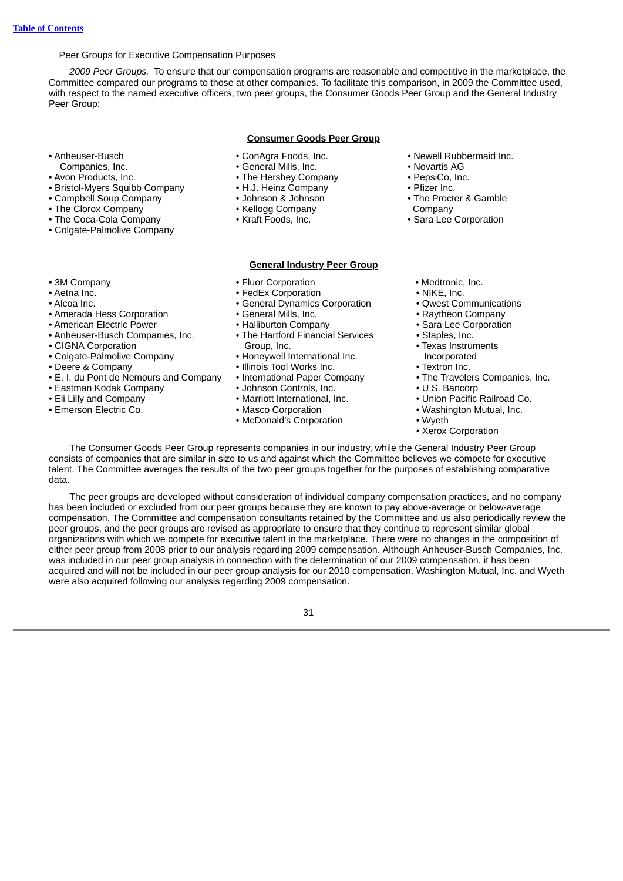Peer Groups for Executive Compensation Purposes

*2009 Peer Groups.* To ensure that our compensation programs are reasonable and competitive in the marketplace, the Committee compared our programs to those at other companies. To facilitate this comparison, in 2009 the Committee used, with respect to the named executive officers, two peer groups, the Consumer Goods Peer Group and the General Industry Peer Group:

**Consumer Goods Peer Group**

- Anheuser-Busch Companies, Inc.
- Avon Products, Inc.
- Bristol-Myers Squibb Company
- Campbell Soup Company
- The Clorox Company
- The Coca-Cola Company
- Colgate-Palmolive Company
- ConAgra Foods, Inc.
- General Mills, Inc.
- The Hershey Company
- H.J. Heinz Company
- Johnson & Johnson
- Kellogg Company
- Kraft Foods, Inc.
- Newell Rubbermaid Inc.
- Novartis AG
- PepsiCo, Inc.
- Pfizer Inc.
- The Procter & Gamble Company
- Sara Lee Corporation

**General Industry Peer Group**

- 3M Company
- Aetna Inc.
- Alcoa Inc.
- Amerada Hess Corporation
- American Electric Power
- Anheuser-Busch Companies, Inc.
- CIGNA Corporation
- Colgate-Palmolive Company
- Deere & Company
- E. I. du Pont de Nemours and Company
- Eastman Kodak Company
- Eli Lilly and Company
- Emerson Electric Co.
- Fluor Corporation
- FedEx Corporation
- General Dynamics Corporation
- General Mills, Inc.
- Halliburton Company
- The Hartford Financial Services Group, Inc.
- Honeywell International Inc.
- Illinois Tool Works Inc.
- International Paper Company
- Johnson Controls, Inc.
- Marriott International, Inc.
- Masco Corporation
- McDonald's Corporation
- Medtronic, Inc.
- NIKE, Inc.
- Qwest Communications
- Raytheon Company
- Sara Lee Corporation
- Staples, Inc.
- Texas Instruments Incorporated
- Textron Inc.
- The Travelers Companies, Inc.
- U.S. Bancorp
- Union Pacific Railroad Co.
- Washington Mutual, Inc.
- Wyeth
- Xerox Corporation

The Consumer Goods Peer Group represents companies in our industry, while the General Industry Peer Group consists of companies that are similar in size to us and against which the Committee believes we compete for executive talent. The Committee averages the results of the two peer groups together for the purposes of establishing comparative data.

The peer groups are developed without consideration of individual company compensation practices, and no company has been included or excluded from our peer groups because they are known to pay above-average or below-average compensation. The Committee and compensation consultants retained by the Committee and us also periodically review the peer groups, and the peer groups are revised as appropriate to ensure that they continue to represent similar global organizations with which we compete for executive talent in the marketplace. There were no changes in the composition of either peer group from 2008 prior to our analysis regarding 2009 compensation. Although Anheuser-Busch Companies, Inc. was included in our peer group analysis in connection with the determination of our 2009 compensation, it has been acquired and will not be included in our peer group analysis for our 2010 compensation. Washington Mutual, Inc. and Wyeth were also acquired following our analysis regarding 2009 compensation.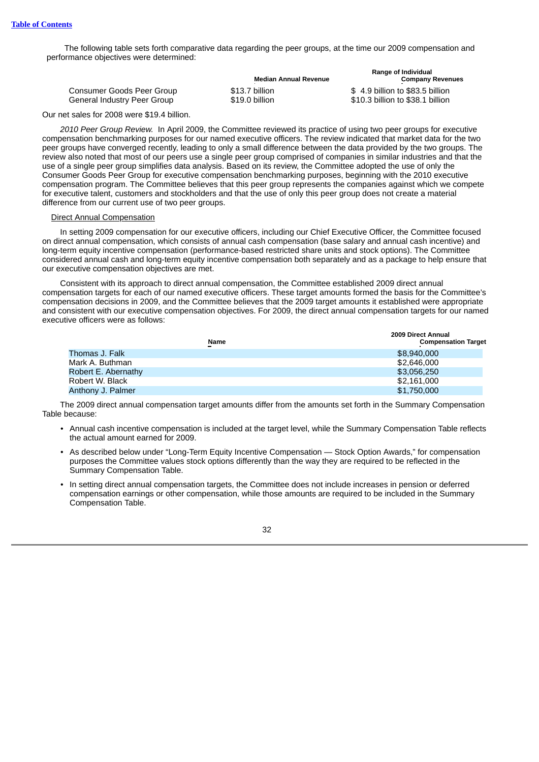The following table sets forth comparative data regarding the peer groups, at the time our 2009 compensation and performance objectives were determined:

| | Median Annual Revenue | Range of Individual Company Revenues |
|---|---|---|
| Consumer Goods Peer Group | $13.7 billion | $ 4.9 billion to $83.5 billion |
| General Industry Peer Group | $19.0 billion | $10.3 billion to $38.1 billion |

Our net sales for 2008 were $19.4 billion.

*2010 Peer Group Review.* In April 2009, the Committee reviewed its practice of using two peer groups for executive compensation benchmarking purposes for our named executive officers. The review indicated that market data for the two peer groups have converged recently, leading to only a small difference between the data provided by the two groups. The review also noted that most of our peers use a single peer group comprised of companies in similar industries and that the use of a single peer group simplifies data analysis. Based on its review, the Committee adopted the use of only the Consumer Goods Peer Group for executive compensation benchmarking purposes, beginning with the 2010 executive compensation program. The Committee believes that this peer group represents the companies against which we compete for executive talent, customers and stockholders and that the use of only this peer group does not create a material difference from our current use of two peer groups.

Direct Annual Compensation

In setting 2009 compensation for our executive officers, including our Chief Executive Officer, the Committee focused on direct annual compensation, which consists of annual cash compensation (base salary and annual cash incentive) and long-term equity incentive compensation (performance-based restricted share units and stock options). The Committee considered annual cash and long-term equity incentive compensation both separately and as a package to help ensure that our executive compensation objectives are met.

Consistent with its approach to direct annual compensation, the Committee established 2009 direct annual compensation targets for each of our named executive officers. These target amounts formed the basis for the Committee's compensation decisions in 2009, and the Committee believes that the 2009 target amounts it established were appropriate and consistent with our executive compensation objectives. For 2009, the direct annual compensation targets for our named executive officers were as follows:

| Name | 2009 Direct Annual Compensation Target |
|---|---|
| Thomas J. Falk | $8,940,000 |
| Mark A. Buthman | $2,646,000 |
| Robert E. Abernathy | $3,056,250 |
| Robert W. Black | $2,161,000 |
| Anthony J. Palmer | $1,750,000 |

The 2009 direct annual compensation target amounts differ from the amounts set forth in the Summary Compensation Table because:

- Annual cash incentive compensation is included at the target level, while the Summary Compensation Table reflects the actual amount earned for 2009.
- As described below under "Long-Term Equity Incentive Compensation — Stock Option Awards," for compensation purposes the Committee values stock options differently than the way they are required to be reflected in the Summary Compensation Table.
- In setting direct annual compensation targets, the Committee does not include increases in pension or deferred compensation earnings or other compensation, while those amounts are required to be included in the Summary Compensation Table.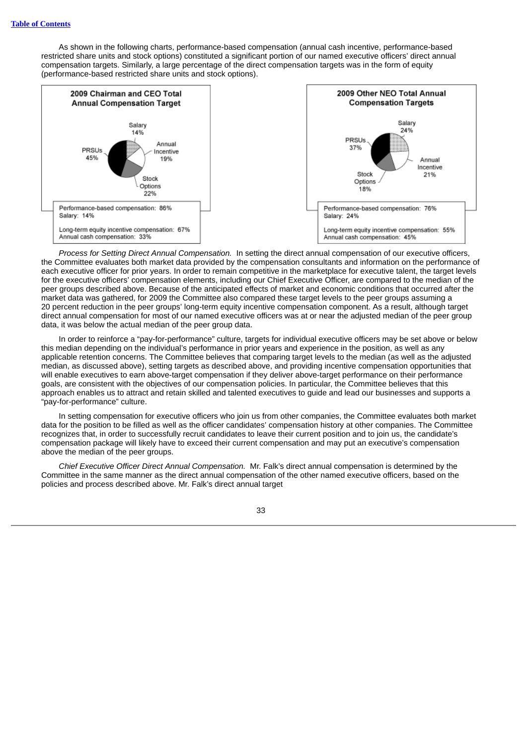As shown in the following charts, performance-based compensation (annual cash incentive, performance-based restricted share units and stock options) constituted a significant portion of our named executive officers' direct annual compensation targets. Similarly, a large percentage of the direct compensation targets was in the form of equity (performance-based restricted share units and stock options).

**2009 Chairman and CEO Total Annual Compensation Target**

Salary 14%
Annual Incentive 19%
Stock Options 22%
PRSUs 45%

Performance-based compensation: 86%
Salary: 14%

Long-term equity incentive compensation: 67%
Annual cash compensation: 33%

**2009 Other NEO Total Annual Compensation Targets**

Salary 24%
Annual Incentive 21%
Stock Options 18%
PRSUs 37%

Performance-based compensation: 76%
Salary: 24%

Long-term equity incentive compensation: 55%
Annual cash compensation: 45%

*Process for Setting Direct Annual Compensation.* In setting the direct annual compensation of our executive officers, the Committee evaluates both market data provided by the compensation consultants and information on the performance of each executive officer for prior years. In order to remain competitive in the marketplace for executive talent, the target levels for the executive officers' compensation elements, including our Chief Executive Officer, are compared to the median of the peer groups described above. Because of the anticipated effects of market and economic conditions that occurred after the market data was gathered, for 2009 the Committee also compared these target levels to the peer groups assuming a 20 percent reduction in the peer groups' long-term equity incentive compensation component. As a result, although target direct annual compensation for most of our named executive officers was at or near the adjusted median of the peer group data, it was below the actual median of the peer group data.

In order to reinforce a "pay-for-performance" culture, targets for individual executive officers may be set above or below this median depending on the individual's performance in prior years and experience in the position, as well as any applicable retention concerns. The Committee believes that comparing target levels to the median (as well as the adjusted median, as discussed above), setting targets as described above, and providing incentive compensation opportunities that will enable executives to earn above-target compensation if they deliver above-target performance on their performance goals, are consistent with the objectives of our compensation policies. In particular, the Committee believes that this approach enables us to attract and retain skilled and talented executives to guide and lead our businesses and supports a "pay-for-performance" culture.

In setting compensation for executive officers who join us from other companies, the Committee evaluates both market data for the position to be filled as well as the officer candidates' compensation history at other companies. The Committee recognizes that, in order to successfully recruit candidates to leave their current position and to join us, the candidate's compensation package will likely have to exceed their current compensation and may put an executive's compensation above the median of the peer groups.

*Chief Executive Officer Direct Annual Compensation.* Mr. Falk's direct annual compensation is determined by the Committee in the same manner as the direct annual compensation of the other named executive officers, based on the policies and process described above. Mr. Falk's direct annual target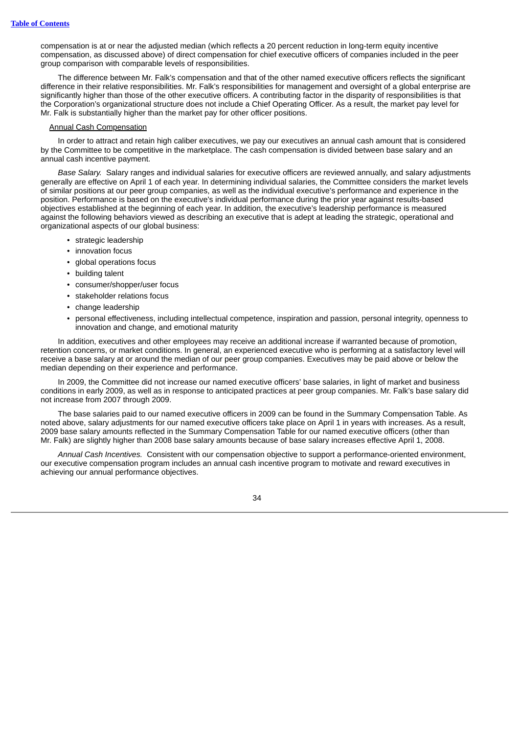compensation is at or near the adjusted median (which reflects a 20 percent reduction in long-term equity incentive compensation, as discussed above) of direct compensation for chief executive officers of companies included in the peer group comparison with comparable levels of responsibilities.

The difference between Mr. Falk's compensation and that of the other named executive officers reflects the significant difference in their relative responsibilities. Mr. Falk's responsibilities for management and oversight of a global enterprise are significantly higher than those of the other executive officers. A contributing factor in the disparity of responsibilities is that the Corporation's organizational structure does not include a Chief Operating Officer. As a result, the market pay level for Mr. Falk is substantially higher than the market pay for other officer positions.

Annual Cash Compensation

In order to attract and retain high caliber executives, we pay our executives an annual cash amount that is considered by the Committee to be competitive in the marketplace. The cash compensation is divided between base salary and an annual cash incentive payment.

*Base Salary.* Salary ranges and individual salaries for executive officers are reviewed annually, and salary adjustments generally are effective on April 1 of each year. In determining individual salaries, the Committee considers the market levels of similar positions at our peer group companies, as well as the individual executive's performance and experience in the position. Performance is based on the executive's individual performance during the prior year against results-based objectives established at the beginning of each year. In addition, the executive's leadership performance is measured against the following behaviors viewed as describing an executive that is adept at leading the strategic, operational and organizational aspects of our global business:

- strategic leadership
- innovation focus
- global operations focus
- building talent
- consumer/shopper/user focus
- stakeholder relations focus
- change leadership
- personal effectiveness, including intellectual competence, inspiration and passion, personal integrity, openness to innovation and change, and emotional maturity

In addition, executives and other employees may receive an additional increase if warranted because of promotion, retention concerns, or market conditions. In general, an experienced executive who is performing at a satisfactory level will receive a base salary at or around the median of our peer group companies. Executives may be paid above or below the median depending on their experience and performance.

In 2009, the Committee did not increase our named executive officers' base salaries, in light of market and business conditions in early 2009, as well as in response to anticipated practices at peer group companies. Mr. Falk's base salary did not increase from 2007 through 2009.

The base salaries paid to our named executive officers in 2009 can be found in the Summary Compensation Table. As noted above, salary adjustments for our named executive officers take place on April 1 in years with increases. As a result, 2009 base salary amounts reflected in the Summary Compensation Table for our named executive officers (other than Mr. Falk) are slightly higher than 2008 base salary amounts because of base salary increases effective April 1, 2008.

*Annual Cash Incentives.* Consistent with our compensation objective to support a performance-oriented environment, our executive compensation program includes an annual cash incentive program to motivate and reward executives in achieving our annual performance objectives.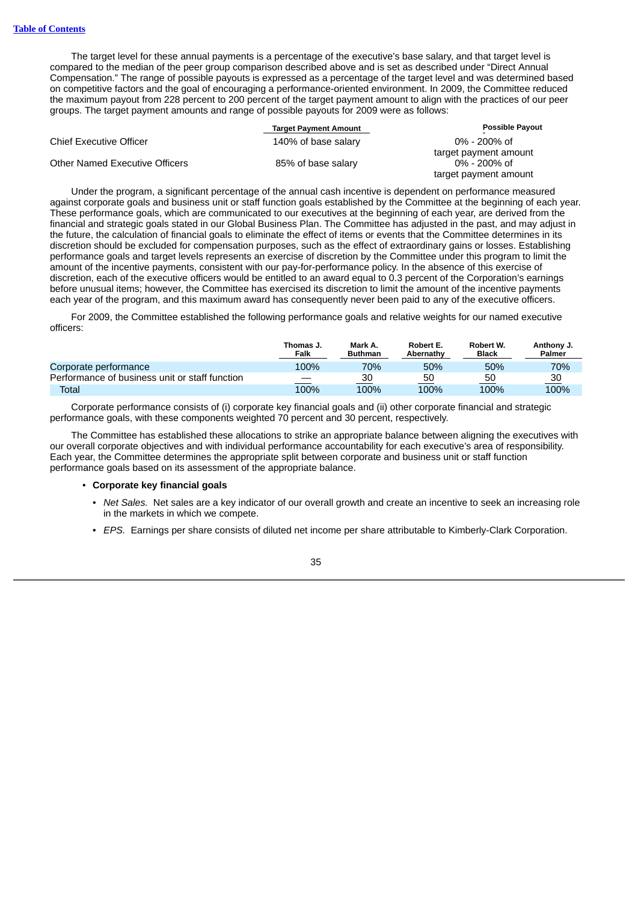The target level for these annual payments is a percentage of the executive's base salary, and that target level is compared to the median of the peer group comparison described above and is set as described under "Direct Annual Compensation." The range of possible payouts is expressed as a percentage of the target level and was determined based on competitive factors and the goal of encouraging a performance-oriented environment. In 2009, the Committee reduced the maximum payout from 228 percent to 200 percent of the target payment amount to align with the practices of our peer groups. The target payment amounts and range of possible payouts for 2009 were as follows:

| | Target Payment Amount | Possible Payout |
|---|---|---|
| Chief Executive Officer | 140% of base salary | 0% - 200% of target payment amount |
| Other Named Executive Officers | 85% of base salary | 0% - 200% of target payment amount |

Under the program, a significant percentage of the annual cash incentive is dependent on performance measured against corporate goals and business unit or staff function goals established by the Committee at the beginning of each year. These performance goals, which are communicated to our executives at the beginning of each year, are derived from the financial and strategic goals stated in our Global Business Plan. The Committee has adjusted in the past, and may adjust in the future, the calculation of financial goals to eliminate the effect of items or events that the Committee determines in its discretion should be excluded for compensation purposes, such as the effect of extraordinary gains or losses. Establishing performance goals and target levels represents an exercise of discretion by the Committee under this program to limit the amount of the incentive payments, consistent with our pay-for-performance policy. In the absence of this exercise of discretion, each of the executive officers would be entitled to an award equal to 0.3 percent of the Corporation's earnings before unusual items; however, the Committee has exercised its discretion to limit the amount of the incentive payments each year of the program, and this maximum award has consequently never been paid to any of the executive officers.

For 2009, the Committee established the following performance goals and relative weights for our named executive officers:

| | Thomas J. Falk | Mark A. Buthman | Robert E. Abernathy | Robert W. Black | Anthony J. Palmer |
|---|---|---|---|---|---|
| Corporate performance | 100% | 70% | 50% | 50% | 70% |
| Performance of business unit or staff function | — | 30 | 50 | 50 | 30 |
| Total | 100% | 100% | 100% | 100% | 100% |

Corporate performance consists of (i) corporate key financial goals and (ii) other corporate financial and strategic performance goals, with these components weighted 70 percent and 30 percent, respectively.

The Committee has established these allocations to strike an appropriate balance between aligning the executives with our overall corporate objectives and with individual performance accountability for each executive's area of responsibility. Each year, the Committee determines the appropriate split between corporate and business unit or staff function performance goals based on its assessment of the appropriate balance.

- **Corporate key financial goals**
  - *Net Sales.* Net sales are a key indicator of our overall growth and create an incentive to seek an increasing role in the markets in which we compete.
  - *EPS.* Earnings per share consists of diluted net income per share attributable to Kimberly-Clark Corporation.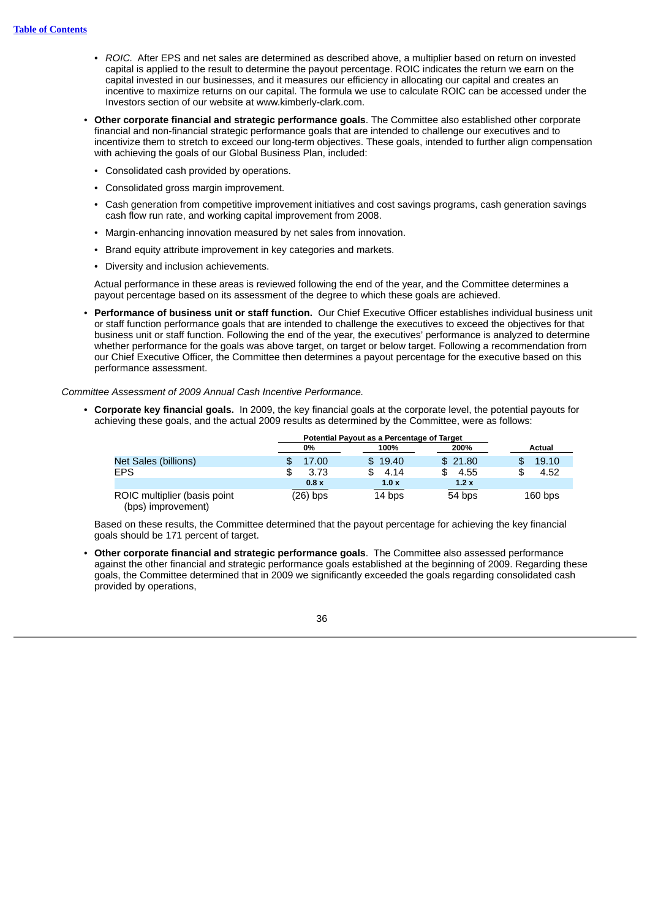- *ROIC.* After EPS and net sales are determined as described above, a multiplier based on return on invested capital is applied to the result to determine the payout percentage. ROIC indicates the return we earn on the capital invested in our businesses, and it measures our efficiency in allocating our capital and creates an incentive to maximize returns on our capital. The formula we use to calculate ROIC can be accessed under the Investors section of our website at www.kimberly-clark.com.

- **Other corporate financial and strategic performance goals**. The Committee also established other corporate financial and non-financial strategic performance goals that are intended to challenge our executives and to incentivize them to stretch to exceed our long-term objectives. These goals, intended to further align compensation with achieving the goals of our Global Business Plan, included:
  - Consolidated cash provided by operations.
  - Consolidated gross margin improvement.
  - Cash generation from competitive improvement initiatives and cost savings programs, cash generation savings cash flow run rate, and working capital improvement from 2008.
  - Margin-enhancing innovation measured by net sales from innovation.
  - Brand equity attribute improvement in key categories and markets.
  - Diversity and inclusion achievements.

  Actual performance in these areas is reviewed following the end of the year, and the Committee determines a payout percentage based on its assessment of the degree to which these goals are achieved.

- **Performance of business unit or staff function.** Our Chief Executive Officer establishes individual business unit or staff function performance goals that are intended to challenge the executives to exceed the objectives for that business unit or staff function. Following the end of the year, the executives' performance is analyzed to determine whether performance for the goals was above target, on target or below target. Following a recommendation from our Chief Executive Officer, the Committee then determines a payout percentage for the executive based on this performance assessment.

*Committee Assessment of 2009 Annual Cash Incentive Performance.*

- **Corporate key financial goals.** In 2009, the key financial goals at the corporate level, the potential payouts for achieving these goals, and the actual 2009 results as determined by the Committee, were as follows:

| | Potential Payout as a Percentage of Target | | | |
|---|---|---|---|---|
| | **0%** | **100%** | **200%** | **Actual** |
| Net Sales (billions) | $ 17.00 | $ 19.40 | $ 21.80 | $ 19.10 |
| EPS | $ 3.73 | $ 4.14 | $ 4.55 | $ 4.52 |
| | **0.8 x** | **1.0 x** | **1.2 x** | |
| ROIC multiplier (basis point (bps) improvement) | (26) bps | 14 bps | 54 bps | 160 bps |

  Based on these results, the Committee determined that the payout percentage for achieving the key financial goals should be 171 percent of target.

- **Other corporate financial and strategic performance goals**. The Committee also assessed performance against the other financial and strategic performance goals established at the beginning of 2009. Regarding these goals, the Committee determined that in 2009 we significantly exceeded the goals regarding consolidated cash provided by operations,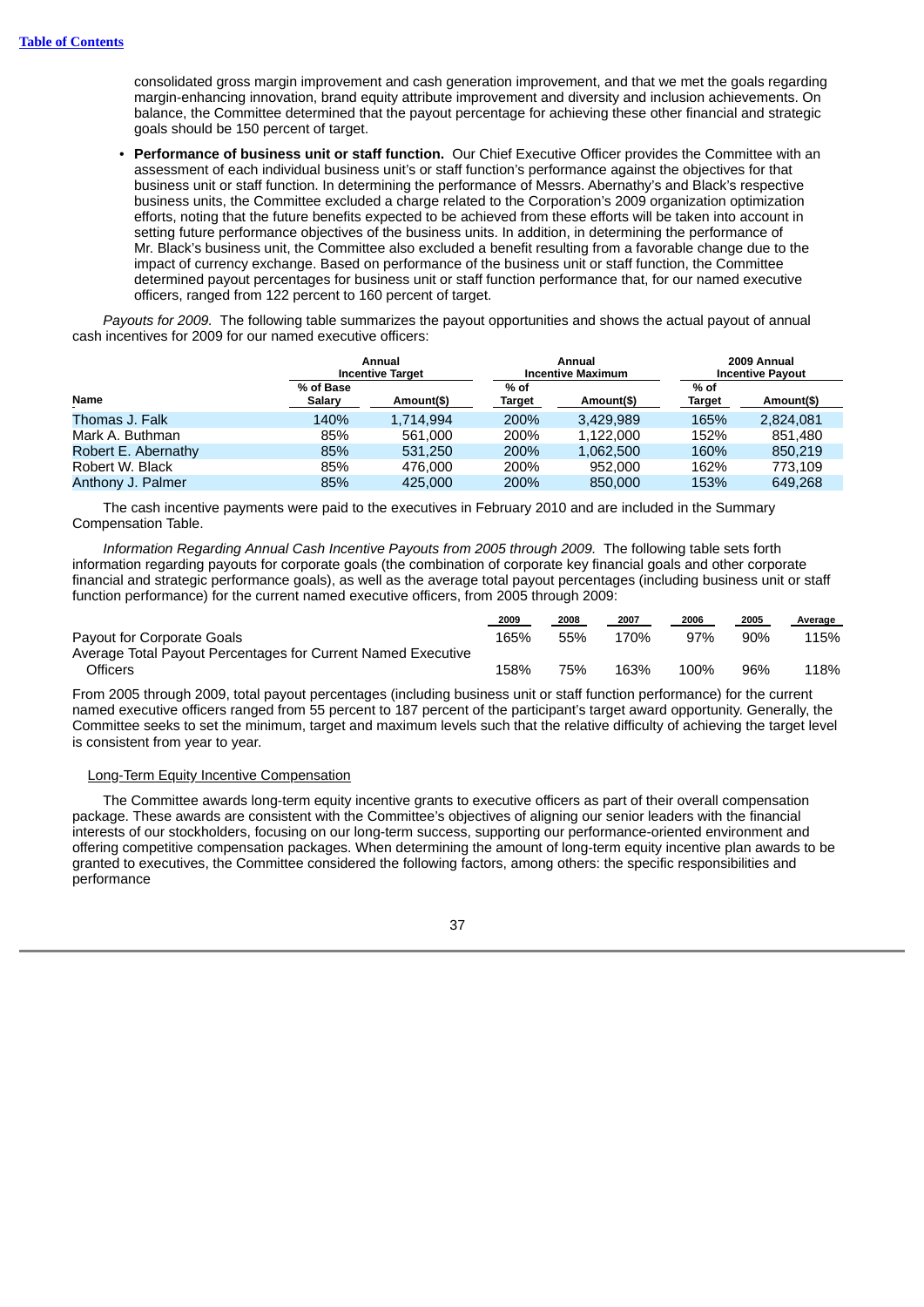consolidated gross margin improvement and cash generation improvement, and that we met the goals regarding margin-enhancing innovation, brand equity attribute improvement and diversity and inclusion achievements. On balance, the Committee determined that the payout percentage for achieving these other financial and strategic goals should be 150 percent of target.

- **Performance of business unit or staff function.** Our Chief Executive Officer provides the Committee with an assessment of each individual business unit's or staff function's performance against the objectives for that business unit or staff function. In determining the performance of Messrs. Abernathy's and Black's respective business units, the Committee excluded a charge related to the Corporation's 2009 organization optimization efforts, noting that the future benefits expected to be achieved from these efforts will be taken into account in setting future performance objectives of the business units. In addition, in determining the performance of Mr. Black's business unit, the Committee also excluded a benefit resulting from a favorable change due to the impact of currency exchange. Based on performance of the business unit or staff function, the Committee determined payout percentages for business unit or staff function performance that, for our named executive officers, ranged from 122 percent to 160 percent of target.

*Payouts for 2009.* The following table summarizes the payout opportunities and shows the actual payout of annual cash incentives for 2009 for our named executive officers:

| | Annual Incentive Target | | Annual Incentive Maximum | | 2009 Annual Incentive Payout | |
|---|---|---|---|---|---|---|
| **Name** | **% of Base Salary** | **Amount($)** | **% of Target** | **Amount($)** | **% of Target** | **Amount($)** |
| Thomas J. Falk | 140% | 1,714,994 | 200% | 3,429,989 | 165% | 2,824,081 |
| Mark A. Buthman | 85% | 561,000 | 200% | 1,122,000 | 152% | 851,480 |
| Robert E. Abernathy | 85% | 531,250 | 200% | 1,062,500 | 160% | 850,219 |
| Robert W. Black | 85% | 476,000 | 200% | 952,000 | 162% | 773,109 |
| Anthony J. Palmer | 85% | 425,000 | 200% | 850,000 | 153% | 649,268 |

The cash incentive payments were paid to the executives in February 2010 and are included in the Summary Compensation Table.

*Information Regarding Annual Cash Incentive Payouts from 2005 through 2009.* The following table sets forth information regarding payouts for corporate goals (the combination of corporate key financial goals and other corporate financial and strategic performance goals), as well as the average total payout percentages (including business unit or staff function performance) for the current named executive officers, from 2005 through 2009:

| | 2009 | 2008 | 2007 | 2006 | 2005 | Average |
|---|---|---|---|---|---|---|
| Payout for Corporate Goals | 165% | 55% | 170% | 97% | 90% | 115% |
| Average Total Payout Percentages for Current Named Executive Officers | 158% | 75% | 163% | 100% | 96% | 118% |

From 2005 through 2009, total payout percentages (including business unit or staff function performance) for the current named executive officers ranged from 55 percent to 187 percent of the participant's target award opportunity. Generally, the Committee seeks to set the minimum, target and maximum levels such that the relative difficulty of achieving the target level is consistent from year to year.

Long-Term Equity Incentive Compensation

The Committee awards long-term equity incentive grants to executive officers as part of their overall compensation package. These awards are consistent with the Committee's objectives of aligning our senior leaders with the financial interests of our stockholders, focusing on our long-term success, supporting our performance-oriented environment and offering competitive compensation packages. When determining the amount of long-term equity incentive plan awards to be granted to executives, the Committee considered the following factors, among others: the specific responsibilities and performance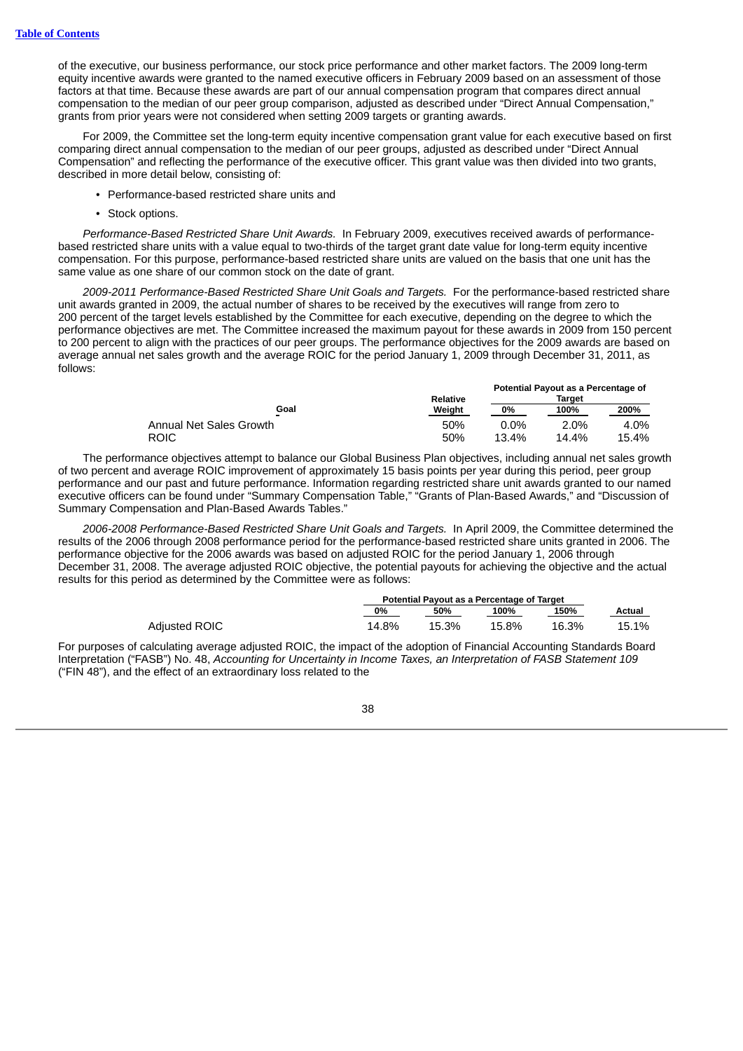of the executive, our business performance, our stock price performance and other market factors. The 2009 long-term equity incentive awards were granted to the named executive officers in February 2009 based on an assessment of those factors at that time. Because these awards are part of our annual compensation program that compares direct annual compensation to the median of our peer group comparison, adjusted as described under "Direct Annual Compensation," grants from prior years were not considered when setting 2009 targets or granting awards.

For 2009, the Committee set the long-term equity incentive compensation grant value for each executive based on first comparing direct annual compensation to the median of our peer groups, adjusted as described under "Direct Annual Compensation" and reflecting the performance of the executive officer. This grant value was then divided into two grants, described in more detail below, consisting of:

- Performance-based restricted share units and
- Stock options.

*Performance-Based Restricted Share Unit Awards.* In February 2009, executives received awards of performance-based restricted share units with a value equal to two-thirds of the target grant date value for long-term equity incentive compensation. For this purpose, performance-based restricted share units are valued on the basis that one unit has the same value as one share of our common stock on the date of grant.

*2009-2011 Performance-Based Restricted Share Unit Goals and Targets.* For the performance-based restricted share unit awards granted in 2009, the actual number of shares to be received by the executives will range from zero to 200 percent of the target levels established by the Committee for each executive, depending on the degree to which the performance objectives are met. The Committee increased the maximum payout for these awards in 2009 from 150 percent to 200 percent to align with the practices of our peer groups. The performance objectives for the 2009 awards are based on average annual net sales growth and the average ROIC for the period January 1, 2009 through December 31, 2011, as follows:

| Goal | Relative Weight | Potential Payout as a Percentage of Target | | |
|---|---|---|---|---|
| | | 0% | 100% | 200% |
| Annual Net Sales Growth | 50% | 0.0% | 2.0% | 4.0% |
| ROIC | 50% | 13.4% | 14.4% | 15.4% |

The performance objectives attempt to balance our Global Business Plan objectives, including annual net sales growth of two percent and average ROIC improvement of approximately 15 basis points per year during this period, peer group performance and our past and future performance. Information regarding restricted share unit awards granted to our named executive officers can be found under "Summary Compensation Table," "Grants of Plan-Based Awards," and "Discussion of Summary Compensation and Plan-Based Awards Tables."

*2006-2008 Performance-Based Restricted Share Unit Goals and Targets.* In April 2009, the Committee determined the results of the 2006 through 2008 performance period for the performance-based restricted share units granted in 2006. The performance objective for the 2006 awards was based on adjusted ROIC for the period January 1, 2006 through December 31, 2008. The average adjusted ROIC objective, the potential payouts for achieving the objective and the actual results for this period as determined by the Committee were as follows:

| | Potential Payout as a Percentage of Target | | | | |
|---|---|---|---|---|---|
| | 0% | 50% | 100% | 150% | Actual |
| Adjusted ROIC | 14.8% | 15.3% | 15.8% | 16.3% | 15.1% |

For purposes of calculating average adjusted ROIC, the impact of the adoption of Financial Accounting Standards Board Interpretation ("FASB") No. 48, *Accounting for Uncertainty in Income Taxes, an Interpretation of FASB Statement 109* ("FIN 48"), and the effect of an extraordinary loss related to the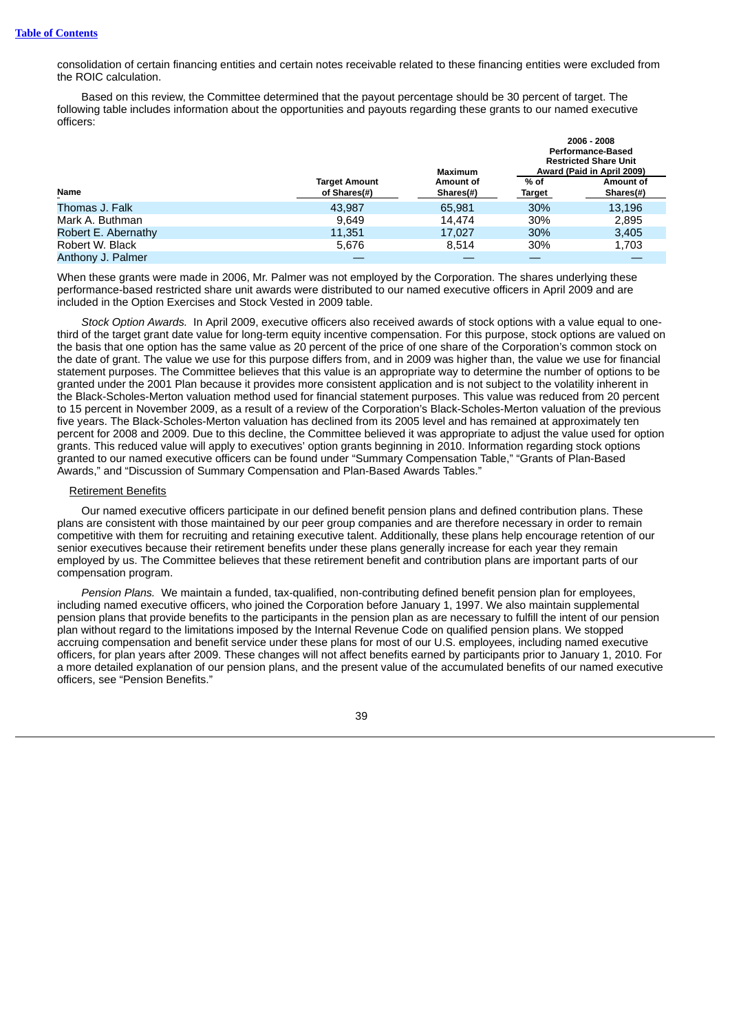consolidation of certain financing entities and certain notes receivable related to these financing entities were excluded from the ROIC calculation.

Based on this review, the Committee determined that the payout percentage should be 30 percent of target. The following table includes information about the opportunities and payouts regarding these grants to our named executive officers:

| Name | Target Amount of Shares(#) | Maximum Amount of Shares(#) | 2006 - 2008 Performance-Based Restricted Share Unit Award (Paid in April 2009) | |
|---|---|---|---|---|
| | | | % of Target | Amount of Shares(#) |
| Thomas J. Falk | 43,987 | 65,981 | 30% | 13,196 |
| Mark A. Buthman | 9,649 | 14,474 | 30% | 2,895 |
| Robert E. Abernathy | 11,351 | 17,027 | 30% | 3,405 |
| Robert W. Black | 5,676 | 8,514 | 30% | 1,703 |
| Anthony J. Palmer | — | — | — | — |

When these grants were made in 2006, Mr. Palmer was not employed by the Corporation. The shares underlying these performance-based restricted share unit awards were distributed to our named executive officers in April 2009 and are included in the Option Exercises and Stock Vested in 2009 table.

*Stock Option Awards.* In April 2009, executive officers also received awards of stock options with a value equal to one-third of the target grant date value for long-term equity incentive compensation. For this purpose, stock options are valued on the basis that one option has the same value as 20 percent of the price of one share of the Corporation's common stock on the date of grant. The value we use for this purpose differs from, and in 2009 was higher than, the value we use for financial statement purposes. The Committee believes that this value is an appropriate way to determine the number of options to be granted under the 2001 Plan because it provides more consistent application and is not subject to the volatility inherent in the Black-Scholes-Merton valuation method used for financial statement purposes. This value was reduced from 20 percent to 15 percent in November 2009, as a result of a review of the Corporation's Black-Scholes-Merton valuation of the previous five years. The Black-Scholes-Merton valuation has declined from its 2005 level and has remained at approximately ten percent for 2008 and 2009. Due to this decline, the Committee believed it was appropriate to adjust the value used for option grants. This reduced value will apply to executives' option grants beginning in 2010. Information regarding stock options granted to our named executive officers can be found under "Summary Compensation Table," "Grants of Plan-Based Awards," and "Discussion of Summary Compensation and Plan-Based Awards Tables."

Retirement Benefits

Our named executive officers participate in our defined benefit pension plans and defined contribution plans. These plans are consistent with those maintained by our peer group companies and are therefore necessary in order to remain competitive with them for recruiting and retaining executive talent. Additionally, these plans help encourage retention of our senior executives because their retirement benefits under these plans generally increase for each year they remain employed by us. The Committee believes that these retirement benefit and contribution plans are important parts of our compensation program.

*Pension Plans.* We maintain a funded, tax-qualified, non-contributing defined benefit pension plan for employees, including named executive officers, who joined the Corporation before January 1, 1997. We also maintain supplemental pension plans that provide benefits to the participants in the pension plan as are necessary to fulfill the intent of our pension plan without regard to the limitations imposed by the Internal Revenue Code on qualified pension plans. We stopped accruing compensation and benefit service under these plans for most of our U.S. employees, including named executive officers, for plan years after 2009. These changes will not affect benefits earned by participants prior to January 1, 2010. For a more detailed explanation of our pension plans, and the present value of the accumulated benefits of our named executive officers, see "Pension Benefits."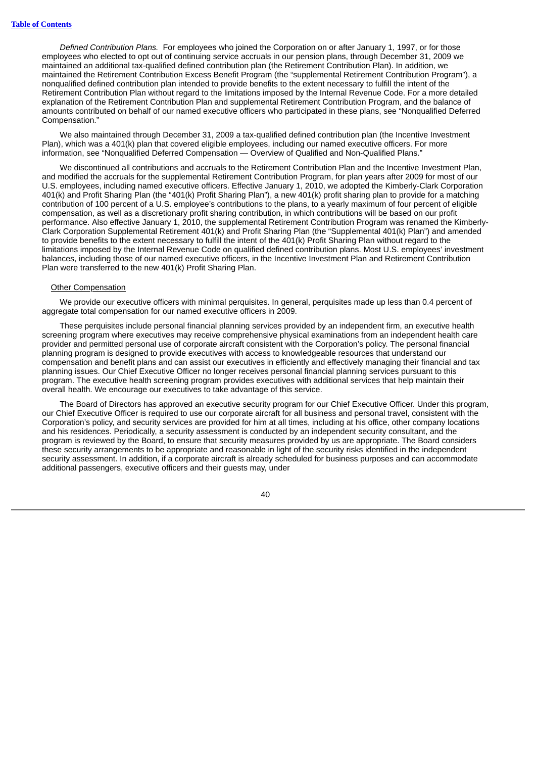*Defined Contribution Plans.* For employees who joined the Corporation on or after January 1, 1997, or for those employees who elected to opt out of continuing service accruals in our pension plans, through December 31, 2009 we maintained an additional tax-qualified defined contribution plan (the Retirement Contribution Plan). In addition, we maintained the Retirement Contribution Excess Benefit Program (the "supplemental Retirement Contribution Program"), a nonqualified defined contribution plan intended to provide benefits to the extent necessary to fulfill the intent of the Retirement Contribution Plan without regard to the limitations imposed by the Internal Revenue Code. For a more detailed explanation of the Retirement Contribution Plan and supplemental Retirement Contribution Program, and the balance of amounts contributed on behalf of our named executive officers who participated in these plans, see "Nonqualified Deferred Compensation."

We also maintained through December 31, 2009 a tax-qualified defined contribution plan (the Incentive Investment Plan), which was a 401(k) plan that covered eligible employees, including our named executive officers. For more information, see "Nonqualified Deferred Compensation — Overview of Qualified and Non-Qualified Plans."

We discontinued all contributions and accruals to the Retirement Contribution Plan and the Incentive Investment Plan, and modified the accruals for the supplemental Retirement Contribution Program, for plan years after 2009 for most of our U.S. employees, including named executive officers. Effective January 1, 2010, we adopted the Kimberly-Clark Corporation 401(k) and Profit Sharing Plan (the "401(k) Profit Sharing Plan"), a new 401(k) profit sharing plan to provide for a matching contribution of 100 percent of a U.S. employee's contributions to the plans, to a yearly maximum of four percent of eligible compensation, as well as a discretionary profit sharing contribution, in which contributions will be based on our profit performance. Also effective January 1, 2010, the supplemental Retirement Contribution Program was renamed the Kimberly-Clark Corporation Supplemental Retirement 401(k) and Profit Sharing Plan (the "Supplemental 401(k) Plan") and amended to provide benefits to the extent necessary to fulfill the intent of the 401(k) Profit Sharing Plan without regard to the limitations imposed by the Internal Revenue Code on qualified defined contribution plans. Most U.S. employees' investment balances, including those of our named executive officers, in the Incentive Investment Plan and Retirement Contribution Plan were transferred to the new 401(k) Profit Sharing Plan.

Other Compensation

We provide our executive officers with minimal perquisites. In general, perquisites made up less than 0.4 percent of aggregate total compensation for our named executive officers in 2009.

These perquisites include personal financial planning services provided by an independent firm, an executive health screening program where executives may receive comprehensive physical examinations from an independent health care provider and permitted personal use of corporate aircraft consistent with the Corporation's policy. The personal financial planning program is designed to provide executives with access to knowledgeable resources that understand our compensation and benefit plans and can assist our executives in efficiently and effectively managing their financial and tax planning issues. Our Chief Executive Officer no longer receives personal financial planning services pursuant to this program. The executive health screening program provides executives with additional services that help maintain their overall health. We encourage our executives to take advantage of this service.

The Board of Directors has approved an executive security program for our Chief Executive Officer. Under this program, our Chief Executive Officer is required to use our corporate aircraft for all business and personal travel, consistent with the Corporation's policy, and security services are provided for him at all times, including at his office, other company locations and his residences. Periodically, a security assessment is conducted by an independent security consultant, and the program is reviewed by the Board, to ensure that security measures provided by us are appropriate. The Board considers these security arrangements to be appropriate and reasonable in light of the security risks identified in the independent security assessment. In addition, if a corporate aircraft is already scheduled for business purposes and can accommodate additional passengers, executive officers and their guests may, under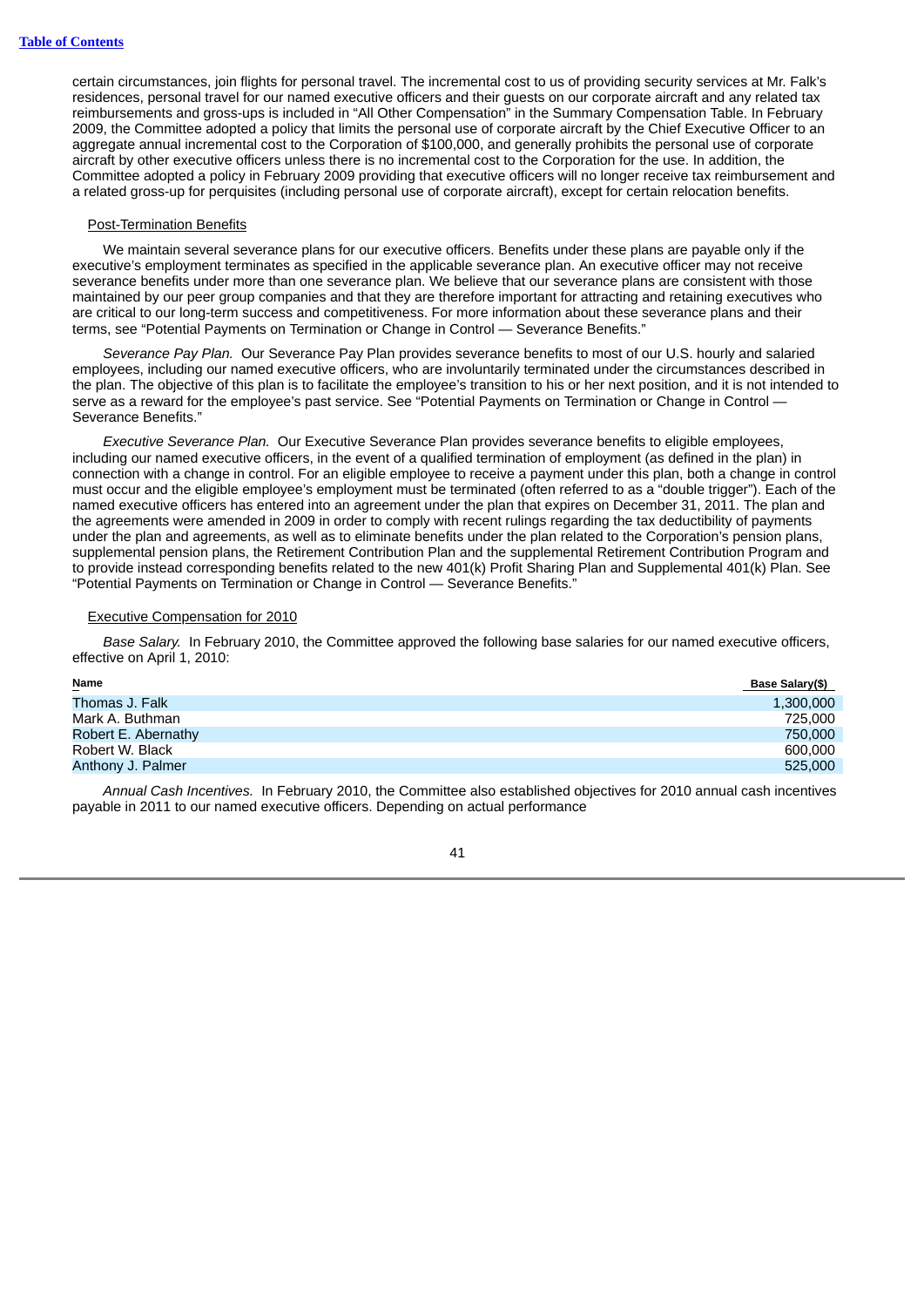certain circumstances, join flights for personal travel. The incremental cost to us of providing security services at Mr. Falk's residences, personal travel for our named executive officers and their guests on our corporate aircraft and any related tax reimbursements and gross-ups is included in "All Other Compensation" in the Summary Compensation Table. In February 2009, the Committee adopted a policy that limits the personal use of corporate aircraft by the Chief Executive Officer to an aggregate annual incremental cost to the Corporation of $100,000, and generally prohibits the personal use of corporate aircraft by other executive officers unless there is no incremental cost to the Corporation for the use. In addition, the Committee adopted a policy in February 2009 providing that executive officers will no longer receive tax reimbursement and a related gross-up for perquisites (including personal use of corporate aircraft), except for certain relocation benefits.

Post-Termination Benefits

We maintain several severance plans for our executive officers. Benefits under these plans are payable only if the executive's employment terminates as specified in the applicable severance plan. An executive officer may not receive severance benefits under more than one severance plan. We believe that our severance plans are consistent with those maintained by our peer group companies and that they are therefore important for attracting and retaining executives who are critical to our long-term success and competitiveness. For more information about these severance plans and their terms, see "Potential Payments on Termination or Change in Control — Severance Benefits."

*Severance Pay Plan.* Our Severance Pay Plan provides severance benefits to most of our U.S. hourly and salaried employees, including our named executive officers, who are involuntarily terminated under the circumstances described in the plan. The objective of this plan is to facilitate the employee's transition to his or her next position, and it is not intended to serve as a reward for the employee's past service. See "Potential Payments on Termination or Change in Control — Severance Benefits."

*Executive Severance Plan.* Our Executive Severance Plan provides severance benefits to eligible employees, including our named executive officers, in the event of a qualified termination of employment (as defined in the plan) in connection with a change in control. For an eligible employee to receive a payment under this plan, both a change in control must occur and the eligible employee's employment must be terminated (often referred to as a "double trigger"). Each of the named executive officers has entered into an agreement under the plan that expires on December 31, 2011. The plan and the agreements were amended in 2009 in order to comply with recent rulings regarding the tax deductibility of payments under the plan and agreements, as well as to eliminate benefits under the plan related to the Corporation's pension plans, supplemental pension plans, the Retirement Contribution Plan and the supplemental Retirement Contribution Program and to provide instead corresponding benefits related to the new 401(k) Profit Sharing Plan and Supplemental 401(k) Plan. See "Potential Payments on Termination or Change in Control — Severance Benefits."

Executive Compensation for 2010

*Base Salary.* In February 2010, the Committee approved the following base salaries for our named executive officers, effective on April 1, 2010:

| Name | Base Salary($) |
|---|---|
| Thomas J. Falk | 1,300,000 |
| Mark A. Buthman | 725,000 |
| Robert E. Abernathy | 750,000 |
| Robert W. Black | 600,000 |
| Anthony J. Palmer | 525,000 |

*Annual Cash Incentives.* In February 2010, the Committee also established objectives for 2010 annual cash incentives payable in 2011 to our named executive officers. Depending on actual performance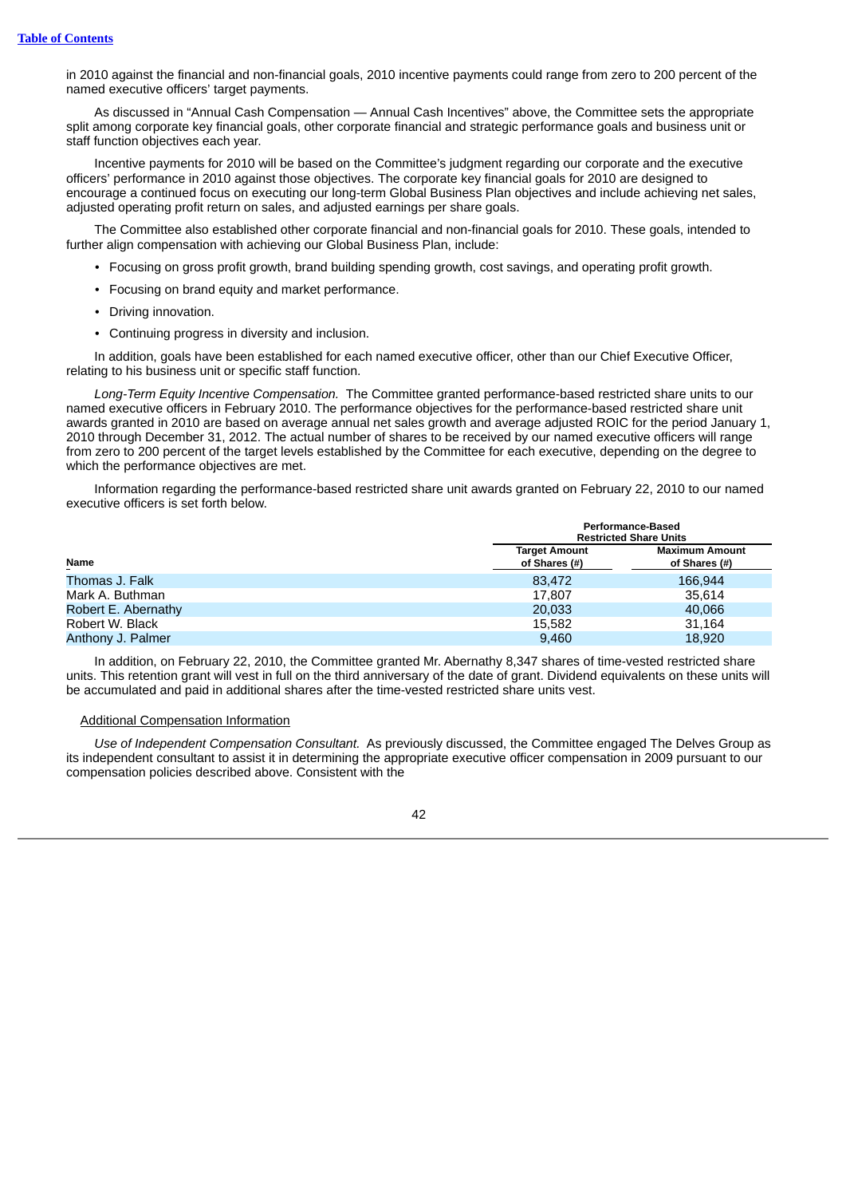in 2010 against the financial and non-financial goals, 2010 incentive payments could range from zero to 200 percent of the named executive officers' target payments.

As discussed in "Annual Cash Compensation — Annual Cash Incentives" above, the Committee sets the appropriate split among corporate key financial goals, other corporate financial and strategic performance goals and business unit or staff function objectives each year.

Incentive payments for 2010 will be based on the Committee's judgment regarding our corporate and the executive officers' performance in 2010 against those objectives. The corporate key financial goals for 2010 are designed to encourage a continued focus on executing our long-term Global Business Plan objectives and include achieving net sales, adjusted operating profit return on sales, and adjusted earnings per share goals.

The Committee also established other corporate financial and non-financial goals for 2010. These goals, intended to further align compensation with achieving our Global Business Plan, include:

- Focusing on gross profit growth, brand building spending growth, cost savings, and operating profit growth.
- Focusing on brand equity and market performance.
- Driving innovation.
- Continuing progress in diversity and inclusion.

In addition, goals have been established for each named executive officer, other than our Chief Executive Officer, relating to his business unit or specific staff function.

*Long-Term Equity Incentive Compensation.* The Committee granted performance-based restricted share units to our named executive officers in February 2010. The performance objectives for the performance-based restricted share unit awards granted in 2010 are based on average annual net sales growth and average adjusted ROIC for the period January 1, 2010 through December 31, 2012. The actual number of shares to be received by our named executive officers will range from zero to 200 percent of the target levels established by the Committee for each executive, depending on the degree to which the performance objectives are met.

Information regarding the performance-based restricted share unit awards granted on February 22, 2010 to our named executive officers is set forth below.

| | Performance-Based Restricted Share Units | |
|---|---|---|
| **Name** | **Target Amount of Shares (#)** | **Maximum Amount of Shares (#)** |
| Thomas J. Falk | 83,472 | 166,944 |
| Mark A. Buthman | 17,807 | 35,614 |
| Robert E. Abernathy | 20,033 | 40,066 |
| Robert W. Black | 15,582 | 31,164 |
| Anthony J. Palmer | 9,460 | 18,920 |

In addition, on February 22, 2010, the Committee granted Mr. Abernathy 8,347 shares of time-vested restricted share units. This retention grant will vest in full on the third anniversary of the date of grant. Dividend equivalents on these units will be accumulated and paid in additional shares after the time-vested restricted share units vest.

Additional Compensation Information

*Use of Independent Compensation Consultant.* As previously discussed, the Committee engaged The Delves Group as its independent consultant to assist it in determining the appropriate executive officer compensation in 2009 pursuant to our compensation policies described above. Consistent with the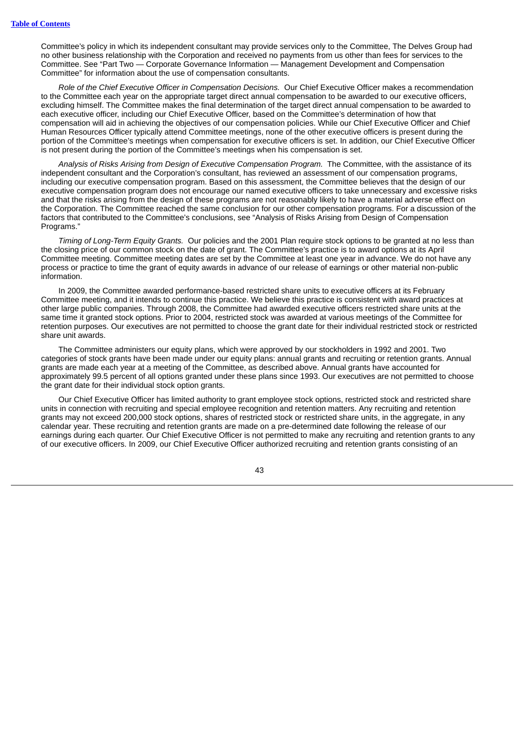Committee's policy in which its independent consultant may provide services only to the Committee, The Delves Group had no other business relationship with the Corporation and received no payments from us other than fees for services to the Committee. See "Part Two — Corporate Governance Information — Management Development and Compensation Committee" for information about the use of compensation consultants.

*Role of the Chief Executive Officer in Compensation Decisions.* Our Chief Executive Officer makes a recommendation to the Committee each year on the appropriate target direct annual compensation to be awarded to our executive officers, excluding himself. The Committee makes the final determination of the target direct annual compensation to be awarded to each executive officer, including our Chief Executive Officer, based on the Committee's determination of how that compensation will aid in achieving the objectives of our compensation policies. While our Chief Executive Officer and Chief Human Resources Officer typically attend Committee meetings, none of the other executive officers is present during the portion of the Committee's meetings when compensation for executive officers is set. In addition, our Chief Executive Officer is not present during the portion of the Committee's meetings when his compensation is set.

*Analysis of Risks Arising from Design of Executive Compensation Program.* The Committee, with the assistance of its independent consultant and the Corporation's consultant, has reviewed an assessment of our compensation programs, including our executive compensation program. Based on this assessment, the Committee believes that the design of our executive compensation program does not encourage our named executive officers to take unnecessary and excessive risks and that the risks arising from the design of these programs are not reasonably likely to have a material adverse effect on the Corporation. The Committee reached the same conclusion for our other compensation programs. For a discussion of the factors that contributed to the Committee's conclusions, see "Analysis of Risks Arising from Design of Compensation Programs."

*Timing of Long-Term Equity Grants.* Our policies and the 2001 Plan require stock options to be granted at no less than the closing price of our common stock on the date of grant. The Committee's practice is to award options at its April Committee meeting. Committee meeting dates are set by the Committee at least one year in advance. We do not have any process or practice to time the grant of equity awards in advance of our release of earnings or other material non-public information.

In 2009, the Committee awarded performance-based restricted share units to executive officers at its February Committee meeting, and it intends to continue this practice. We believe this practice is consistent with award practices at other large public companies. Through 2008, the Committee had awarded executive officers restricted share units at the same time it granted stock options. Prior to 2004, restricted stock was awarded at various meetings of the Committee for retention purposes. Our executives are not permitted to choose the grant date for their individual restricted stock or restricted share unit awards.

The Committee administers our equity plans, which were approved by our stockholders in 1992 and 2001. Two categories of stock grants have been made under our equity plans: annual grants and recruiting or retention grants. Annual grants are made each year at a meeting of the Committee, as described above. Annual grants have accounted for approximately 99.5 percent of all options granted under these plans since 1993. Our executives are not permitted to choose the grant date for their individual stock option grants.

Our Chief Executive Officer has limited authority to grant employee stock options, restricted stock and restricted share units in connection with recruiting and special employee recognition and retention matters. Any recruiting and retention grants may not exceed 200,000 stock options, shares of restricted stock or restricted share units, in the aggregate, in any calendar year. These recruiting and retention grants are made on a pre-determined date following the release of our earnings during each quarter. Our Chief Executive Officer is not permitted to make any recruiting and retention grants to any of our executive officers. In 2009, our Chief Executive Officer authorized recruiting and retention grants consisting of an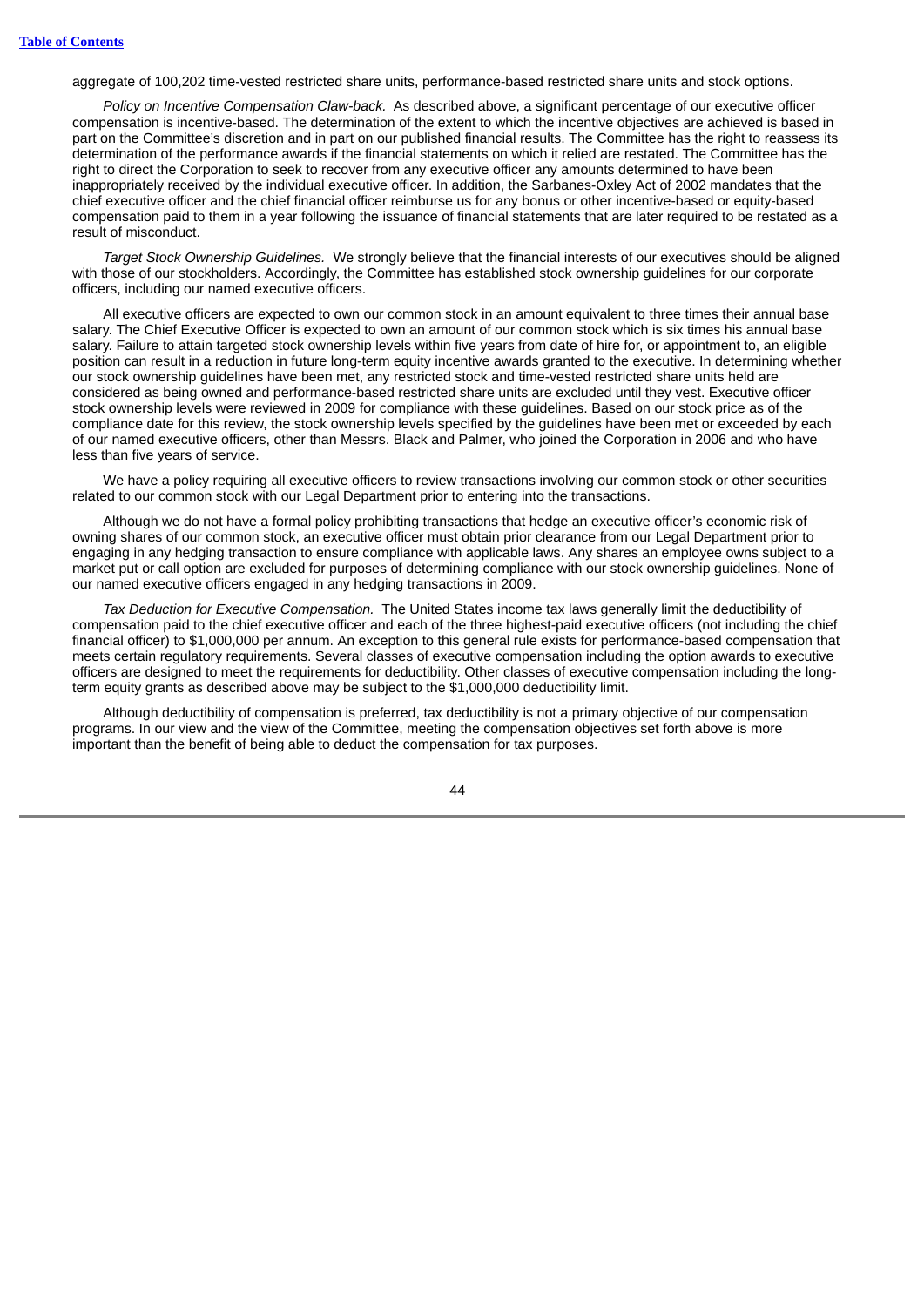aggregate of 100,202 time-vested restricted share units, performance-based restricted share units and stock options.

*Policy on Incentive Compensation Claw-back.* As described above, a significant percentage of our executive officer compensation is incentive-based. The determination of the extent to which the incentive objectives are achieved is based in part on the Committee's discretion and in part on our published financial results. The Committee has the right to reassess its determination of the performance awards if the financial statements on which it relied are restated. The Committee has the right to direct the Corporation to seek to recover from any executive officer any amounts determined to have been inappropriately received by the individual executive officer. In addition, the Sarbanes-Oxley Act of 2002 mandates that the chief executive officer and the chief financial officer reimburse us for any bonus or other incentive-based or equity-based compensation paid to them in a year following the issuance of financial statements that are later required to be restated as a result of misconduct.

*Target Stock Ownership Guidelines.* We strongly believe that the financial interests of our executives should be aligned with those of our stockholders. Accordingly, the Committee has established stock ownership guidelines for our corporate officers, including our named executive officers.

All executive officers are expected to own our common stock in an amount equivalent to three times their annual base salary. The Chief Executive Officer is expected to own an amount of our common stock which is six times his annual base salary. Failure to attain targeted stock ownership levels within five years from date of hire for, or appointment to, an eligible position can result in a reduction in future long-term equity incentive awards granted to the executive. In determining whether our stock ownership guidelines have been met, any restricted stock and time-vested restricted share units held are considered as being owned and performance-based restricted share units are excluded until they vest. Executive officer stock ownership levels were reviewed in 2009 for compliance with these guidelines. Based on our stock price as of the compliance date for this review, the stock ownership levels specified by the guidelines have been met or exceeded by each of our named executive officers, other than Messrs. Black and Palmer, who joined the Corporation in 2006 and who have less than five years of service.

We have a policy requiring all executive officers to review transactions involving our common stock or other securities related to our common stock with our Legal Department prior to entering into the transactions.

Although we do not have a formal policy prohibiting transactions that hedge an executive officer's economic risk of owning shares of our common stock, an executive officer must obtain prior clearance from our Legal Department prior to engaging in any hedging transaction to ensure compliance with applicable laws. Any shares an employee owns subject to a market put or call option are excluded for purposes of determining compliance with our stock ownership guidelines. None of our named executive officers engaged in any hedging transactions in 2009.

*Tax Deduction for Executive Compensation.* The United States income tax laws generally limit the deductibility of compensation paid to the chief executive officer and each of the three highest-paid executive officers (not including the chief financial officer) to $1,000,000 per annum. An exception to this general rule exists for performance-based compensation that meets certain regulatory requirements. Several classes of executive compensation including the option awards to executive officers are designed to meet the requirements for deductibility. Other classes of executive compensation including the long-term equity grants as described above may be subject to the $1,000,000 deductibility limit.

Although deductibility of compensation is preferred, tax deductibility is not a primary objective of our compensation programs. In our view and the view of the Committee, meeting the compensation objectives set forth above is more important than the benefit of being able to deduct the compensation for tax purposes.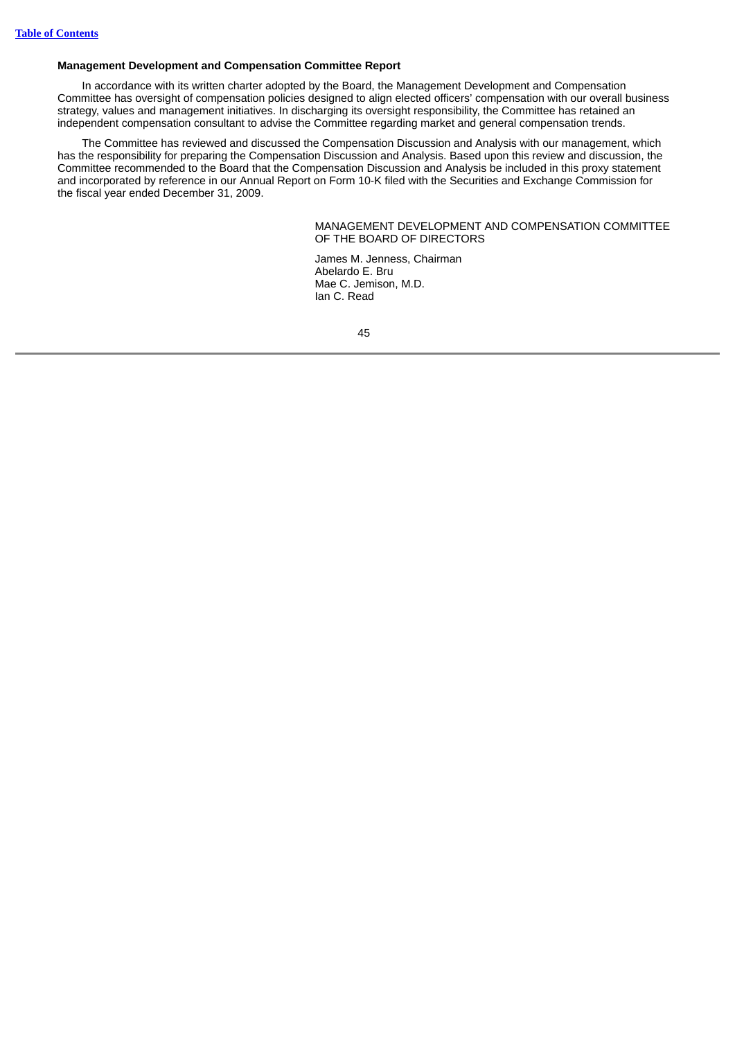### Management Development and Compensation Committee Report

In accordance with its written charter adopted by the Board, the Management Development and Compensation Committee has oversight of compensation policies designed to align elected officers' compensation with our overall business strategy, values and management initiatives. In discharging its oversight responsibility, the Committee has retained an independent compensation consultant to advise the Committee regarding market and general compensation trends.

The Committee has reviewed and discussed the Compensation Discussion and Analysis with our management, which has the responsibility for preparing the Compensation Discussion and Analysis. Based upon this review and discussion, the Committee recommended to the Board that the Compensation Discussion and Analysis be included in this proxy statement and incorporated by reference in our Annual Report on Form 10-K filed with the Securities and Exchange Commission for the fiscal year ended December 31, 2009.

MANAGEMENT DEVELOPMENT AND COMPENSATION COMMITTEE OF THE BOARD OF DIRECTORS

James M. Jenness, Chairman
Abelardo E. Bru
Mae C. Jemison, M.D.
Ian C. Read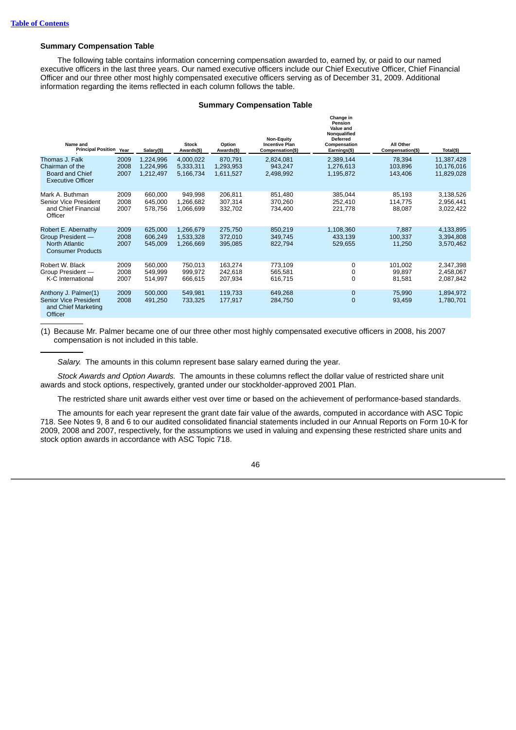[Table of Contents]

### Summary Compensation Table

The following table contains information concerning compensation awarded to, earned by, or paid to our named executive officers in the last three years. Our named executive officers include our Chief Executive Officer, Chief Financial Officer and our three other most highly compensated executive officers serving as of December 31, 2009. Additional information regarding the items reflected in each column follows the table.

**Summary Compensation Table**

| Name and Principal Position | Year | Salary($) | Stock Awards($) | Option Awards($) | Non-Equity Incentive Plan Compensation($) | Change in Pension Value and Nonqualified Deferred Compensation Earnings($) | All Other Compensation($) | Total($) |
|---|---|---|---|---|---|---|---|---|
| Thomas J. Falk<br>Chairman of the Board and Chief Executive Officer | 2009 | 1,224,996 | 4,000,022 | 870,791 | 2,824,081 | 2,389,144 | 78,394 | 11,387,428 |
| | 2008 | 1,224,996 | 5,333,311 | 1,293,953 | 943,247 | 1,276,613 | 103,896 | 10,176,016 |
| | 2007 | 1,212,497 | 5,166,734 | 1,611,527 | 2,498,992 | 1,195,872 | 143,406 | 11,829,028 |
| Mark A. Buthman<br>Senior Vice President and Chief Financial Officer | 2009 | 660,000 | 949,998 | 206,811 | 851,480 | 385,044 | 85,193 | 3,138,526 |
| | 2008 | 645,000 | 1,266,682 | 307,314 | 370,260 | 252,410 | 114,775 | 2,956,441 |
| | 2007 | 578,756 | 1,066,699 | 332,702 | 734,400 | 221,778 | 88,087 | 3,022,422 |
| Robert E. Abernathy<br>Group President — North Atlantic Consumer Products | 2009 | 625,000 | 1,266,679 | 275,750 | 850,219 | 1,108,360 | 7,887 | 4,133,895 |
| | 2008 | 606,249 | 1,533,328 | 372,010 | 349,745 | 433,139 | 100,337 | 3,394,808 |
| | 2007 | 545,009 | 1,266,669 | 395,085 | 822,794 | 529,655 | 11,250 | 3,570,462 |
| Robert W. Black<br>Group President — K-C International | 2009 | 560,000 | 750,013 | 163,274 | 773,109 | 0 | 101,002 | 2,347,398 |
| | 2008 | 549,999 | 999,972 | 242,618 | 565,581 | 0 | 99,897 | 2,458,067 |
| | 2007 | 514,997 | 666,615 | 207,934 | 616,715 | 0 | 81,581 | 2,087,842 |
| Anthony J. Palmer(1)<br>Senior Vice President and Chief Marketing Officer | 2009 | 500,000 | 549,981 | 119,733 | 649,268 | 0 | 75,990 | 1,894,972 |
| | 2008 | 491,250 | 733,325 | 177,917 | 284,750 | 0 | 93,459 | 1,780,701 |

(1) Because Mr. Palmer became one of our three other most highly compensated executive officers in 2008, his 2007 compensation is not included in this table.

*Salary.* The amounts in this column represent base salary earned during the year.

*Stock Awards and Option Awards.* The amounts in these columns reflect the dollar value of restricted share unit awards and stock options, respectively, granted under our stockholder-approved 2001 Plan.

The restricted share unit awards either vest over time or based on the achievement of performance-based standards.

The amounts for each year represent the grant date fair value of the awards, computed in accordance with ASC Topic 718. See Notes 9, 8 and 6 to our audited consolidated financial statements included in our Annual Reports on Form 10-K for 2009, 2008 and 2007, respectively, for the assumptions we used in valuing and expensing these restricted share units and stock option awards in accordance with ASC Topic 718.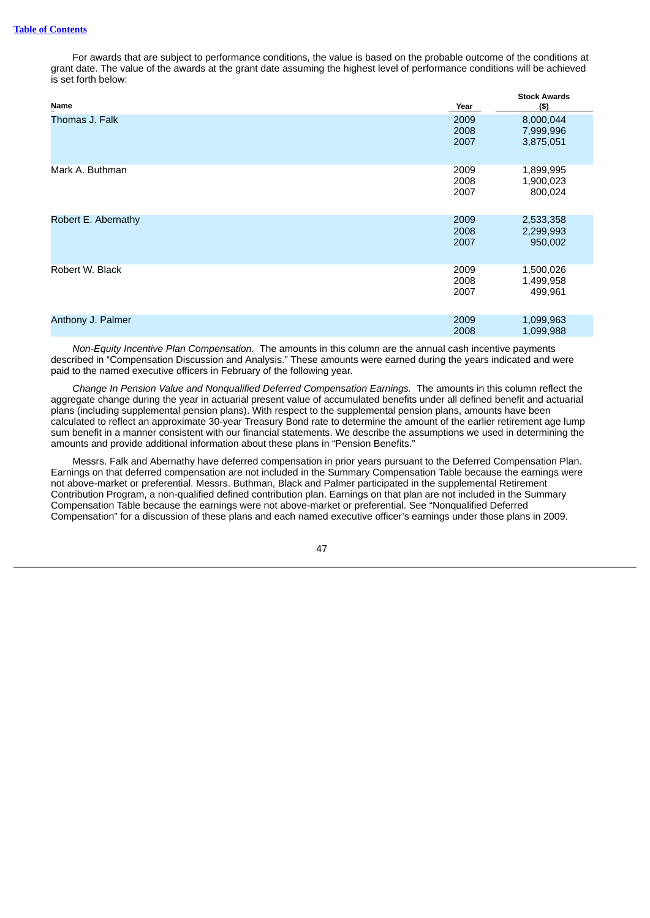For awards that are subject to performance conditions, the value is based on the probable outcome of the conditions at grant date. The value of the awards at the grant date assuming the highest level of performance conditions will be achieved is set forth below:

| Name | Year | Stock Awards ($) |
|---|---|---|
| Thomas J. Falk | 2009 | 8,000,044 |
| | 2008 | 7,999,996 |
| | 2007 | 3,875,051 |
| Mark A. Buthman | 2009 | 1,899,995 |
| | 2008 | 1,900,023 |
| | 2007 | 800,024 |
| Robert E. Abernathy | 2009 | 2,533,358 |
| | 2008 | 2,299,993 |
| | 2007 | 950,002 |
| Robert W. Black | 2009 | 1,500,026 |
| | 2008 | 1,499,958 |
| | 2007 | 499,961 |
| Anthony J. Palmer | 2009 | 1,099,963 |
| | 2008 | 1,099,988 |

*Non-Equity Incentive Plan Compensation.* The amounts in this column are the annual cash incentive payments described in "Compensation Discussion and Analysis." These amounts were earned during the years indicated and were paid to the named executive officers in February of the following year.

*Change In Pension Value and Nonqualified Deferred Compensation Earnings.* The amounts in this column reflect the aggregate change during the year in actuarial present value of accumulated benefits under all defined benefit and actuarial plans (including supplemental pension plans). With respect to the supplemental pension plans, amounts have been calculated to reflect an approximate 30-year Treasury Bond rate to determine the amount of the earlier retirement age lump sum benefit in a manner consistent with our financial statements. We describe the assumptions we used in determining the amounts and provide additional information about these plans in "Pension Benefits."

Messrs. Falk and Abernathy have deferred compensation in prior years pursuant to the Deferred Compensation Plan. Earnings on that deferred compensation are not included in the Summary Compensation Table because the earnings were not above-market or preferential. Messrs. Buthman, Black and Palmer participated in the supplemental Retirement Contribution Program, a non-qualified defined contribution plan. Earnings on that plan are not included in the Summary Compensation Table because the earnings were not above-market or preferential. See "Nonqualified Deferred Compensation" for a discussion of these plans and each named executive officer's earnings under those plans in 2009.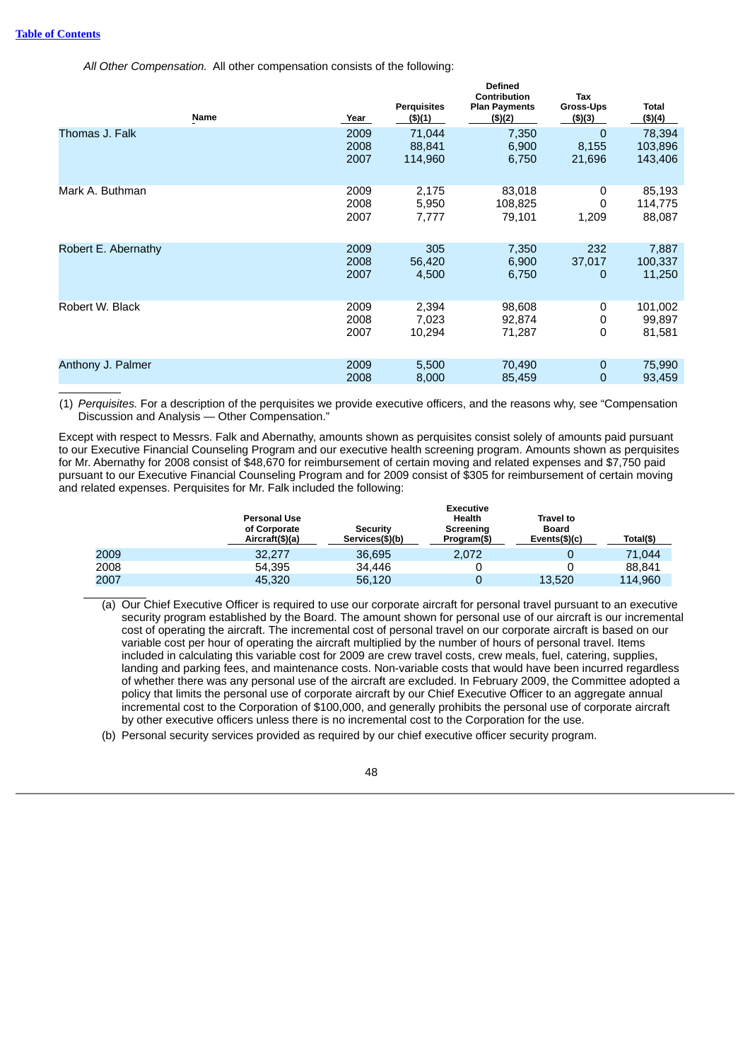*All Other Compensation.* All other compensation consists of the following:

| Name | Year | Perquisites ($)(1) | Defined Contribution Plan Payments ($)(2) | Tax Gross-Ups ($)(3) | Total ($)(4) |
|---|---|---|---|---|---|
| Thomas J. Falk | 2009 | 71,044 | 7,350 | 0 | 78,394 |
| | 2008 | 88,841 | 6,900 | 8,155 | 103,896 |
| | 2007 | 114,960 | 6,750 | 21,696 | 143,406 |
| Mark A. Buthman | 2009 | 2,175 | 83,018 | 0 | 85,193 |
| | 2008 | 5,950 | 108,825 | 0 | 114,775 |
| | 2007 | 7,777 | 79,101 | 1,209 | 88,087 |
| Robert E. Abernathy | 2009 | 305 | 7,350 | 232 | 7,887 |
| | 2008 | 56,420 | 6,900 | 37,017 | 100,337 |
| | 2007 | 4,500 | 6,750 | 0 | 11,250 |
| Robert W. Black | 2009 | 2,394 | 98,608 | 0 | 101,002 |
| | 2008 | 7,023 | 92,874 | 0 | 99,897 |
| | 2007 | 10,294 | 71,287 | 0 | 81,581 |
| Anthony J. Palmer | 2009 | 5,500 | 70,490 | 0 | 75,990 |
| | 2008 | 8,000 | 85,459 | 0 | 93,459 |

(1) *Perquisites.* For a description of the perquisites we provide executive officers, and the reasons why, see "Compensation Discussion and Analysis — Other Compensation."

Except with respect to Messrs. Falk and Abernathy, amounts shown as perquisites consist solely of amounts paid pursuant to our Executive Financial Counseling Program and our executive health screening program. Amounts shown as perquisites for Mr. Abernathy for 2008 consist of $48,670 for reimbursement of certain moving and related expenses and $7,750 paid pursuant to our Executive Financial Counseling Program and for 2009 consist of $305 for reimbursement of certain moving and related expenses. Perquisites for Mr. Falk included the following:

| | Personal Use of Corporate Aircraft($)(a) | Security Services($)(b) | Executive Health Screening Program($) | Travel to Board Events($)(c) | Total($) |
|---|---|---|---|---|---|
| 2009 | 32,277 | 36,695 | 2,072 | 0 | 71,044 |
| 2008 | 54,395 | 34,446 | 0 | 0 | 88,841 |
| 2007 | 45,320 | 56,120 | 0 | 13,520 | 114,960 |

(a) Our Chief Executive Officer is required to use our corporate aircraft for personal travel pursuant to an executive security program established by the Board. The amount shown for personal use of our aircraft is our incremental cost of operating the aircraft. The incremental cost of personal travel on our corporate aircraft is based on our variable cost per hour of operating the aircraft multiplied by the number of hours of personal travel. Items included in calculating this variable cost for 2009 are crew travel costs, crew meals, fuel, catering, supplies, landing and parking fees, and maintenance costs. Non-variable costs that would have been incurred regardless of whether there was any personal use of the aircraft are excluded. In February 2009, the Committee adopted a policy that limits the personal use of corporate aircraft by our Chief Executive Officer to an aggregate annual incremental cost to the Corporation of $100,000, and generally prohibits the personal use of corporate aircraft by other executive officers unless there is no incremental cost to the Corporation for the use.

(b) Personal security services provided as required by our chief executive officer security program.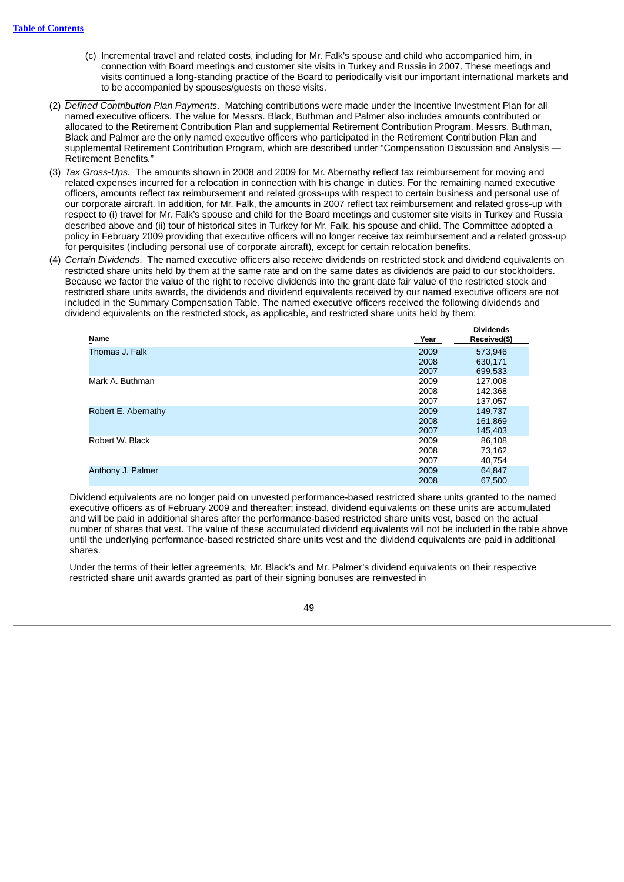(c) Incremental travel and related costs, including for Mr. Falk's spouse and child who accompanied him, in connection with Board meetings and customer site visits in Turkey and Russia in 2007. These meetings and visits continued a long-standing practice of the Board to periodically visit our important international markets and to be accompanied by spouses/guests on these visits.

(2) *Defined Contribution Plan Payments*. Matching contributions were made under the Incentive Investment Plan for all named executive officers. The value for Messrs. Black, Buthman and Palmer also includes amounts contributed or allocated to the Retirement Contribution Plan and supplemental Retirement Contribution Program. Messrs. Buthman, Black and Palmer are the only named executive officers who participated in the Retirement Contribution Plan and supplemental Retirement Contribution Program, which are described under "Compensation Discussion and Analysis — Retirement Benefits."

(3) *Tax Gross-Ups.* The amounts shown in 2008 and 2009 for Mr. Abernathy reflect tax reimbursement for moving and related expenses incurred for a relocation in connection with his change in duties. For the remaining named executive officers, amounts reflect tax reimbursement and related gross-ups with respect to certain business and personal use of our corporate aircraft. In addition, for Mr. Falk, the amounts in 2007 reflect tax reimbursement and related gross-up with respect to (i) travel for Mr. Falk's spouse and child for the Board meetings and customer site visits in Turkey and Russia described above and (ii) tour of historical sites in Turkey for Mr. Falk, his spouse and child. The Committee adopted a policy in February 2009 providing that executive officers will no longer receive tax reimbursement and a related gross-up for perquisites (including personal use of corporate aircraft), except for certain relocation benefits.

(4) *Certain Dividends*. The named executive officers also receive dividends on restricted stock and dividend equivalents on restricted share units held by them at the same rate and on the same dates as dividends are paid to our stockholders. Because we factor the value of the right to receive dividends into the grant date fair value of the restricted stock and restricted share units awards, the dividends and dividend equivalents received by our named executive officers are not included in the Summary Compensation Table. The named executive officers received the following dividends and dividend equivalents on the restricted stock, as applicable, and restricted share units held by them:

| Name | Year | Dividends Received($) |
|---|---|---|
| Thomas J. Falk | 2009 | 573,946 |
| | 2008 | 630,171 |
| | 2007 | 699,533 |
| Mark A. Buthman | 2009 | 127,008 |
| | 2008 | 142,368 |
| | 2007 | 137,057 |
| Robert E. Abernathy | 2009 | 149,737 |
| | 2008 | 161,869 |
| | 2007 | 145,403 |
| Robert W. Black | 2009 | 86,108 |
| | 2008 | 73,162 |
| | 2007 | 40,754 |
| Anthony J. Palmer | 2009 | 64,847 |
| | 2008 | 67,500 |

Dividend equivalents are no longer paid on unvested performance-based restricted share units granted to the named executive officers as of February 2009 and thereafter; instead, dividend equivalents on these units are accumulated and will be paid in additional shares after the performance-based restricted share units vest, based on the actual number of shares that vest. The value of these accumulated dividend equivalents will not be included in the table above until the underlying performance-based restricted share units vest and the dividend equivalents are paid in additional shares.

Under the terms of their letter agreements, Mr. Black's and Mr. Palmer's dividend equivalents on their respective restricted share unit awards granted as part of their signing bonuses are reinvested in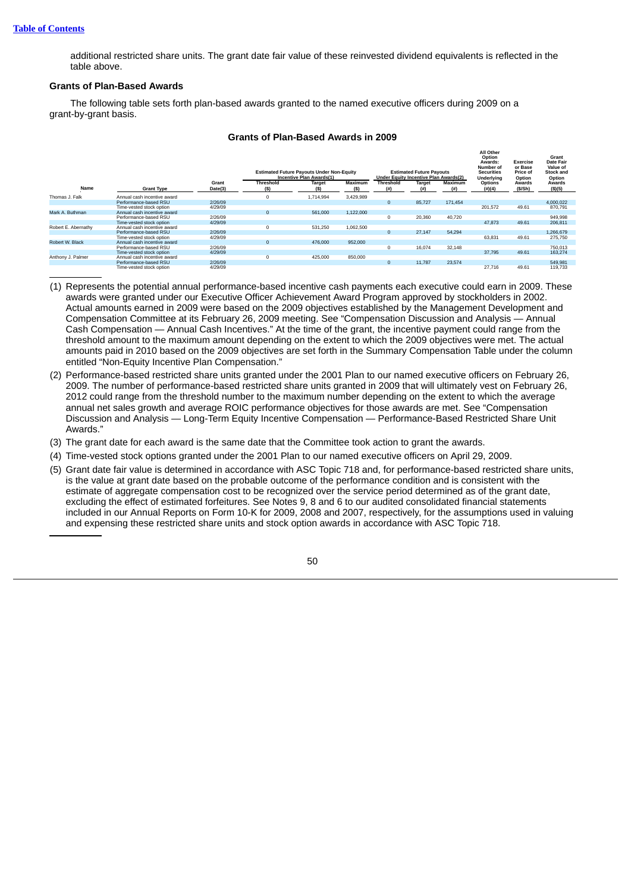additional restricted share units. The grant date fair value of these reinvested dividend equivalents is reflected in the table above.

**Grants of Plan-Based Awards**

The following table sets forth plan-based awards granted to the named executive officers during 2009 on a grant-by-grant basis.

**Grants of Plan-Based Awards in 2009**

| Name | Grant Type | Grant Date(3) | Estimated Future Payouts Under Non-Equity Incentive Plan Awards(1) | | | Estimated Future Payouts Under Equity Incentive Plan Awards(2) | | | All Other Option Awards: Number of Securities Underlying Options (#)(4) | Exercise or Base Price of Option Awards ($/Sh) | Grant Date Fair Value of Stock and Option Awards ($)(5) |
|---|---|---|---|---|---|---|---|---|---|---|---|
| | | | Threshold ($) | Target ($) | Maximum ($) | Threshold (#) | Target (#) | Maximum (#) | | | |
| Thomas J. Falk | Annual cash incentive award | | 0 | 1,714,994 | 3,429,989 | | | | | | |
| | Performance-based RSU | 2/26/09 | | | | 0 | 85,727 | 171,454 | | | 4,000,022 |
| | Time-vested stock option | 4/29/09 | | | | | | | 201,572 | 49.61 | 870,791 |
| Mark A. Buthman | Annual cash incentive award | | 0 | 561,000 | 1,122,000 | | | | | | |
| | Performance-based RSU | 2/26/09 | | | | 0 | 20,360 | 40,720 | | | 949,998 |
| | Time-vested stock option | 4/29/09 | | | | | | | 47,873 | 49.61 | 206,811 |
| Robert E. Abernathy | Annual cash incentive award | | 0 | 531,250 | 1,062,500 | | | | | | |
| | Performance-based RSU | 2/26/09 | | | | 0 | 27,147 | 54,294 | | | 1,266,679 |
| | Time-vested stock option | 4/29/09 | | | | | | | 63,831 | 49.61 | 275,750 |
| Robert W. Black | Annual cash incentive award | | 0 | 476,000 | 952,000 | | | | | | |
| | Performance-based RSU | 2/26/09 | | | | 0 | 16,074 | 32,148 | | | 750,013 |
| | Time-vested stock option | 4/29/09 | | | | | | | 37,795 | 49.61 | 163,274 |
| Anthony J. Palmer | Annual cash incentive award | | 0 | 425,000 | 850,000 | | | | | | |
| | Performance-based RSU | 2/26/09 | | | | 0 | 11,787 | 23,574 | | | 549,981 |
| | Time-vested stock option | 4/29/09 | | | | | | | 27,716 | 49.61 | 119,733 |

(1) Represents the potential annual performance-based incentive cash payments each executive could earn in 2009. These awards were granted under our Executive Officer Achievement Award Program approved by stockholders in 2002. Actual amounts earned in 2009 were based on the 2009 objectives established by the Management Development and Compensation Committee at its February 26, 2009 meeting. See "Compensation Discussion and Analysis — Annual Cash Compensation — Annual Cash Incentives." At the time of the grant, the incentive payment could range from the threshold amount to the maximum amount depending on the extent to which the 2009 objectives were met. The actual amounts paid in 2010 based on the 2009 objectives are set forth in the Summary Compensation Table under the column entitled "Non-Equity Incentive Plan Compensation."

(2) Performance-based restricted share units granted under the 2001 Plan to our named executive officers on February 26, 2009. The number of performance-based restricted share units granted in 2009 that will ultimately vest on February 26, 2012 could range from the threshold number to the maximum number depending on the extent to which the average annual net sales growth and average ROIC performance objectives for those awards are met. See "Compensation Discussion and Analysis — Long-Term Equity Incentive Compensation — Performance-Based Restricted Share Unit Awards."

(3) The grant date for each award is the same date that the Committee took action to grant the awards.

(4) Time-vested stock options granted under the 2001 Plan to our named executive officers on April 29, 2009.

(5) Grant date fair value is determined in accordance with ASC Topic 718 and, for performance-based restricted share units, is the value at grant date based on the probable outcome of the performance condition and is consistent with the estimate of aggregate compensation cost to be recognized over the service period determined as of the grant date, excluding the effect of estimated forfeitures. See Notes 9, 8 and 6 to our audited consolidated financial statements included in our Annual Reports on Form 10-K for 2009, 2008 and 2007, respectively, for the assumptions used in valuing and expensing these restricted share units and stock option awards in accordance with ASC Topic 718.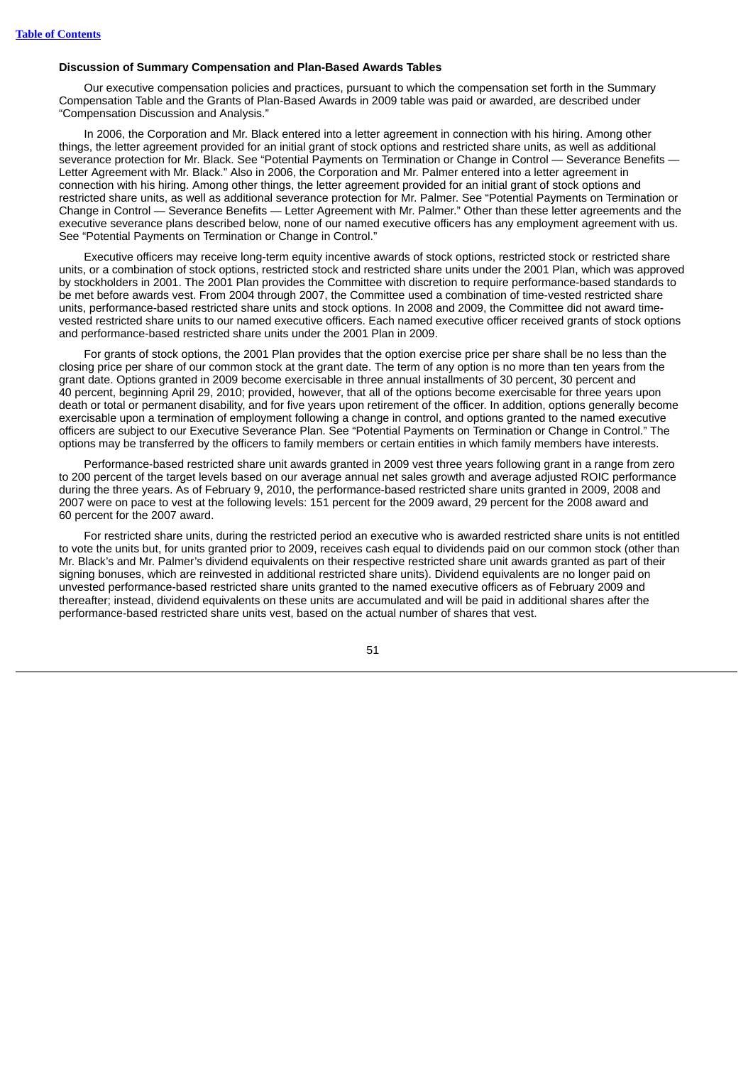### Discussion of Summary Compensation and Plan-Based Awards Tables

Our executive compensation policies and practices, pursuant to which the compensation set forth in the Summary Compensation Table and the Grants of Plan-Based Awards in 2009 table was paid or awarded, are described under "Compensation Discussion and Analysis."

In 2006, the Corporation and Mr. Black entered into a letter agreement in connection with his hiring. Among other things, the letter agreement provided for an initial grant of stock options and restricted share units, as well as additional severance protection for Mr. Black. See "Potential Payments on Termination or Change in Control — Severance Benefits — Letter Agreement with Mr. Black." Also in 2006, the Corporation and Mr. Palmer entered into a letter agreement in connection with his hiring. Among other things, the letter agreement provided for an initial grant of stock options and restricted share units, as well as additional severance protection for Mr. Palmer. See "Potential Payments on Termination or Change in Control — Severance Benefits — Letter Agreement with Mr. Palmer." Other than these letter agreements and the executive severance plans described below, none of our named executive officers has any employment agreement with us. See "Potential Payments on Termination or Change in Control."

Executive officers may receive long-term equity incentive awards of stock options, restricted stock or restricted share units, or a combination of stock options, restricted stock and restricted share units under the 2001 Plan, which was approved by stockholders in 2001. The 2001 Plan provides the Committee with discretion to require performance-based standards to be met before awards vest. From 2004 through 2007, the Committee used a combination of time-vested restricted share units, performance-based restricted share units and stock options. In 2008 and 2009, the Committee did not award time-vested restricted share units to our named executive officers. Each named executive officer received grants of stock options and performance-based restricted share units under the 2001 Plan in 2009.

For grants of stock options, the 2001 Plan provides that the option exercise price per share shall be no less than the closing price per share of our common stock at the grant date. The term of any option is no more than ten years from the grant date. Options granted in 2009 become exercisable in three annual installments of 30 percent, 30 percent and 40 percent, beginning April 29, 2010; provided, however, that all of the options become exercisable for three years upon death or total or permanent disability, and for five years upon retirement of the officer. In addition, options generally become exercisable upon a termination of employment following a change in control, and options granted to the named executive officers are subject to our Executive Severance Plan. See "Potential Payments on Termination or Change in Control." The options may be transferred by the officers to family members or certain entities in which family members have interests.

Performance-based restricted share unit awards granted in 2009 vest three years following grant in a range from zero to 200 percent of the target levels based on our average annual net sales growth and average adjusted ROIC performance during the three years. As of February 9, 2010, the performance-based restricted share units granted in 2009, 2008 and 2007 were on pace to vest at the following levels: 151 percent for the 2009 award, 29 percent for the 2008 award and 60 percent for the 2007 award.

For restricted share units, during the restricted period an executive who is awarded restricted share units is not entitled to vote the units but, for units granted prior to 2009, receives cash equal to dividends paid on our common stock (other than Mr. Black's and Mr. Palmer's dividend equivalents on their respective restricted share unit awards granted as part of their signing bonuses, which are reinvested in additional restricted share units). Dividend equivalents are no longer paid on unvested performance-based restricted share units granted to the named executive officers as of February 2009 and thereafter; instead, dividend equivalents on these units are accumulated and will be paid in additional shares after the performance-based restricted share units vest, based on the actual number of shares that vest.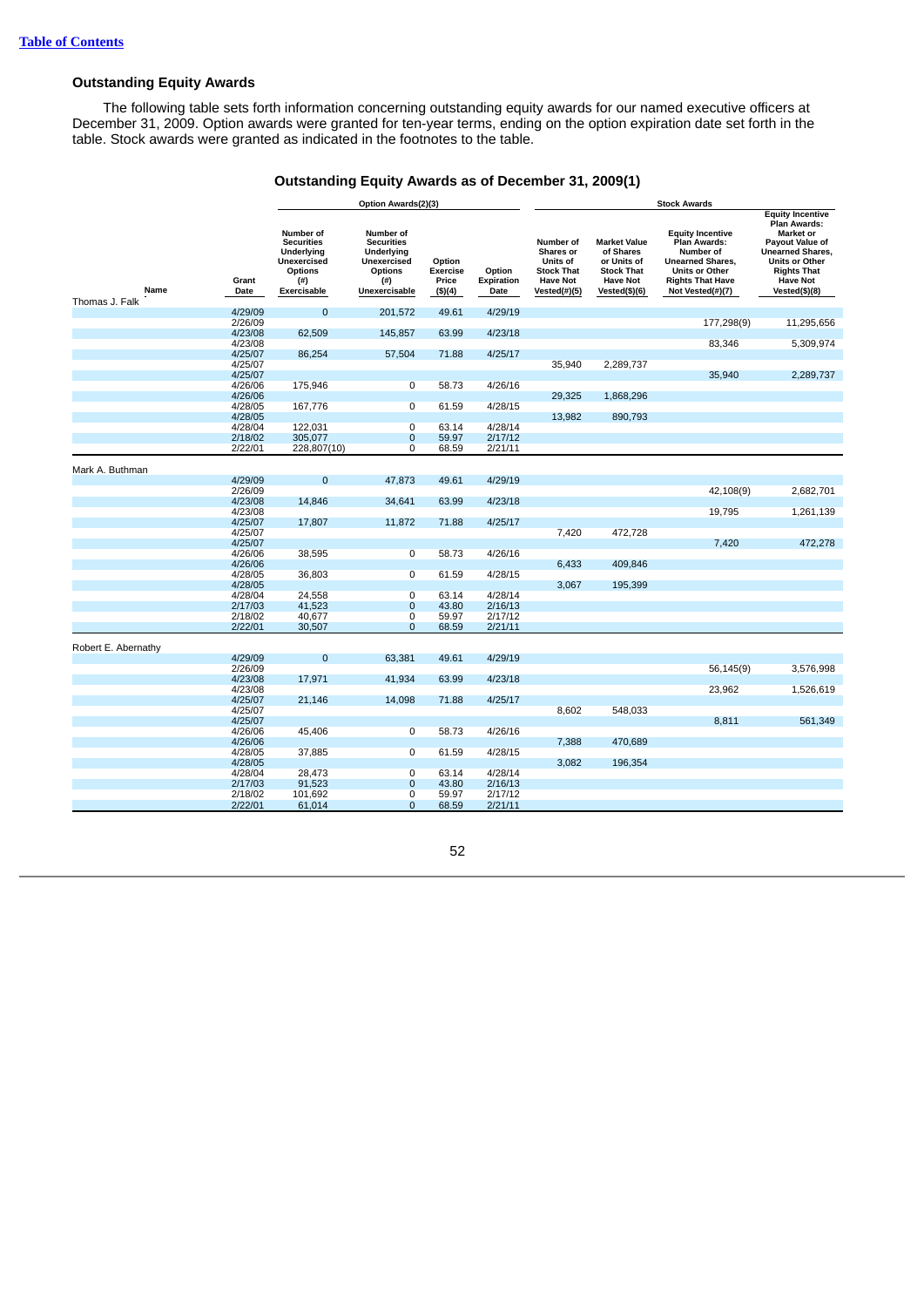## Outstanding Equity Awards

The following table sets forth information concerning outstanding equity awards for our named executive officers at December 31, 2009. Option awards were granted for ten-year terms, ending on the option expiration date set forth in the table. Stock awards were granted as indicated in the footnotes to the table.

### Outstanding Equity Awards as of December 31, 2009(1)

| | | Option Awards(2)(3) | | | | Stock Awards | | | |
|---|---|---|---|---|---|---|---|---|---|
| Name | Grant Date | Number of Securities Underlying Unexercised Options (#) Exercisable | Number of Securities Underlying Unexercised Options (#) Unexercisable | Option Exercise Price ($)(4) | Option Expiration Date | Number of Shares or Units of Stock That Have Not Vested(#)(5) | Market Value of Shares or Units of Stock That Have Not Vested($)(6) | Equity Incentive Plan Awards: Number of Unearned Shares, Units or Other Rights That Have Not Vested(#)(7) | Equity Incentive Plan Awards: Market or Payout Value of Unearned Shares, Units or Other Rights That Have Not Vested($)(8) |
| Thomas J. Falk | | | | | | | | | |
| | 4/29/09 | 0 | 201,572 | 49.61 | 4/29/19 | | | | |
| | 2/26/09 | | | | | | | 177,298(9) | 11,295,656 |
| | 4/23/08 | 62,509 | 145,857 | 63.99 | 4/23/18 | | | | |
| | 4/23/08 | | | | | | | 83,346 | 5,309,974 |
| | 4/25/07 | 86,254 | 57,504 | 71.88 | 4/25/17 | | | | |
| | 4/25/07 | | | | | 35,940 | 2,289,737 | | |
| | 4/25/07 | | | | | | | 35,940 | 2,289,737 |
| | 4/26/06 | 175,946 | 0 | 58.73 | 4/26/16 | | | | |
| | 4/26/06 | | | | | 29,325 | 1,868,296 | | |
| | 4/28/05 | 167,776 | 0 | 61.59 | 4/28/15 | | | | |
| | 4/28/05 | | | | | 13,982 | 890,793 | | |
| | 4/28/04 | 122,031 | 0 | 63.14 | 4/28/14 | | | | |
| | 2/18/02 | 305,077 | 0 | 59.97 | 2/17/12 | | | | |
| | 2/22/01 | 228,807(10) | 0 | 68.59 | 2/21/11 | | | | |
| Mark A. Buthman | | | | | | | | | |
| | 4/29/09 | 0 | 47,873 | 49.61 | 4/29/19 | | | | |
| | 2/26/09 | | | | | | | 42,108(9) | 2,682,701 |
| | 4/23/08 | 14,846 | 34,641 | 63.99 | 4/23/18 | | | | |
| | 4/23/08 | | | | | | | 19,795 | 1,261,139 |
| | 4/25/07 | 17,807 | 11,872 | 71.88 | 4/25/17 | | | | |
| | 4/25/07 | | | | | 7,420 | 472,728 | | |
| | 4/25/07 | | | | | | | 7,420 | 472,278 |
| | 4/26/06 | 38,595 | 0 | 58.73 | 4/26/16 | | | | |
| | 4/26/06 | | | | | 6,433 | 409,846 | | |
| | 4/28/05 | 36,803 | 0 | 61.59 | 4/28/15 | | | | |
| | 4/28/05 | | | | | 3,067 | 195,399 | | |
| | 4/28/04 | 24,558 | 0 | 63.14 | 4/28/14 | | | | |
| | 2/17/03 | 41,523 | 0 | 43.80 | 2/16/13 | | | | |
| | 2/18/02 | 40,677 | 0 | 59.97 | 2/17/12 | | | | |
| | 2/22/01 | 30,507 | 0 | 68.59 | 2/21/11 | | | | |
| Robert E. Abernathy | | | | | | | | | |
| | 4/29/09 | 0 | 63,381 | 49.61 | 4/29/19 | | | | |
| | 2/26/09 | | | | | | | 56,145(9) | 3,576,998 |
| | 4/23/08 | 17,971 | 41,934 | 63.99 | 4/23/18 | | | | |
| | 4/23/08 | | | | | | | 23,962 | 1,526,619 |
| | 4/25/07 | 21,146 | 14,098 | 71.88 | 4/25/17 | | | | |
| | 4/25/07 | | | | | 8,602 | 548,033 | | |
| | 4/25/07 | | | | | | | 8,811 | 561,349 |
| | 4/26/06 | 45,406 | 0 | 58.73 | 4/26/16 | | | | |
| | 4/26/06 | | | | | 7,388 | 470,689 | | |
| | 4/28/05 | 37,885 | 0 | 61.59 | 4/28/15 | | | | |
| | 4/28/05 | | | | | 3,082 | 196,354 | | |
| | 4/28/04 | 28,473 | 0 | 63.14 | 4/28/14 | | | | |
| | 2/17/03 | 91,523 | 0 | 43.80 | 2/16/13 | | | | |
| | 2/18/02 | 101,692 | 0 | 59.97 | 2/17/12 | | | | |
| | 2/22/01 | 61,014 | 0 | 68.59 | 2/21/11 | | | | |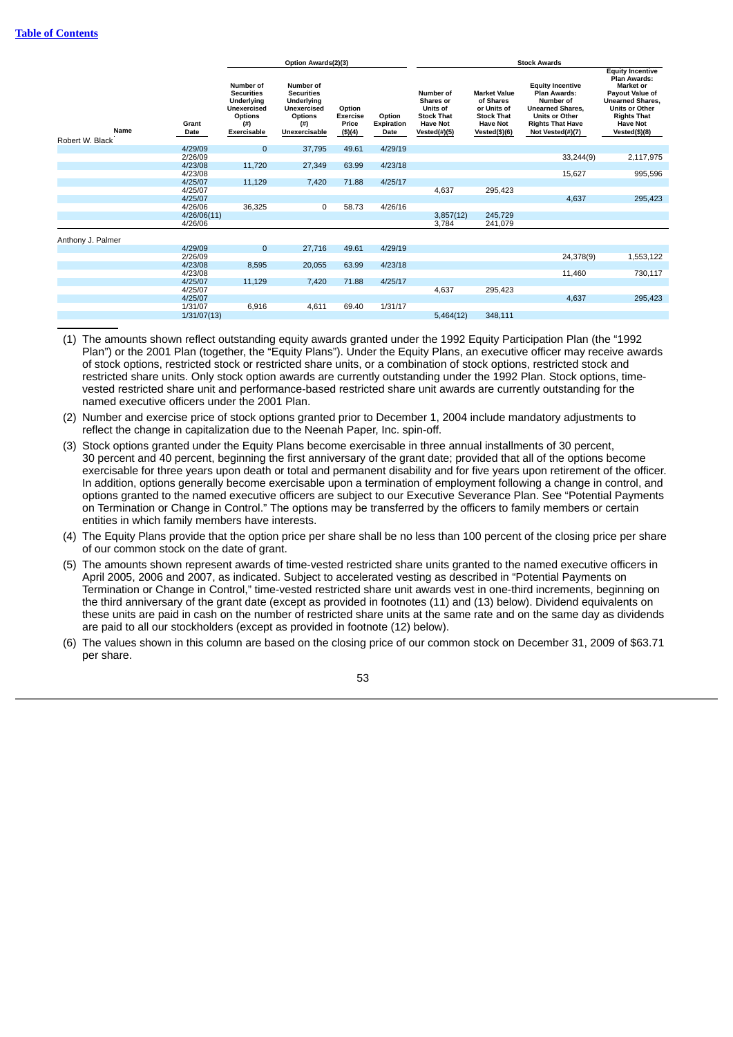| Name | Grant Date | Option Awards(2)(3) | | | | Stock Awards | | | |
|---|---|---|---|---|---|---|---|---|---|
| | | Number of Securities Underlying Unexercised Options (#) Exercisable | Number of Securities Underlying Unexercised Options (#) Unexercisable | Option Exercise Price ($)(4) | Option Expiration Date | Number of Shares or Units of Stock That Have Not Vested(#)(5) | Market Value of Shares or Units of Stock That Have Not Vested($)(6) | Equity Incentive Plan Awards: Number of Unearned Shares, Units or Other Rights That Have Not Vested(#)(7) | Equity Incentive Plan Awards: Market or Payout Value of Unearned Shares, Units or Other Rights That Have Not Vested($)(8) |
| Robert W. Black | | | | | | | | | |
| | 4/29/09 | 0 | 37,795 | 49.61 | 4/29/19 | | | | |
| | 2/26/09 | | | | | | | 33,244(9) | 2,117,975 |
| | 4/23/08 | 11,720 | 27,349 | 63.99 | 4/23/18 | | | | |
| | 4/23/08 | | | | | | | 15,627 | 995,596 |
| | 4/25/07 | 11,129 | 7,420 | 71.88 | 4/25/17 | | | | |
| | 4/25/07 | | | | | 4,637 | 295,423 | | |
| | 4/25/07 | | | | | | | 4,637 | 295,423 |
| | 4/26/06 | 36,325 | 0 | 58.73 | 4/26/16 | | | | |
| | 4/26/06(11) | | | | | 3,857(12) | 245,729 | | |
| | 4/26/06 | | | | | 3,784 | 241,079 | | |
| Anthony J. Palmer | | | | | | | | | |
| | 4/29/09 | 0 | 27,716 | 49.61 | 4/29/19 | | | | |
| | 2/26/09 | | | | | | | 24,378(9) | 1,553,122 |
| | 4/23/08 | 8,595 | 20,055 | 63.99 | 4/23/18 | | | | |
| | 4/23/08 | | | | | | | 11,460 | 730,117 |
| | 4/25/07 | 11,129 | 7,420 | 71.88 | 4/25/17 | | | | |
| | 4/25/07 | | | | | 4,637 | 295,423 | | |
| | 4/25/07 | | | | | | | 4,637 | 295,423 |
| | 1/31/07 | 6,916 | 4,611 | 69.40 | 1/31/17 | | | | |
| | 1/31/07(13) | | | | | 5,464(12) | 348,111 | | |

(1) The amounts shown reflect outstanding equity awards granted under the 1992 Equity Participation Plan (the "1992 Plan") or the 2001 Plan (together, the "Equity Plans"). Under the Equity Plans, an executive officer may receive awards of stock options, restricted stock or restricted share units, or a combination of stock options, restricted stock and restricted share units. Only stock option awards are currently outstanding under the 1992 Plan. Stock options, time-vested restricted share unit and performance-based restricted share unit awards are currently outstanding for the named executive officers under the 2001 Plan.

(2) Number and exercise price of stock options granted prior to December 1, 2004 include mandatory adjustments to reflect the change in capitalization due to the Neenah Paper, Inc. spin-off.

(3) Stock options granted under the Equity Plans become exercisable in three annual installments of 30 percent, 30 percent and 40 percent, beginning the first anniversary of the grant date; provided that all of the options become exercisable for three years upon death or total and permanent disability and for five years upon retirement of the officer. In addition, options generally become exercisable upon a termination of employment following a change in control, and options granted to the named executive officers are subject to our Executive Severance Plan. See "Potential Payments on Termination or Change in Control." The options may be transferred by the officers to family members or certain entities in which family members have interests.

(4) The Equity Plans provide that the option price per share shall be no less than 100 percent of the closing price per share of our common stock on the date of grant.

(5) The amounts shown represent awards of time-vested restricted share units granted to the named executive officers in April 2005, 2006 and 2007, as indicated. Subject to accelerated vesting as described in "Potential Payments on Termination or Change in Control," time-vested restricted share unit awards vest in one-third increments, beginning on the third anniversary of the grant date (except as provided in footnotes (11) and (13) below). Dividend equivalents on these units are paid in cash on the number of restricted share units at the same rate and on the same day as dividends are paid to all our stockholders (except as provided in footnote (12) below).

(6) The values shown in this column are based on the closing price of our common stock on December 31, 2009 of $63.71 per share.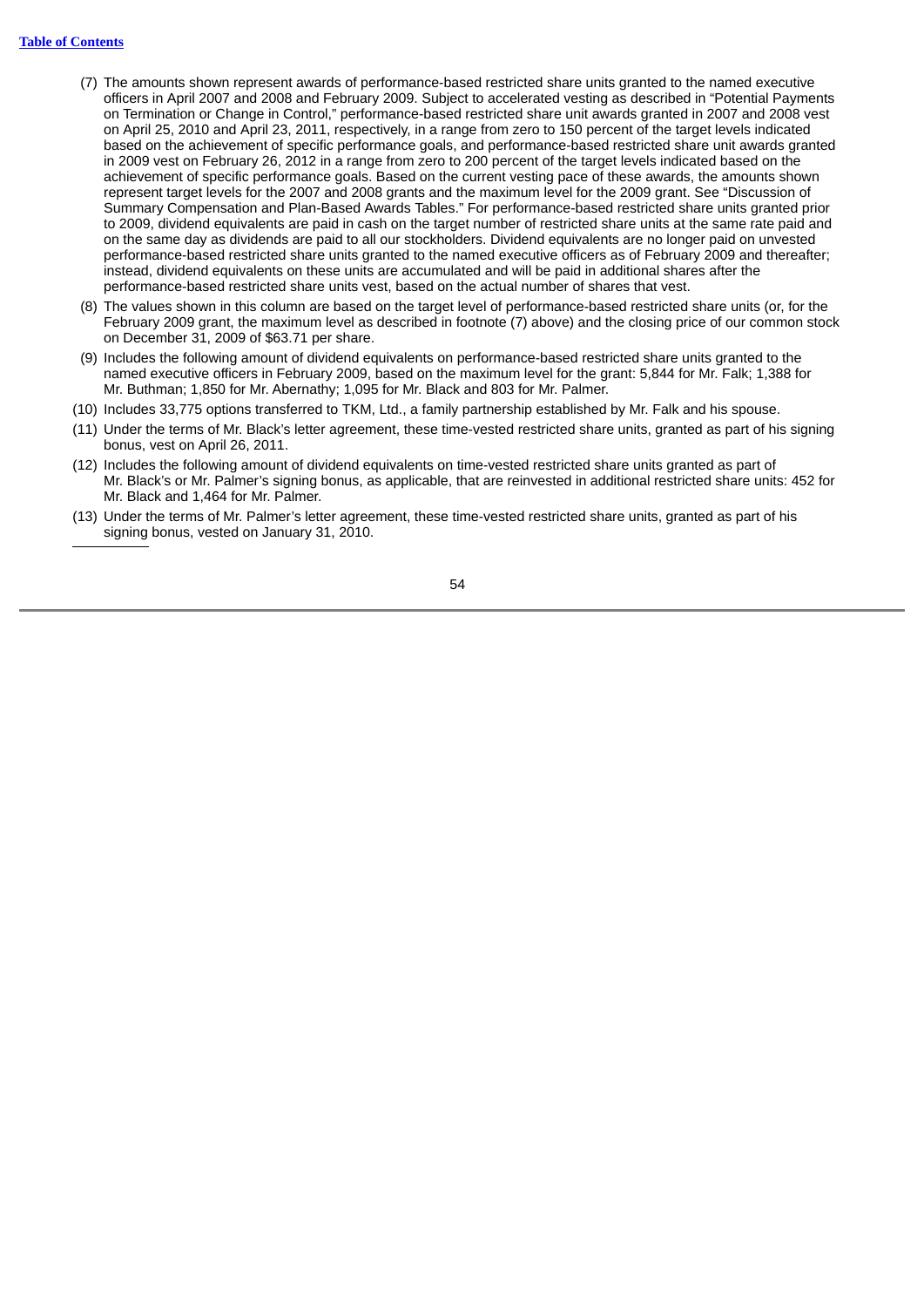[Table of Contents](#)

(7) The amounts shown represent awards of performance-based restricted share units granted to the named executive officers in April 2007 and 2008 and February 2009. Subject to accelerated vesting as described in "Potential Payments on Termination or Change in Control," performance-based restricted share unit awards granted in 2007 and 2008 vest on April 25, 2010 and April 23, 2011, respectively, in a range from zero to 150 percent of the target levels indicated based on the achievement of specific performance goals, and performance-based restricted share unit awards granted in 2009 vest on February 26, 2012 in a range from zero to 200 percent of the target levels indicated based on the achievement of specific performance goals. Based on the current vesting pace of these awards, the amounts shown represent target levels for the 2007 and 2008 grants and the maximum level for the 2009 grant. See "Discussion of Summary Compensation and Plan-Based Awards Tables." For performance-based restricted share units granted prior to 2009, dividend equivalents are paid in cash on the target number of restricted share units at the same rate paid and on the same day as dividends are paid to all our stockholders. Dividend equivalents are no longer paid on unvested performance-based restricted share units granted to the named executive officers as of February 2009 and thereafter; instead, dividend equivalents on these units are accumulated and will be paid in additional shares after the performance-based restricted share units vest, based on the actual number of shares that vest.

(8) The values shown in this column are based on the target level of performance-based restricted share units (or, for the February 2009 grant, the maximum level as described in footnote (7) above) and the closing price of our common stock on December 31, 2009 of $63.71 per share.

(9) Includes the following amount of dividend equivalents on performance-based restricted share units granted to the named executive officers in February 2009, based on the maximum level for the grant: 5,844 for Mr. Falk; 1,388 for Mr. Buthman; 1,850 for Mr. Abernathy; 1,095 for Mr. Black and 803 for Mr. Palmer.

(10) Includes 33,775 options transferred to TKM, Ltd., a family partnership established by Mr. Falk and his spouse.

(11) Under the terms of Mr. Black's letter agreement, these time-vested restricted share units, granted as part of his signing bonus, vest on April 26, 2011.

(12) Includes the following amount of dividend equivalents on time-vested restricted share units granted as part of Mr. Black's or Mr. Palmer's signing bonus, as applicable, that are reinvested in additional restricted units: 452 for Mr. Black and 1,464 for Mr. Palmer.

(13) Under the terms of Mr. Palmer's letter agreement, these time-vested restricted share units, granted as part of his signing bonus, vested on January 31, 2010.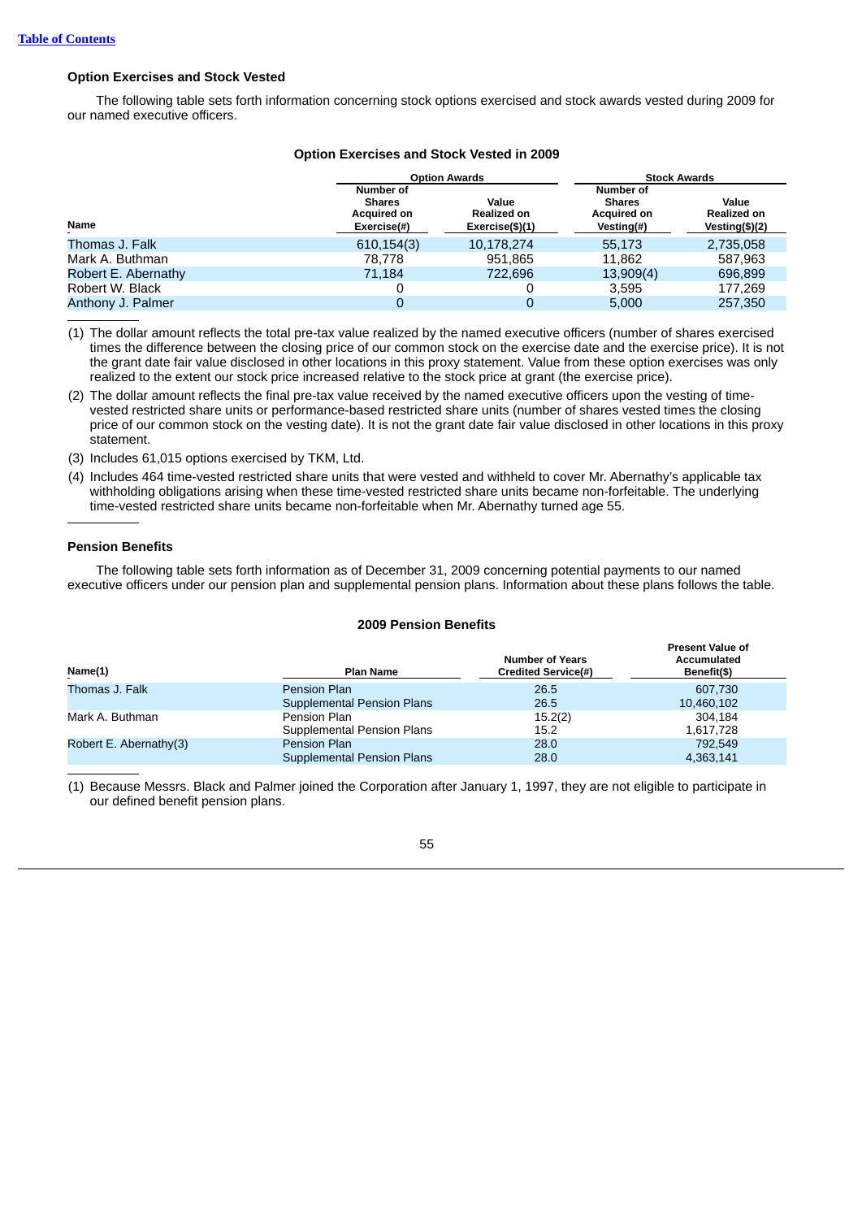### Option Exercises and Stock Vested

The following table sets forth information concerning stock options exercised and stock awards vested during 2009 for our named executive officers.

**Option Exercises and Stock Vested in 2009**

| | Option Awards | | Stock Awards | |
|---|---|---|---|---|
| **Name** | **Number of Shares Acquired on Exercise(#)** | **Value Realized on Exercise($)(1)** | **Number of Shares Acquired on Vesting(#)** | **Value Realized on Vesting($)(2)** |
| Thomas J. Falk | 610,154(3) | 10,178,274 | 55,173 | 2,735,058 |
| Mark A. Buthman | 78,778 | 951,865 | 11,862 | 587,963 |
| Robert E. Abernathy | 71,184 | 722,696 | 13,909(4) | 696,899 |
| Robert W. Black | 0 | 0 | 3,595 | 177,269 |
| Anthony J. Palmer | 0 | 0 | 5,000 | 257,350 |

(1) The dollar amount reflects the total pre-tax value realized by the named executive officers (number of shares exercised times the difference between the closing price of our common stock on the exercise date and the exercise price). It is not the grant date fair value disclosed in other locations in this proxy statement. Value from these option exercises was only realized to the extent our stock price increased relative to the stock price at grant (the exercise price).

(2) The dollar amount reflects the final pre-tax value received by the named executive officers upon the vesting of time-vested restricted share units or performance-based restricted share units (number of shares vested times the closing price of our common stock on the vesting date). It is not the grant date fair value disclosed in other locations in this proxy statement.

(3) Includes 61,015 options exercised by TKM, Ltd.

(4) Includes 464 time-vested restricted share units that were vested and withheld to cover Mr. Abernathy's applicable tax withholding obligations arising when these time-vested restricted share units became non-forfeitable. The underlying time-vested restricted share units became non-forfeitable when Mr. Abernathy turned age 55.

### Pension Benefits

The following table sets forth information as of December 31, 2009 concerning potential payments to our named executive officers under our pension plan and supplemental pension plans. Information about these plans follows the table.

**2009 Pension Benefits**

| Name(1) | Plan Name | Number of Years Credited Service(#) | Present Value of Accumulated Benefit($) |
|---|---|---|---|
| Thomas J. Falk | Pension Plan | 26.5 | 607,730 |
| | Supplemental Pension Plans | 26.5 | 10,460,102 |
| Mark A. Buthman | Pension Plan | 15.2(2) | 304,184 |
| | Supplemental Pension Plans | 15.2 | 1,617,728 |
| Robert E. Abernathy(3) | Pension Plan | 28.0 | 792,549 |
| | Supplemental Pension Plans | 28.0 | 4,363,141 |

(1) Because Messrs. Black and Palmer joined the Corporation after January 1, 1997, they are not eligible to participate in our defined benefit pension plans.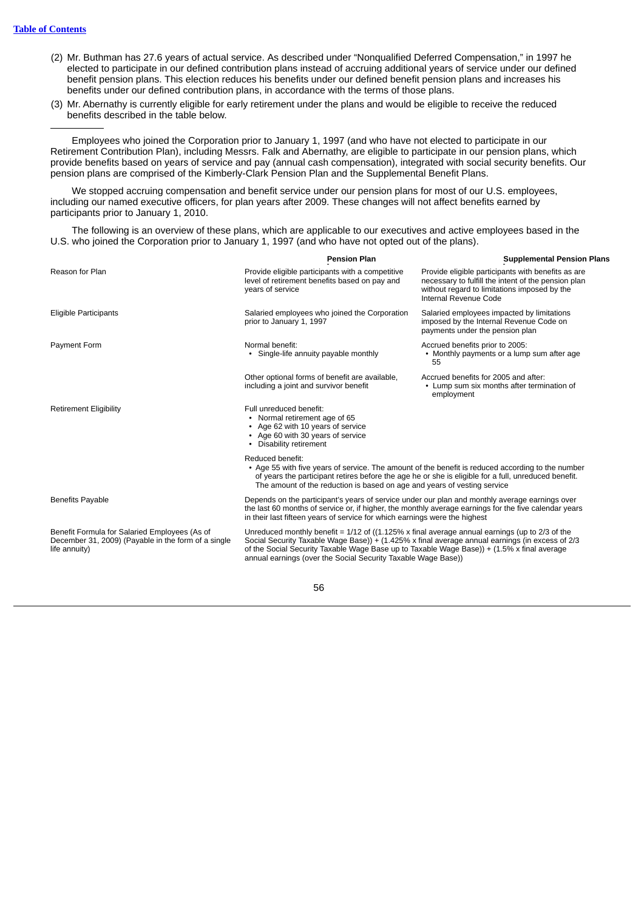[Table of Contents](#)

(2) Mr. Buthman has 27.6 years of actual service. As described under "Nonqualified Deferred Compensation," in 1997 he elected to participate in our defined contribution plans instead of accruing additional years of service under our defined benefit pension plans. This election reduces his benefits under our defined benefit pension plans and increases his benefits under our defined contribution plans, in accordance with the terms of those plans.

(3) Mr. Abernathy is currently eligible for early retirement under the plans and would be eligible to receive the reduced benefits described in the table below.

---

Employees who joined the Corporation prior to January 1, 1997 (and who have not elected to participate in our Retirement Contribution Plan), including Messrs. Falk and Abernathy, are eligible to participate in our pension plans, which provide benefits based on years of service and pay (annual cash compensation), integrated with social security benefits. Our pension plans are comprised of the Kimberly-Clark Pension Plan and the Supplemental Benefit Plans.

We stopped accruing compensation and benefit service under our pension plans for most of our U.S. employees, including our named executive officers, for plan years after 2009. These changes will not affect benefits earned by participants prior to January 1, 2010.

The following is an overview of these plans, which are applicable to our executives and active employees based in the U.S. who joined the Corporation prior to January 1, 1997 (and who have not opted out of the plans).

| | Pension Plan | Supplemental Pension Plans |
|---|---|---|
| Reason for Plan | Provide eligible participants with a competitive level of retirement benefits based on pay and years of service | Provide eligible participants with benefits as are necessary to fulfill the intent of the pension plan without regard to limitations imposed by the Internal Revenue Code |
| Eligible Participants | Salaried employees who joined the Corporation prior to January 1, 1997 | Salaried employees impacted by limitations imposed by the Internal Revenue Code on payments under the pension plan |
| Payment Form | Normal benefit: • Single-life annuity payable monthly<br><br>Other optional forms of benefit are available, including a joint and survivor benefit | Accrued benefits prior to 2005: • Monthly payments or a lump sum after age 55<br><br>Accrued benefits for 2005 and after: • Lump sum six months after termination of employment |
| Retirement Eligibility | Full unreduced benefit: • Normal retirement age of 65 • Age 62 with 10 years of service • Age 60 with 30 years of service • Disability retirement<br><br>Reduced benefit: • Age 55 with five years of service. The amount of the benefit is reduced according to the number of years the participant retires before the age he or she is eligible for a full, unreduced benefit. The amount of the reduction is based on age and years of vesting service | |
| Benefits Payable | Depends on the participant's years of service under our plan and monthly average earnings over the last 60 months of service or, if higher, the monthly average earnings for the five calendar years in their last fifteen years of service for which earnings were the highest | |
| Benefit Formula for Salaried Employees (As of December 31, 2009) (Payable in the form of a single life annuity) | Unreduced monthly benefit = 1/12 of ((1.125% x final average annual earnings (up to 2/3 of the Social Security Taxable Wage Base)) + (1.425% x final average annual earnings (in excess of 2/3 of the Social Security Taxable Wage Base up to Taxable Wage Base)) + (1.5% x final average annual earnings (over the Social Security Taxable Wage Base)) | |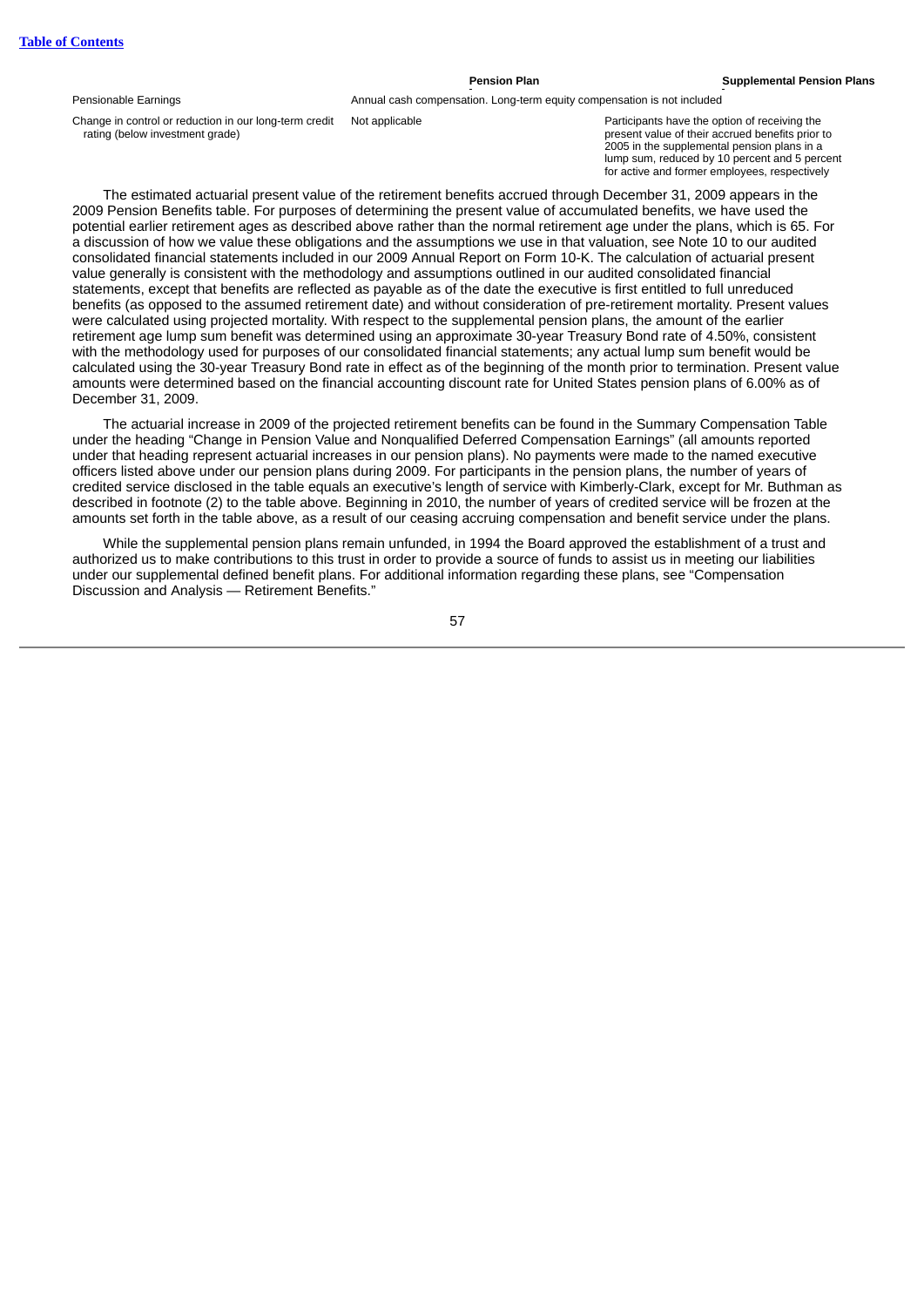| | Pension Plan | Supplemental Pension Plans |
|---|---|---|
| Pensionable Earnings | Annual cash compensation. Long-term equity compensation is not included | |
| Change in control or reduction in our long-term credit rating (below investment grade) | Not applicable | Participants have the option of receiving the present value of their accrued benefits prior to 2005 in the supplemental pension plans in a lump sum, reduced by 10 percent and 5 percent for active and former employees, respectively |

The estimated actuarial present value of the retirement benefits accrued through December 31, 2009 appears in the 2009 Pension Benefits table. For purposes of determining the present value of accumulated benefits, we have used the potential earlier retirement ages as described above rather than the normal retirement age under the plans, which is 65. For a discussion of how we value these obligations and the assumptions we use in that valuation, see Note 10 to our audited consolidated financial statements included in our 2009 Annual Report on Form 10-K. The calculation of actuarial present value generally is consistent with the methodology and assumptions outlined in our audited consolidated financial statements, except that benefits are reflected as payable as of the date the executive is first entitled to full unreduced benefits (as opposed to the assumed retirement date) and without consideration of pre-retirement mortality. Present values were calculated using projected mortality. With respect to the supplemental pension plans, the amount of the earlier retirement age lump sum benefit was determined using an approximate 30-year Treasury Bond rate of 4.50%, consistent with the methodology used for purposes of our consolidated financial statements; any actual lump sum benefit would be calculated using the 30-year Treasury Bond rate in effect as of the beginning of the month prior to termination. Present value amounts were determined based on the financial accounting discount rate for United States pension plans of 6.00% as of December 31, 2009.

The actuarial increase in 2009 of the projected retirement benefits can be found in the Summary Compensation Table under the heading "Change in Pension Value and Nonqualified Deferred Compensation Earnings" (all amounts reported under that heading represent actuarial increases in our pension plans). No payments were made to the named executive officers listed above under our pension plans during 2009. For participants in the pension plans, the number of years of credited service disclosed in the table equals an executive's length of service with Kimberly-Clark, except for Mr. Buthman as described in footnote (2) to the table above. Beginning in 2010, the number of years of credited service will be frozen at the amounts set forth in the table above, as a result of our ceasing accruing compensation and benefit service under the plans.

While the supplemental pension plans remain unfunded, in 1994 the Board approved the establishment of a trust and authorized us to make contributions to this trust in order to provide a source of funds to assist us in meeting our liabilities under our supplemental defined benefit plans. For additional information regarding these plans, see "Compensation Discussion and Analysis — Retirement Benefits."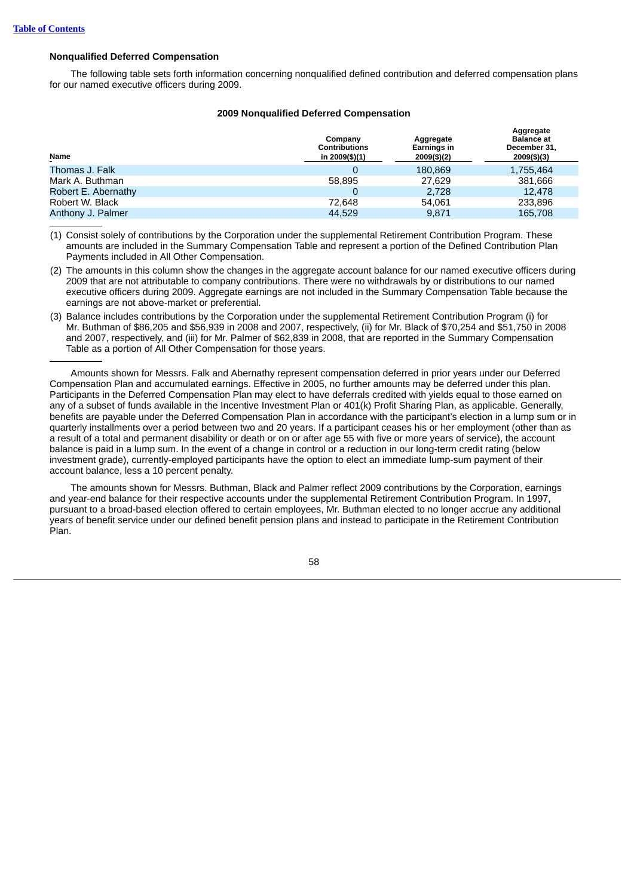### Nonqualified Deferred Compensation

The following table sets forth information concerning nonqualified defined contribution and deferred compensation plans for our named executive officers during 2009.

**2009 Nonqualified Deferred Compensation**

| Name | Company Contributions in 2009($)(1) | Aggregate Earnings in 2009($)(2) | Aggregate Balance at December 31, 2009($)(3) |
|---|---|---|---|
| Thomas J. Falk | 0 | 180,869 | 1,755,464 |
| Mark A. Buthman | 58,895 | 27,629 | 381,666 |
| Robert E. Abernathy | 0 | 2,728 | 12,478 |
| Robert W. Black | 72,648 | 54,061 | 233,896 |
| Anthony J. Palmer | 44,529 | 9,871 | 165,708 |

(1) Consist solely of contributions by the Corporation under the supplemental Retirement Contribution Program. These amounts are included in the Summary Compensation Table and represent a portion of the Defined Contribution Plan Payments included in All Other Compensation.

(2) The amounts in this column show the changes in the aggregate account balance for our named executive officers during 2009 that are not attributable to company contributions. There were no withdrawals by or distributions to our named executive officers during 2009. Aggregate earnings are not included in the Summary Compensation Table because the earnings are not above-market or preferential.

(3) Balance includes contributions by the Corporation under the supplemental Retirement Contribution Program (i) for Mr. Buthman of $86,205 and $56,939 in 2008 and 2007, respectively, (ii) for Mr. Black of $70,254 and $51,750 in 2008 and 2007, respectively, and (iii) for Mr. Palmer of $62,839 in 2008, that are reported in the Summary Compensation Table as a portion of All Other Compensation for those years.

Amounts shown for Messrs. Falk and Abernathy represent compensation deferred in prior years under our Deferred Compensation Plan and accumulated earnings. Effective in 2005, no further amounts may be deferred under this plan. Participants in the Deferred Compensation Plan may elect to have deferrals credited with yields equal to those earned on any of a subset of funds available in the Incentive Investment Plan or 401(k) Profit Sharing Plan, as applicable. Generally, benefits are payable under the Deferred Compensation Plan in accordance with the participant's election in a lump sum or in quarterly installments over a period between two and 20 years. If a participant ceases his or her employment (other than as a result of a total and permanent disability or death or on or after age 55 with five or more years of service), the account balance is paid in a lump sum. In the event of a change in control or a reduction in our long-term credit rating (below investment grade), currently-employed participants have the option to elect an immediate lump-sum payment of their account balance, less a 10 percent penalty.

The amounts shown for Messrs. Buthman, Black and Palmer reflect 2009 contributions by the Corporation, earnings and year-end balance for their respective accounts under the supplemental Retirement Contribution Program. In 1997, pursuant to a broad-based election offered to certain employees, Mr. Buthman elected to no longer accrue any additional years of benefit service under our defined benefit pension plans and instead to participate in the Retirement Contribution Plan.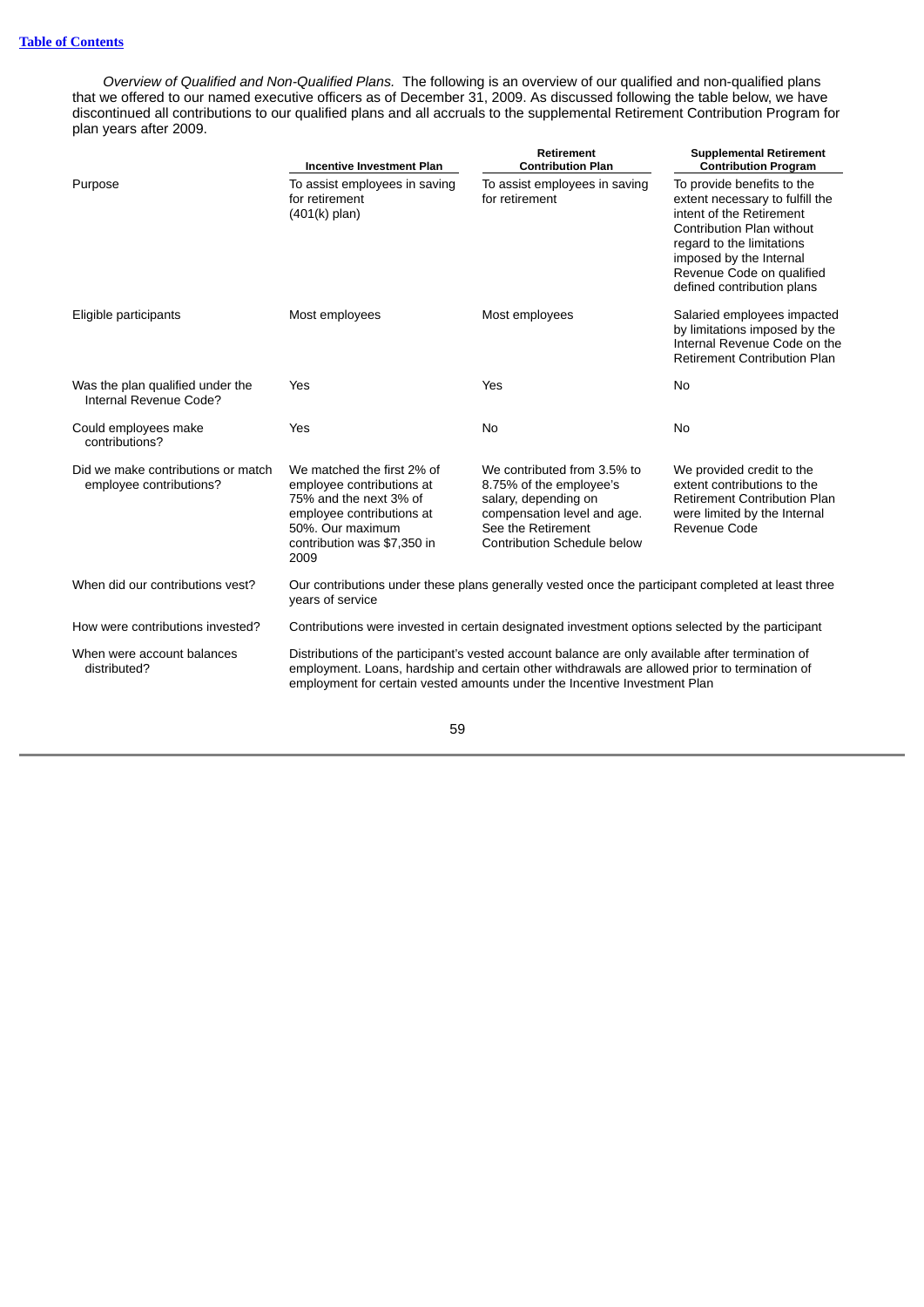*Overview of Qualified and Non-Qualified Plans.* The following is an overview of our qualified and non-qualified plans that we offered to our named executive officers as of December 31, 2009. As discussed following the table below, we have discontinued all contributions to our qualified plans and all accruals to the supplemental Retirement Contribution Program for plan years after 2009.

| | Incentive Investment Plan | Retirement Contribution Plan | Supplemental Retirement Contribution Program |
|---|---|---|---|
| Purpose | To assist employees in saving for retirement (401(k) plan) | To assist employees in saving for retirement | To provide benefits to the extent necessary to fulfill the intent of the Retirement Contribution Plan without regard to the limitations imposed by the Internal Revenue Code on qualified defined contribution plans |
| Eligible participants | Most employees | Most employees | Salaried employees impacted by limitations imposed by the Internal Revenue Code on the Retirement Contribution Plan |
| Was the plan qualified under the Internal Revenue Code? | Yes | Yes | No |
| Could employees make contributions? | Yes | No | No |
| Did we make contributions or match employee contributions? | We matched the first 2% of employee contributions at 75% and the next 3% of employee contributions at 50%. Our maximum contribution was $7,350 in 2009 | We contributed from 3.5% to 8.75% of the employee's salary, depending on compensation level and age. See the Retirement Contribution Schedule below | We provided credit to the extent contributions to the Retirement Contribution Plan were limited by the Internal Revenue Code |
| When did our contributions vest? | Our contributions under these plans generally vested once the participant completed at least three years of service | | |
| How were contributions invested? | Contributions were invested in certain designated investment options selected by the participant | | |
| When were account balances distributed? | Distributions of the participant's vested account balance are only available after termination of employment. Loans, hardship and certain other withdrawals are allowed prior to termination of employment for certain vested amounts under the Incentive Investment Plan | | |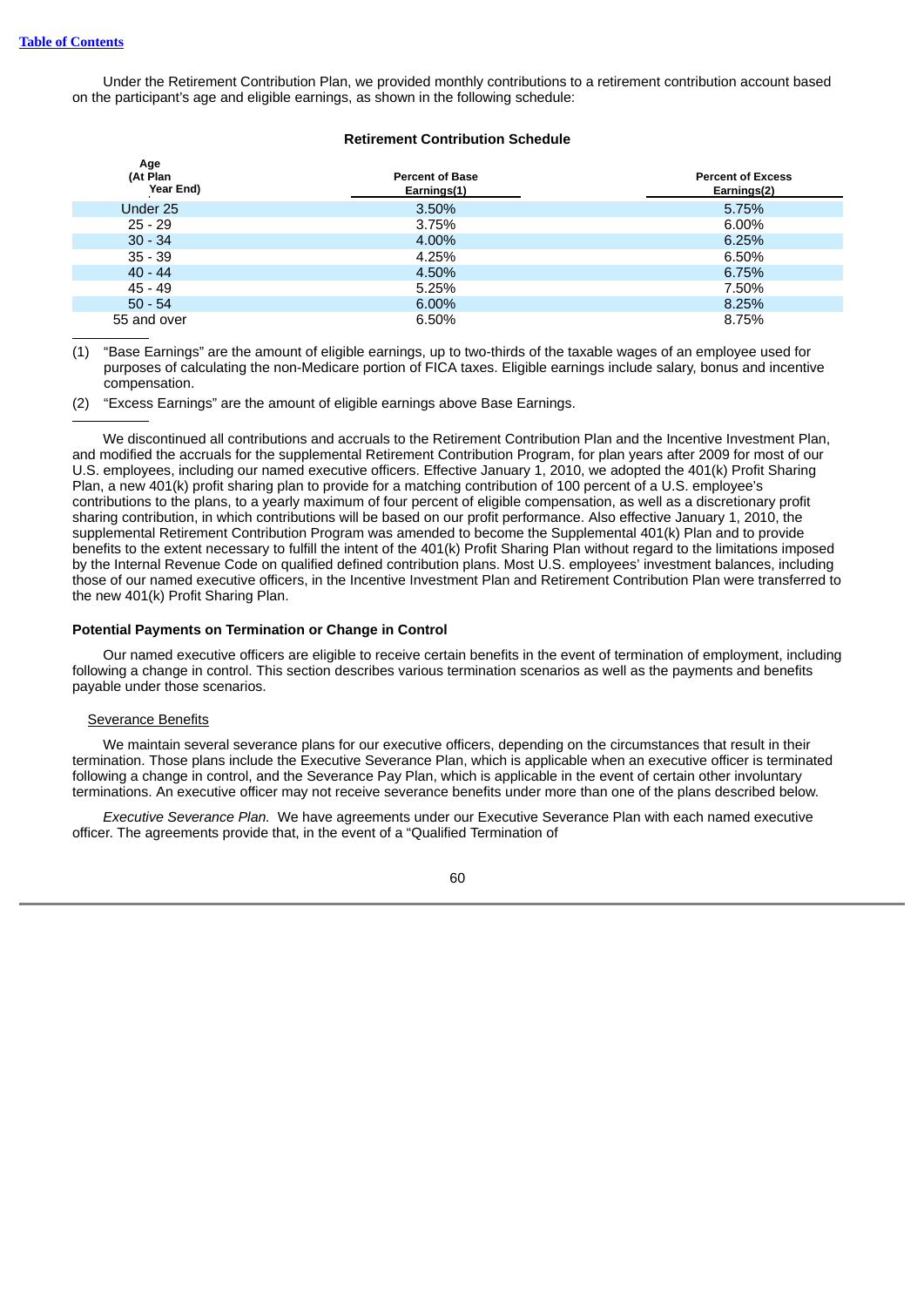[Table of Contents](#)

Under the Retirement Contribution Plan, we provided monthly contributions to a retirement contribution account based on the participant's age and eligible earnings, as shown in the following schedule:

**Retirement Contribution Schedule**

| Age (At Plan Year End) | Percent of Base Earnings(1) | Percent of Excess Earnings(2) |
|---|---|---|
| Under 25 | 3.50% | 5.75% |
| 25 - 29 | 3.75% | 6.00% |
| 30 - 34 | 4.00% | 6.25% |
| 35 - 39 | 4.25% | 6.50% |
| 40 - 44 | 4.50% | 6.75% |
| 45 - 49 | 5.25% | 7.50% |
| 50 - 54 | 6.00% | 8.25% |
| 55 and over | 6.50% | 8.75% |

(1) "Base Earnings" are the amount of eligible earnings, up to two-thirds of the taxable wages of an employee used for purposes of calculating the non-Medicare portion of FICA taxes. Eligible earnings include salary, bonus and incentive compensation.

(2) "Excess Earnings" are the amount of eligible earnings above Base Earnings.

We discontinued all contributions and accruals to the Retirement Contribution Plan and the Incentive Investment Plan, and modified the accruals for the supplemental Retirement Contribution Program, for plan years after 2009 for most of our U.S. employees, including our named executive officers. Effective January 1, 2010, we adopted the 401(k) Profit Sharing Plan, a new 401(k) profit sharing plan to provide for a matching contribution of 100 percent of a U.S. employee's contributions to the plans, to a yearly maximum of four percent of eligible compensation, as well as a discretionary profit sharing contribution, in which contributions will be based on our profit performance. Also effective January 1, 2010, the supplemental Retirement Contribution Program was amended to become the Supplemental 401(k) Plan and to provide benefits to the extent necessary to fulfill the intent of the 401(k) Profit Sharing Plan without regard to the limitations imposed by the Internal Revenue Code on qualified defined contribution plans. Most U.S. employees' investment balances, including those of our named executive officers, in the Incentive Investment Plan and Retirement Contribution Plan were transferred to the new 401(k) Profit Sharing Plan.

**Potential Payments on Termination or Change in Control**

Our named executive officers are eligible to receive certain benefits in the event of termination of employment, including following a change in control. This section describes various termination scenarios as well as the payments and benefits payable under those scenarios.

Severance Benefits

We maintain several severance plans for our executive officers, depending on the circumstances that result in their termination. Those plans include the Executive Severance Plan, which is applicable when an executive officer is terminated following a change in control, and the Severance Pay Plan, which is applicable in the event of certain other involuntary terminations. An executive officer may not receive severance benefits under more than one of the plans described below.

*Executive Severance Plan.* We have agreements under our Executive Severance Plan with each named executive officer. The agreements provide that, in the event of a "Qualified Termination of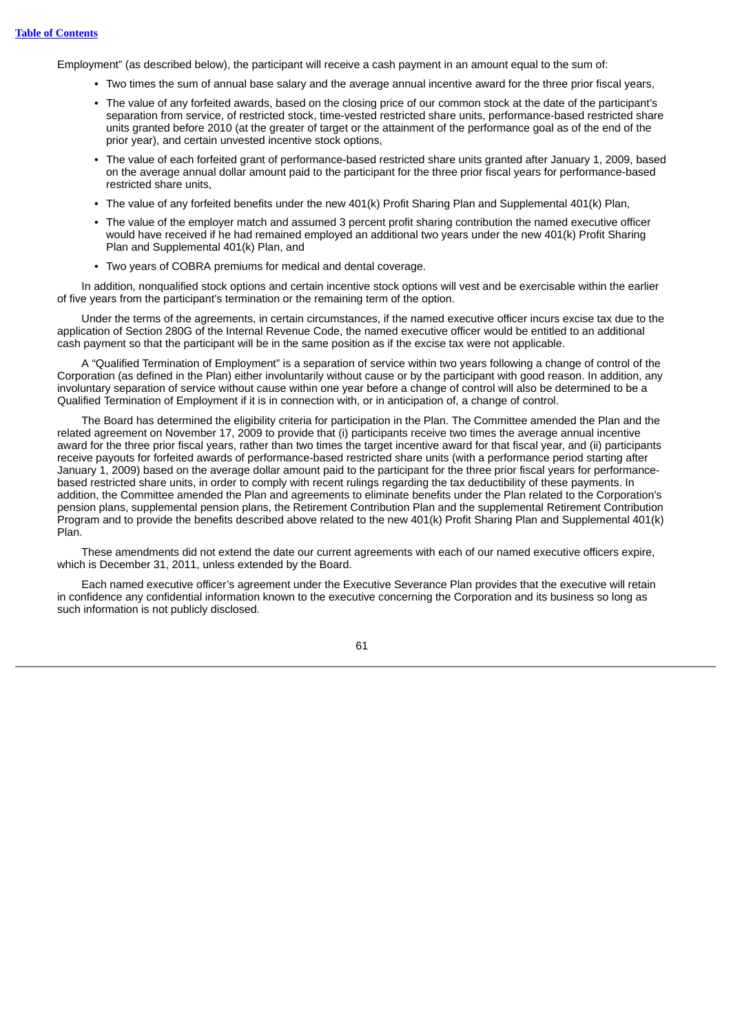Employment" (as described below), the participant will receive a cash payment in an amount equal to the sum of:

- Two times the sum of annual base salary and the average annual incentive award for the three prior fiscal years,
- The value of any forfeited awards, based on the closing price of our common stock at the date of the participant's separation from service, of restricted stock, time-vested restricted share units, performance-based restricted share units granted before 2010 (at the greater of target or the attainment of the performance goal as of the end of the prior year), and certain unvested incentive stock options,
- The value of each forfeited grant of performance-based restricted share units granted after January 1, 2009, based on the average annual dollar amount paid to the participant for the three prior fiscal years for performance-based restricted share units,
- The value of any forfeited benefits under the new 401(k) Profit Sharing Plan and Supplemental 401(k) Plan,
- The value of the employer match and assumed 3 percent profit sharing contribution the named executive officer would have received if he had remained employed an additional two years under the new 401(k) Profit Sharing Plan and Supplemental 401(k) Plan, and
- Two years of COBRA premiums for medical and dental coverage.

In addition, nonqualified stock options and certain incentive stock options will vest and be exercisable within the earlier of five years from the participant's termination or the remaining term of the option.

Under the terms of the agreements, in certain circumstances, if the named executive officer incurs excise tax due to the application of Section 280G of the Internal Revenue Code, the named executive officer would be entitled to an additional cash payment so that the participant will be in the same position as if the excise tax were not applicable.

A "Qualified Termination of Employment" is a separation of service within two years following a change of control of the Corporation (as defined in the Plan) either involuntarily without cause or by the participant with good reason. In addition, any involuntary separation of service without cause within one year before a change of control will also be determined to be a Qualified Termination of Employment if it is in connection with, or in anticipation of, a change of control.

The Board has determined the eligibility criteria for participation in the Plan. The Committee amended the Plan and the related agreement on November 17, 2009 to provide that (i) participants receive two times the average annual incentive award for the three prior fiscal years, rather than two times the target incentive award for that fiscal year, and (ii) participants receive payouts for forfeited awards of performance-based restricted share units (with a performance period starting after January 1, 2009) based on the average dollar amount paid to the participant for the three prior fiscal years for performance-based restricted share units, in order to comply with recent rulings regarding the tax deductibility of these payments. In addition, the Committee amended the Plan and agreements to eliminate benefits under the Plan related to the Corporation's pension plans, supplemental pension plans, the Retirement Contribution Plan and the supplemental Retirement Contribution Program and to provide the benefits described above related to the new 401(k) Profit Sharing Plan and Supplemental 401(k) Plan.

These amendments did not extend the date our current agreements with each of our named executive officers expire, which is December 31, 2011, unless extended by the Board.

Each named executive officer's agreement under the Executive Severance Plan provides that the executive will retain in confidence any confidential information known to the executive concerning the Corporation and its business so long as such information is not publicly disclosed.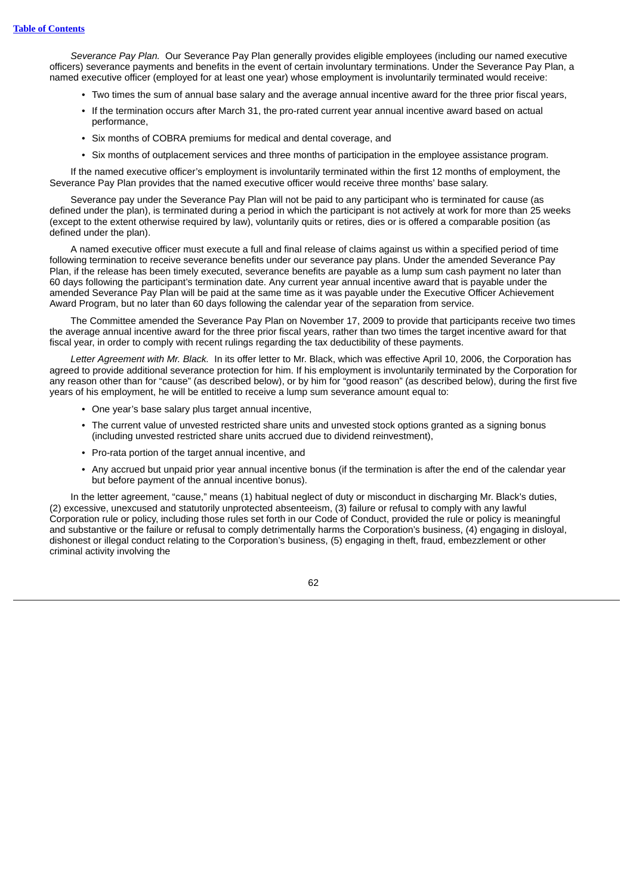*Severance Pay Plan.* Our Severance Pay Plan generally provides eligible employees (including our named executive officers) severance payments and benefits in the event of certain involuntary terminations. Under the Severance Pay Plan, a named executive officer (employed for at least one year) whose employment is involuntarily terminated would receive:

- Two times the sum of annual base salary and the average annual incentive award for the three prior fiscal years,
- If the termination occurs after March 31, the pro-rated current year annual incentive award based on actual performance,
- Six months of COBRA premiums for medical and dental coverage, and
- Six months of outplacement services and three months of participation in the employee assistance program.

If the named executive officer's employment is involuntarily terminated within the first 12 months of employment, the Severance Pay Plan provides that the named executive officer would receive three months' base salary.

Severance pay under the Severance Pay Plan will not be paid to any participant who is terminated for cause (as defined under the plan), is terminated during a period in which the participant is not actively at work for more than 25 weeks (except to the extent otherwise required by law), voluntarily quits or retires, dies or is offered a comparable position (as defined under the plan).

A named executive officer must execute a full and final release of claims against us within a specified period of time following termination to receive severance benefits under our severance pay plans. Under the amended Severance Pay Plan, if the release has been timely executed, severance benefits are payable as a lump sum cash payment no later than 60 days following the participant's termination date. Any current year annual incentive award that is payable under the amended Severance Pay Plan will be paid at the same time as it was payable under the Executive Officer Achievement Award Program, but no later than 60 days following the calendar year of the separation from service.

The Committee amended the Severance Pay Plan on November 17, 2009 to provide that participants receive two times the average annual incentive award for the three prior fiscal years, rather than two times the target incentive award for that fiscal year, in order to comply with recent rulings regarding the tax deductibility of these payments.

*Letter Agreement with Mr. Black.* In its offer letter to Mr. Black, which was effective April 10, 2006, the Corporation has agreed to provide additional severance protection for him. If his employment is involuntarily terminated by the Corporation for any reason other than for "cause" (as described below), or by him for "good reason" (as described below), during the first five years of his employment, he will be entitled to receive a lump sum severance amount equal to:

- One year's base salary plus target annual incentive,
- The current value of unvested restricted share units and unvested stock options granted as a signing bonus (including unvested restricted share units accrued due to dividend reinvestment),
- Pro-rata portion of the target annual incentive, and
- Any accrued but unpaid prior year annual incentive bonus (if the termination is after the end of the calendar year but before payment of the annual incentive bonus).

In the letter agreement, "cause," means (1) habitual neglect of duty or misconduct in discharging Mr. Black's duties, (2) excessive, unexcused and statutorily unprotected absenteeism, (3) failure or refusal to comply with any lawful Corporation rule or policy, including those rules set forth in our Code of Conduct, provided the rule or policy is meaningful and substantive or the failure or refusal to comply detrimentally harms the Corporation's business, (4) engaging in disloyal, dishonest or illegal conduct relating to the Corporation's business, (5) engaging in theft, fraud, embezzlement or other criminal activity involving the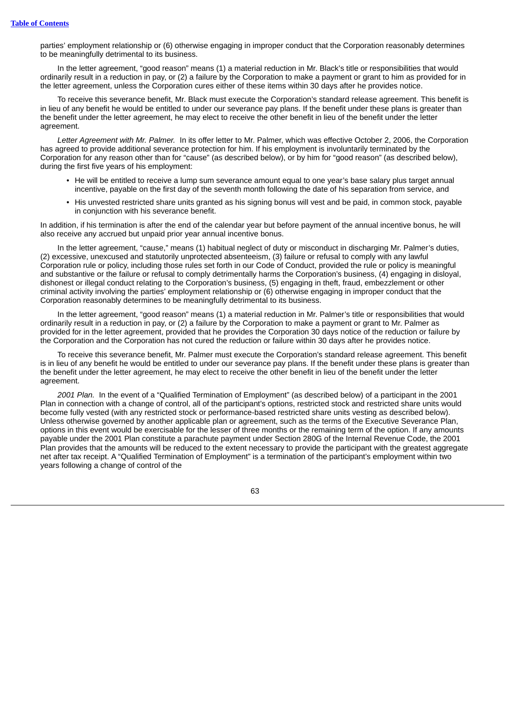parties' employment relationship or (6) otherwise engaging in improper conduct that the Corporation reasonably determines to be meaningfully detrimental to its business.

In the letter agreement, "good reason" means (1) a material reduction in Mr. Black's title or responsibilities that would ordinarily result in a reduction in pay, or (2) a failure by the Corporation to make a payment or grant to him as provided for in the letter agreement, unless the Corporation cures either of these items within 30 days after he provides notice.

To receive this severance benefit, Mr. Black must execute the Corporation's standard release agreement. This benefit is in lieu of any benefit he would be entitled to under our severance pay plans. If the benefit under these plans is greater than the benefit under the letter agreement, he may elect to receive the other benefit in lieu of the benefit under the letter agreement.

*Letter Agreement with Mr. Palmer.* In its offer letter to Mr. Palmer, which was effective October 2, 2006, the Corporation has agreed to provide additional severance protection for him. If his employment is involuntarily terminated by the Corporation for any reason other than for "cause" (as described below), or by him for "good reason" (as described below), during the first five years of his employment:

- He will be entitled to receive a lump sum severance amount equal to one year's base salary plus target annual incentive, payable on the first day of the seventh month following the date of his separation from service, and
- His unvested restricted share units granted as his signing bonus will vest and be paid, in common stock, payable in conjunction with his severance benefit.

In addition, if his termination is after the end of the calendar year but before payment of the annual incentive bonus, he will also receive any accrued but unpaid prior year annual incentive bonus.

In the letter agreement, "cause," means (1) habitual neglect of duty or misconduct in discharging Mr. Palmer's duties, (2) excessive, unexcused and statutorily unprotected absenteeism, (3) failure or refusal to comply with any lawful Corporation rule or policy, including those rules set forth in our Code of Conduct, provided the rule or policy is meaningful and substantive or the failure or refusal to comply detrimentally harms the Corporation's business, (4) engaging in disloyal, dishonest or illegal conduct relating to the Corporation's business, (5) engaging in theft, fraud, embezzlement or other criminal activity involving the parties' employment relationship or (6) otherwise engaging in improper conduct that the Corporation reasonably determines to be meaningfully detrimental to its business.

In the letter agreement, "good reason" means (1) a material reduction in Mr. Palmer's title or responsibilities that would ordinarily result in a reduction in pay, or (2) a failure by the Corporation to make a payment or grant to Mr. Palmer as provided for in the letter agreement, provided that he provides the Corporation 30 days notice of the reduction or failure by the Corporation and the Corporation has not cured the reduction or failure within 30 days after he provides notice.

To receive this severance benefit, Mr. Palmer must execute the Corporation's standard release agreement. This benefit is in lieu of any benefit he would be entitled to under our severance pay plans. If the benefit under these plans is greater than the benefit under the letter agreement, he may elect to receive the other benefit in lieu of the benefit under the letter agreement.

*2001 Plan.* In the event of a "Qualified Termination of Employment" (as described below) of a participant in the 2001 Plan in connection with a change of control, all of the participant's options, restricted stock and restricted share units would become fully vested (with any restricted stock or performance-based restricted share units vesting as described below). Unless otherwise governed by another applicable plan or agreement, such as the terms of the Executive Severance Plan, options in this event would be exercisable for the lesser of three months or the remaining term of the option. If any amounts payable under the 2001 Plan constitute a parachute payment under Section 280G of the Internal Revenue Code, the 2001 Plan provides that the amounts will be reduced to the extent necessary to provide the participant with the greatest aggregate net after tax receipt. A "Qualified Termination of Employment" is a termination of the participant's employment within two years following a change of control of the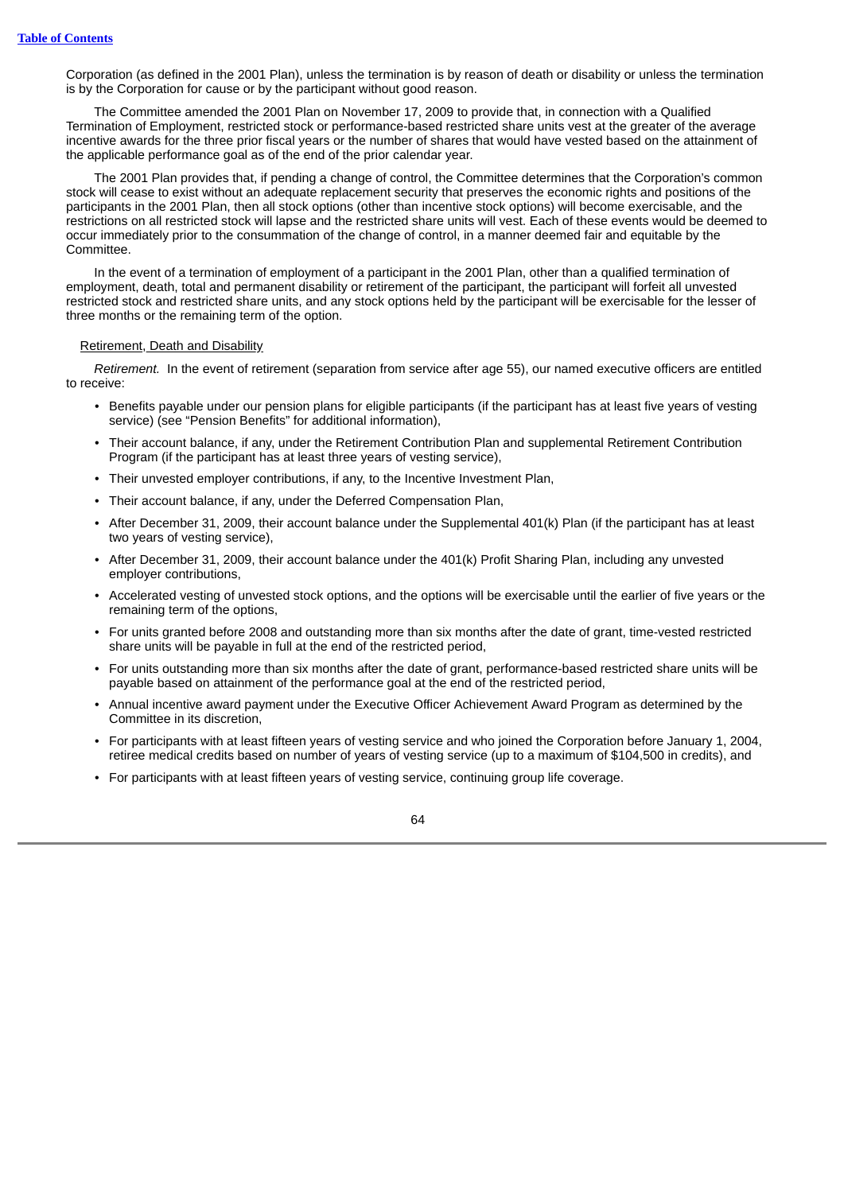Corporation (as defined in the 2001 Plan), unless the termination is by reason of death or disability or unless the termination is by the Corporation for cause or by the participant without good reason.

The Committee amended the 2001 Plan on November 17, 2009 to provide that, in connection with a Qualified Termination of Employment, restricted stock or performance-based restricted share units vest at the greater of the average incentive awards for the three prior fiscal years or the number of shares that would have vested based on the attainment of the applicable performance goal as of the end of the prior calendar year.

The 2001 Plan provides that, if pending a change of control, the Committee determines that the Corporation's common stock will cease to exist without an adequate replacement security that preserves the economic rights and positions of the participants in the 2001 Plan, then all stock options (other than incentive stock options) will become exercisable, and the restrictions on all restricted stock will lapse and the restricted share units will vest. Each of these events would be deemed to occur immediately prior to the consummation of the change of control, in a manner deemed fair and equitable by the Committee.

In the event of a termination of employment of a participant in the 2001 Plan, other than a qualified termination of employment, death, total and permanent disability or retirement of the participant, the participant will forfeit all unvested restricted stock and restricted share units, and any stock options held by the participant will be exercisable for the lesser of three months or the remaining term of the option.

Retirement, Death and Disability

*Retirement.* In the event of retirement (separation from service after age 55), our named executive officers are entitled to receive:

- Benefits payable under our pension plans for eligible participants (if the participant has at least five years of vesting service) (see "Pension Benefits" for additional information),
- Their account balance, if any, under the Retirement Contribution Plan and supplemental Retirement Contribution Program (if the participant has at least three years of vesting service),
- Their unvested employer contributions, if any, to the Incentive Investment Plan,
- Their account balance, if any, under the Deferred Compensation Plan,
- After December 31, 2009, their account balance under the Supplemental 401(k) Plan (if the participant has at least two years of vesting service),
- After December 31, 2009, their account balance under the 401(k) Profit Sharing Plan, including any unvested employer contributions,
- Accelerated vesting of unvested stock options, and the options will be exercisable until the earlier of five years or the remaining term of the options,
- For units granted before 2008 and outstanding more than six months after the date of grant, time-vested restricted share units will be payable in full at the end of the restricted period,
- For units outstanding more than six months after the date of grant, performance-based restricted share units will be payable based on attainment of the performance goal at the end of the restricted period,
- Annual incentive award payment under the Executive Officer Achievement Award Program as determined by the Committee in its discretion,
- For participants with at least fifteen years of vesting service and who joined the Corporation before January 1, 2004, retiree medical credits based on number of years of vesting service (up to a maximum of $104,500 in credits), and
- For participants with at least fifteen years of vesting service, continuing group life coverage.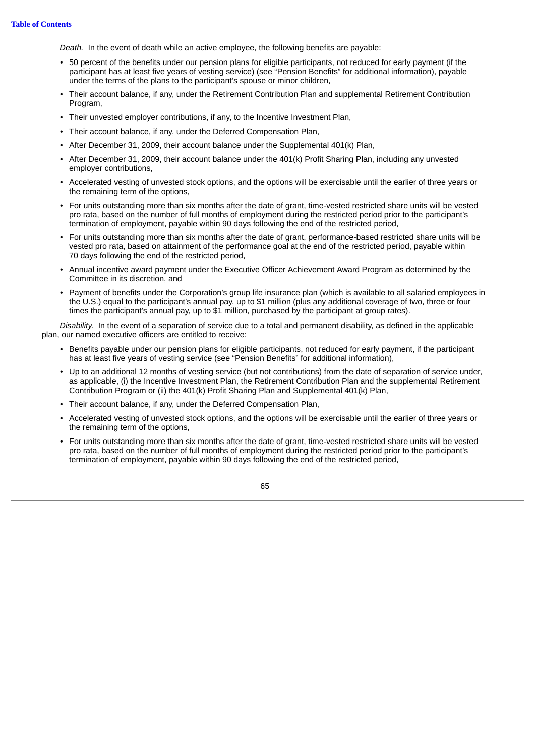*Death.* In the event of death while an active employee, the following benefits are payable:

- 50 percent of the benefits under our pension plans for eligible participants, not reduced for early payment (if the participant has at least five years of vesting service) (see "Pension Benefits" for additional information), payable under the terms of the plans to the participant's spouse or minor children,
- Their account balance, if any, under the Retirement Contribution Plan and supplemental Retirement Contribution Program,
- Their unvested employer contributions, if any, to the Incentive Investment Plan,
- Their account balance, if any, under the Deferred Compensation Plan,
- After December 31, 2009, their account balance under the Supplemental 401(k) Plan,
- After December 31, 2009, their account balance under the 401(k) Profit Sharing Plan, including any unvested employer contributions,
- Accelerated vesting of unvested stock options, and the options will be exercisable until the earlier of three years or the remaining term of the options,
- For units outstanding more than six months after the date of grant, time-vested restricted share units will be vested pro rata, based on the number of full months of employment during the restricted period prior to the participant's termination of employment, payable within 90 days following the end of the restricted period,
- For units outstanding more than six months after the date of grant, performance-based restricted share units will be vested pro rata, based on attainment of the performance goal at the end of the restricted period, payable within 70 days following the end of the restricted period,
- Annual incentive award payment under the Executive Officer Achievement Award Program as determined by the Committee in its discretion, and
- Payment of benefits under the Corporation's group life insurance plan (which is available to all salaried employees in the U.S.) equal to the participant's annual pay, up to $1 million (plus any additional coverage of two, three or four times the participant's annual pay, up to $1 million, purchased by the participant at group rates).

*Disability.* In the event of a separation of service due to a total and permanent disability, as defined in the applicable plan, our named executive officers are entitled to receive:

- Benefits payable under our pension plans for eligible participants, not reduced for early payment, if the participant has at least five years of vesting service (see "Pension Benefits" for additional information),
- Up to an additional 12 months of vesting service (but not contributions) from the date of separation of service under, as applicable, (i) the Incentive Investment Plan, the Retirement Contribution Plan and the supplemental Retirement Contribution Program or (ii) the 401(k) Profit Sharing Plan and Supplemental 401(k) Plan,
- Their account balance, if any, under the Deferred Compensation Plan,
- Accelerated vesting of unvested stock options, and the options will be exercisable until the earlier of three years or the remaining term of the options,
- For units outstanding more than six months after the date of grant, time-vested restricted share units will be vested pro rata, based on the number of full months of employment during the restricted period prior to the participant's termination of employment, payable within 90 days following the end of the restricted period,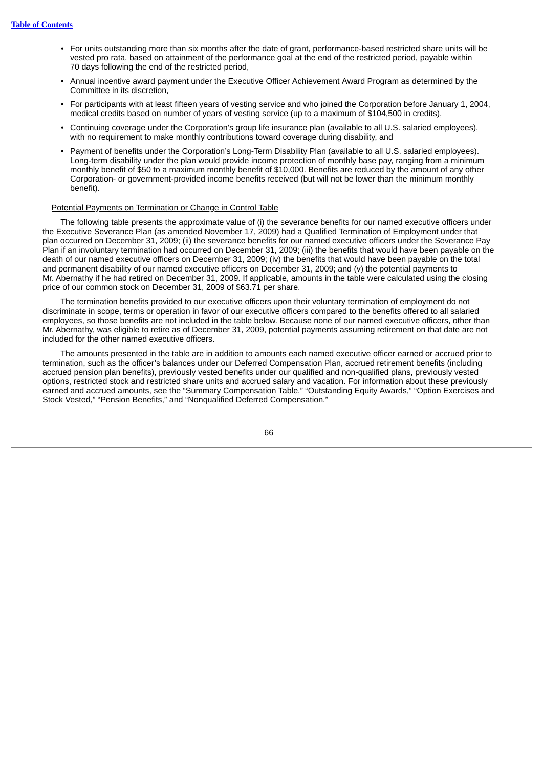- For units outstanding more than six months after the date of grant, performance-based restricted share units will be vested pro rata, based on attainment of the performance goal at the end of the restricted period, payable within 70 days following the end of the restricted period,
- Annual incentive award payment under the Executive Officer Achievement Award Program as determined by the Committee in its discretion,
- For participants with at least fifteen years of vesting service and who joined the Corporation before January 1, 2004, medical credits based on number of years of vesting service (up to a maximum of $104,500 in credits),
- Continuing coverage under the Corporation's group life insurance plan (available to all U.S. salaried employees), with no requirement to make monthly contributions toward coverage during disability, and
- Payment of benefits under the Corporation's Long-Term Disability Plan (available to all U.S. salaried employees). Long-term disability under the plan would provide income protection of monthly base pay, ranging from a minimum monthly benefit of $50 to a maximum monthly benefit of $10,000. Benefits are reduced by the amount of any other Corporation- or government-provided income benefits received (but will not be lower than the minimum monthly benefit).

Potential Payments on Termination or Change in Control Table

The following table presents the approximate value of (i) the severance benefits for our named executive officers under the Executive Severance Plan (as amended November 17, 2009) had a Qualified Termination of Employment under that plan occurred on December 31, 2009; (ii) the severance benefits for our named executive officers under the Severance Pay Plan if an involuntary termination had occurred on December 31, 2009; (iii) the benefits that would have been payable on the death of our named executive officers on December 31, 2009; (iv) the benefits that would have been payable on the total and permanent disability of our named executive officers on December 31, 2009; and (v) the potential payments to Mr. Abernathy if he had retired on December 31, 2009. If applicable, amounts in the table were calculated using the closing price of our common stock on December 31, 2009 of $63.71 per share.

The termination benefits provided to our executive officers upon their voluntary termination of employment do not discriminate in scope, terms or operation in favor of our executive officers compared to the benefits offered to all salaried employees, so those benefits are not included in the table below. Because none of our named executive officers, other than Mr. Abernathy, was eligible to retire as of December 31, 2009, potential payments assuming retirement on that date are not included for the other named executive officers.

The amounts presented in the table are in addition to amounts each named executive officer earned or accrued prior to termination, such as the officer's balances under our Deferred Compensation Plan, accrued retirement benefits (including accrued pension plan benefits), previously vested benefits under our qualified and non-qualified plans, previously vested options, restricted stock and restricted share units and accrued salary and vacation. For information about these previously earned and accrued amounts, see the "Summary Compensation Table," "Outstanding Equity Awards," "Option Exercises and Stock Vested," "Pension Benefits," and "Nonqualified Deferred Compensation."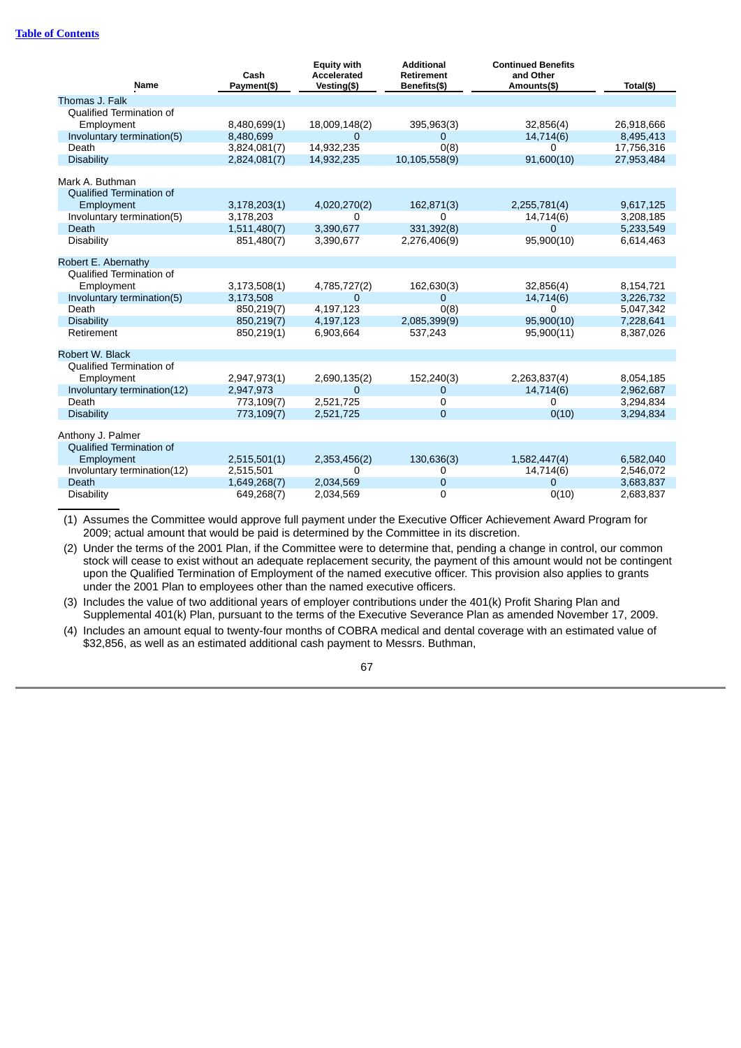[Table of Contents](#)

| Name | Cash Payment($) | Equity with Accelerated Vesting($) | Additional Retirement Benefits($) | Continued Benefits and Other Amounts($) | Total($) |
|---|---|---|---|---|---|
| Thomas J. Falk | | | | | |
| Qualified Termination of Employment | 8,480,699(1) | 18,009,148(2) | 395,963(3) | 32,856(4) | 26,918,666 |
| Involuntary termination(5) | 8,480,699 | 0 | 0 | 14,714(6) | 8,495,413 |
| Death | 3,824,081(7) | 14,932,235 | 0(8) | 0 | 17,756,316 |
| Disability | 2,824,081(7) | 14,932,235 | 10,105,558(9) | 91,600(10) | 27,953,484 |
| Mark A. Buthman | | | | | |
| Qualified Termination of Employment | 3,178,203(1) | 4,020,270(2) | 162,871(3) | 2,255,781(4) | 9,617,125 |
| Involuntary termination(5) | 3,178,203 | 0 | 0 | 14,714(6) | 3,208,185 |
| Death | 1,511,480(7) | 3,390,677 | 331,392(8) | 0 | 5,233,549 |
| Disability | 851,480(7) | 3,390,677 | 2,276,406(9) | 95,900(10) | 6,614,463 |
| Robert E. Abernathy | | | | | |
| Qualified Termination of Employment | 3,173,508(1) | 4,785,727(2) | 162,630(3) | 32,856(4) | 8,154,721 |
| Involuntary termination(5) | 3,173,508 | 0 | 0 | 14,714(6) | 3,226,732 |
| Death | 850,219(7) | 4,197,123 | 0(8) | 0 | 5,047,342 |
| Disability | 850,219(7) | 4,197,123 | 2,085,399(9) | 95,900(10) | 7,228,641 |
| Retirement | 850,219(1) | 6,903,664 | 537,243 | 95,900(11) | 8,387,026 |
| Robert W. Black | | | | | |
| Qualified Termination of Employment | 2,947,973(1) | 2,690,135(2) | 152,240(3) | 2,263,837(4) | 8,054,185 |
| Involuntary termination(12) | 2,947,973 | 0 | 0 | 14,714(6) | 2,962,687 |
| Death | 773,109(7) | 2,521,725 | 0 | 0 | 3,294,834 |
| Disability | 773,109(7) | 2,521,725 | 0 | 0(10) | 3,294,834 |
| Anthony J. Palmer | | | | | |
| Qualified Termination of Employment | 2,515,501(1) | 2,353,456(2) | 130,636(3) | 1,582,447(4) | 6,582,040 |
| Involuntary termination(12) | 2,515,501 | 0 | 0 | 14,714(6) | 2,546,072 |
| Death | 1,649,268(7) | 2,034,569 | 0 | 0 | 3,683,837 |
| Disability | 649,268(7) | 2,034,569 | 0 | 0(10) | 2,683,837 |

(1) Assumes the Committee would approve full payment under the Executive Officer Achievement Award Program for 2009; actual amount that would be paid is determined by the Committee in its discretion.

(2) Under the terms of the 2001 Plan, if the Committee were to determine that, pending a change in control, our common stock will cease to exist without an adequate replacement security, the payment of this amount would not be contingent upon the Qualified Termination of Employment of the named executive officer. This provision also applies to grants under the 2001 Plan to employees other than the named executive officers.

(3) Includes the value of two additional years of employer contributions under the 401(k) Profit Sharing Plan and Supplemental 401(k) Plan, pursuant to the terms of the Executive Severance Plan as amended November 17, 2009.

(4) Includes an amount equal to twenty-four months of COBRA medical and dental coverage with an estimated value of $32,856, as well as an estimated additional cash payment to Messrs. Buthman,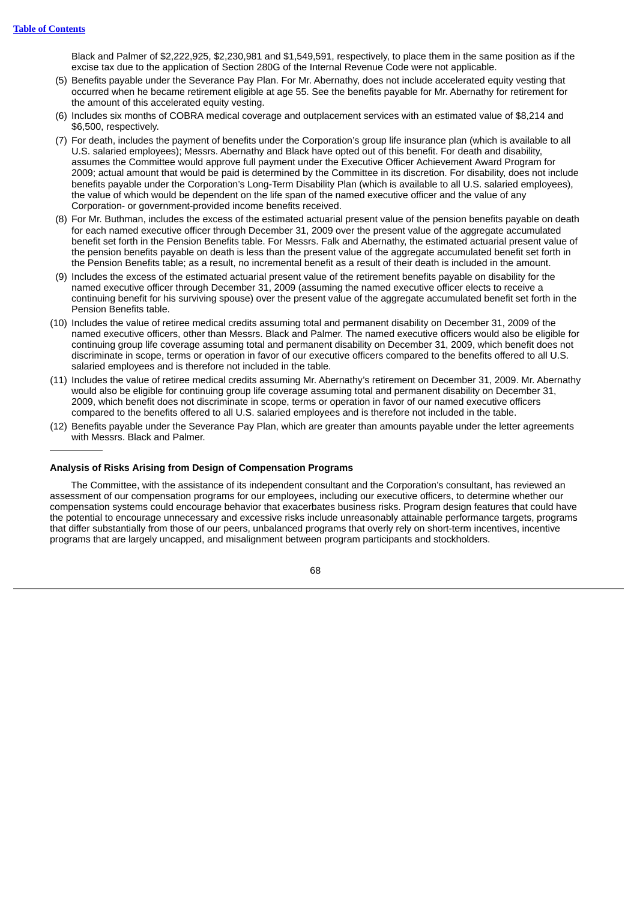Black and Palmer of $2,222,925, $2,230,981 and $1,549,591, respectively, to place them in the same position as if the excise tax due to the application of Section 280G of the Internal Revenue Code were not applicable.

(5) Benefits payable under the Severance Pay Plan. For Mr. Abernathy, does not include accelerated equity vesting that occurred when he became retirement eligible at age 55. See the benefits payable for Mr. Abernathy for retirement for the amount of this accelerated equity vesting.

(6) Includes six months of COBRA medical coverage and outplacement services with an estimated value of $8,214 and $6,500, respectively.

(7) For death, includes the payment of benefits under the Corporation's group life insurance plan (which is available to all U.S. salaried employees); Messrs. Abernathy and Black have opted out of this benefit. For death and disability, assumes the Committee would approve full payment under the Executive Officer Achievement Award Program for 2009; actual amount that would be paid is determined by the Committee in its discretion. For disability, does not include benefits payable under the Corporation's Long-Term Disability Plan (which is available to all U.S. salaried employees), the value of which would be dependent on the life span of the named executive officer and the value of any Corporation- or government-provided income benefits received.

(8) For Mr. Buthman, includes the excess of the estimated actuarial present value of the pension benefits payable on death for each named executive officer through December 31, 2009 over the present value of the aggregate accumulated benefit set forth in the Pension Benefits table. For Messrs. Falk and Abernathy, the estimated actuarial present value of the pension benefits payable on death is less than the present value of the aggregate accumulated benefit set forth in the Pension Benefits table; as a result, no incremental benefit as a result of their death is included in the amount.

(9) Includes the excess of the estimated actuarial present value of the retirement benefits payable on disability for the named executive officer through December 31, 2009 (assuming the named executive officer elects to receive a continuing benefit for his surviving spouse) over the present value of the aggregate accumulated benefit set forth in the Pension Benefits table.

(10) Includes the value of retiree medical credits assuming total and permanent disability on December 31, 2009 of the named executive officers, other than Messrs. Black and Palmer. The named executive officers would also be eligible for continuing group life coverage assuming total and permanent disability on December 31, 2009, which benefit does not discriminate in scope, terms or operation in favor of our executive officers compared to the benefits offered to all U.S. salaried employees and is therefore not included in the table.

(11) Includes the value of retiree medical credits assuming Mr. Abernathy's retirement on December 31, 2009. Mr. Abernathy would also be eligible for continuing group life coverage assuming total and permanent disability on December 31, 2009, which benefit does not discriminate in scope, terms or operation in favor of our named executive officers compared to the benefits offered to all U.S. salaried employees and is therefore not included in the table.

(12) Benefits payable under the Severance Pay Plan, which are greater than amounts payable under the letter agreements with Messrs. Black and Palmer.

#### Analysis of Risks Arising from Design of Compensation Programs

The Committee, with the assistance of its independent consultant and the Corporation's consultant, has reviewed an assessment of our compensation programs for our employees, including our executive officers, to determine whether our compensation systems could encourage behavior that exacerbates business risks. Program design features that could have the potential to encourage unnecessary and excessive risks include unreasonably attainable performance targets, programs that differ substantially from those of our peers, unbalanced programs that overly rely on short-term incentives, incentive programs that are largely uncapped, and misalignment between program participants and stockholders.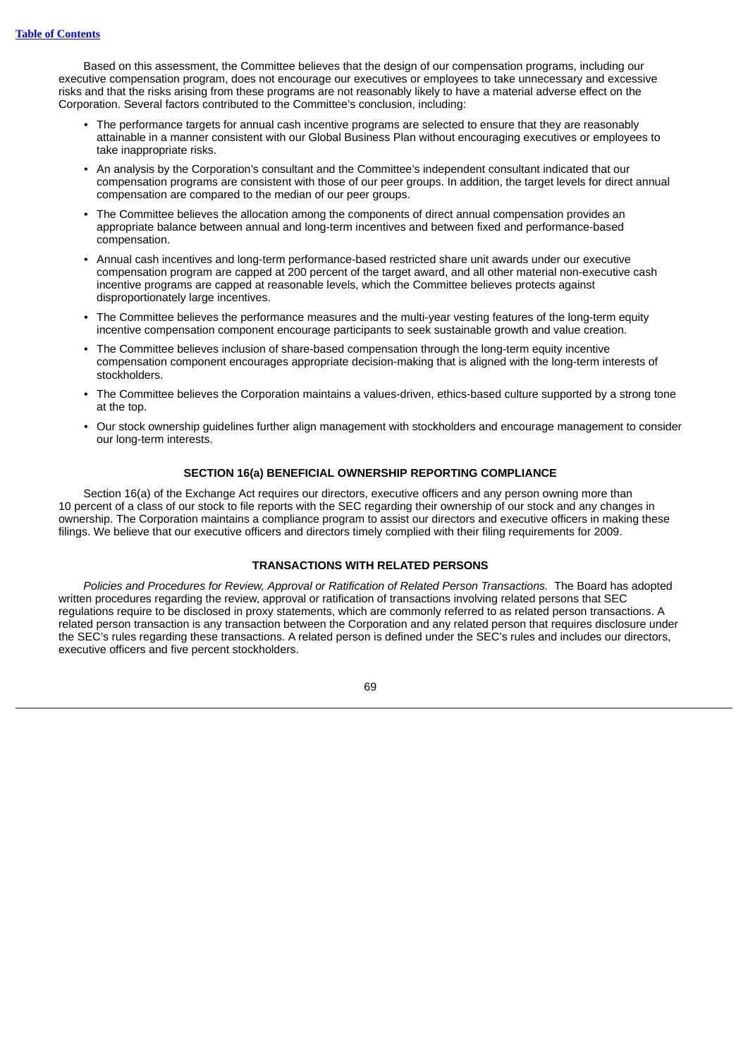Based on this assessment, the Committee believes that the design of our compensation programs, including our executive compensation program, does not encourage our executives or employees to take unnecessary and excessive risks and that the risks arising from these programs are not reasonably likely to have a material adverse effect on the Corporation. Several factors contributed to the Committee's conclusion, including:

- The performance targets for annual cash incentive programs are selected to ensure that they are reasonably attainable in a manner consistent with our Global Business Plan without encouraging executives or employees to take inappropriate risks.
- An analysis by the Corporation's consultant and the Committee's independent consultant indicated that our compensation programs are consistent with those of our peer groups. In addition, the target levels for direct annual compensation are compared to the median of our peer groups.
- The Committee believes the allocation among the components of direct annual compensation provides an appropriate balance between annual and long-term incentives and between fixed and performance-based compensation.
- Annual cash incentives and long-term performance-based restricted share unit awards under our executive compensation program are capped at 200 percent of the target award, and all other material non-executive cash incentive programs are capped at reasonable levels, which the Committee believes protects against disproportionately large incentives.
- The Committee believes the performance measures and the multi-year vesting features of the long-term equity incentive compensation component encourage participants to seek sustainable growth and value creation.
- The Committee believes inclusion of share-based compensation through the long-term equity incentive compensation component encourages appropriate decision-making that is aligned with the long-term interests of stockholders.
- The Committee believes the Corporation maintains a values-driven, ethics-based culture supported by a strong tone at the top.
- Our stock ownership guidelines further align management with stockholders and encourage management to consider our long-term interests.

## SECTION 16(a) BENEFICIAL OWNERSHIP REPORTING COMPLIANCE

Section 16(a) of the Exchange Act requires our directors, executive officers and any person owning more than 10 percent of a class of our stock to file reports with the SEC regarding their ownership of our stock and any changes in ownership. The Corporation maintains a compliance program to assist our directors and executive officers in making these filings. We believe that our executive officers and directors timely complied with their filing requirements for 2009.

## TRANSACTIONS WITH RELATED PERSONS

*Policies and Procedures for Review, Approval or Ratification of Related Person Transactions.* The Board has adopted written procedures regarding the review, approval or ratification of transactions involving related persons that SEC regulations require to be disclosed in proxy statements, which are commonly referred to as related person transactions. A related person transaction is any transaction between the Corporation and any related person that requires disclosure under the SEC's rules regarding these transactions. A related person is defined under the SEC's rules and includes our directors, executive officers and five percent stockholders.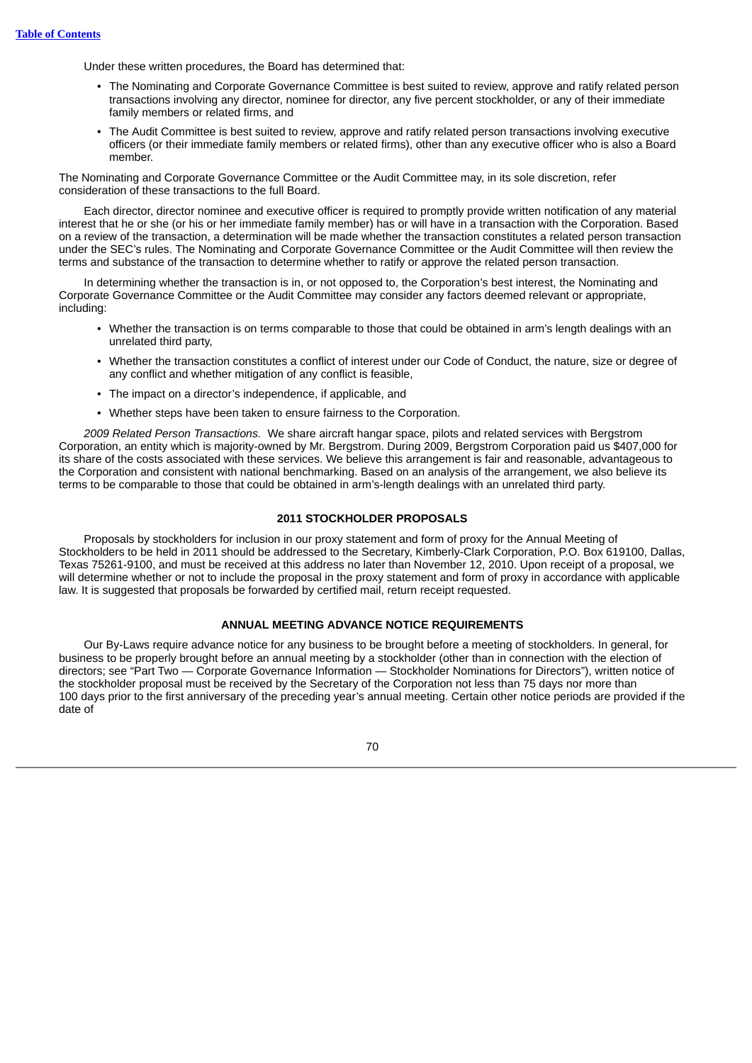Under these written procedures, the Board has determined that:

- The Nominating and Corporate Governance Committee is best suited to review, approve and ratify related person transactions involving any director, nominee for director, any five percent stockholder, or any of their immediate family members or related firms, and
- The Audit Committee is best suited to review, approve and ratify related person transactions involving executive officers (or their immediate family members or related firms), other than any executive officer who is also a Board member.

The Nominating and Corporate Governance Committee or the Audit Committee may, in its sole discretion, refer consideration of these transactions to the full Board.

Each director, director nominee and executive officer is required to promptly provide written notification of any material interest that he or she (or his or her immediate family member) has or will have in a transaction with the Corporation. Based on a review of the transaction, a determination will be made whether the transaction constitutes a related person transaction under the SEC's rules. The Nominating and Corporate Governance Committee or the Audit Committee will then review the terms and substance of the transaction to determine whether to ratify or approve the related person transaction.

In determining whether the transaction is in, or not opposed to, the Corporation's best interest, the Nominating and Corporate Governance Committee or the Audit Committee may consider any factors deemed relevant or appropriate, including:

- Whether the transaction is on terms comparable to those that could be obtained in arm's length dealings with an unrelated third party,
- Whether the transaction constitutes a conflict of interest under our Code of Conduct, the nature, size or degree of any conflict and whether mitigation of any conflict is feasible,
- The impact on a director's independence, if applicable, and
- Whether steps have been taken to ensure fairness to the Corporation.

*2009 Related Person Transactions.* We share aircraft hangar space, pilots and related services with Bergstrom Corporation, an entity which is majority-owned by Mr. Bergstrom. During 2009, Bergstrom Corporation paid us $407,000 for its share of the costs associated with these services. We believe this arrangement is fair and reasonable, advantageous to the Corporation and consistent with national benchmarking. Based on an analysis of the arrangement, we also believe its terms to be comparable to those that could be obtained in arm's-length dealings with an unrelated third party.

## 2011 STOCKHOLDER PROPOSALS

Proposals by stockholders for inclusion in our proxy statement and form of proxy for the Annual Meeting of Stockholders to be held in 2011 should be addressed to the Secretary, Kimberly-Clark Corporation, P.O. Box 619100, Dallas, Texas 75261-9100, and must be received at this address no later than November 12, 2010. Upon receipt of a proposal, we will determine whether or not to include the proposal in the proxy statement and form of proxy in accordance with applicable law. It is suggested that proposals be forwarded by certified mail, return receipt requested.

## ANNUAL MEETING ADVANCE NOTICE REQUIREMENTS

Our By-Laws require advance notice for any business to be brought before a meeting of stockholders. In general, for business to be properly brought before an annual meeting by a stockholder (other than in connection with the election of directors; see "Part Two — Corporate Governance Information — Stockholder Nominations for Directors"), written notice of the stockholder proposal must be received by the Secretary of the Corporation not less than 75 days nor more than 100 days prior to the first anniversary of the preceding year's annual meeting. Certain other notice periods are provided if the date of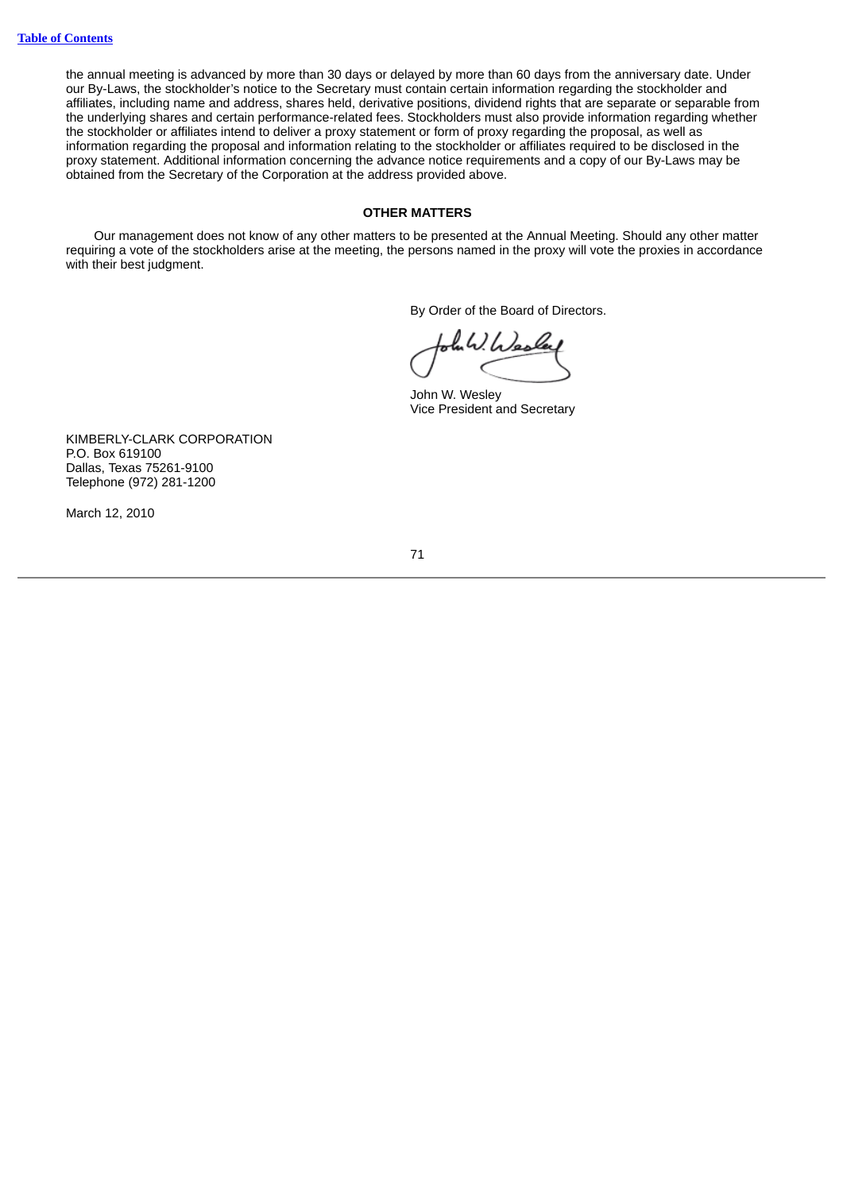the annual meeting is advanced by more than 30 days or delayed by more than 60 days from the anniversary date. Under our By-Laws, the stockholder's notice to the Secretary must contain certain information regarding the stockholder and affiliates, including name and address, shares held, derivative positions, dividend rights that are separate or separable from the underlying shares and certain performance-related fees. Stockholders must also provide information regarding whether the stockholder or affiliates intend to deliver a proxy statement or form of proxy regarding the proposal, as well as information regarding the proposal and information relating to the stockholder or affiliates required to be disclosed in the proxy statement. Additional information concerning the advance notice requirements and a copy of our By-Laws may be obtained from the Secretary of the Corporation at the address provided above.

## OTHER MATTERS

Our management does not know of any other matters to be presented at the Annual Meeting. Should any other matter requiring a vote of the stockholders arise at the meeting, the persons named in the proxy will vote the proxies in accordance with their best judgment.

By Order of the Board of Directors.

John W. Wesley
Vice President and Secretary

KIMBERLY-CLARK CORPORATION
P.O. Box 619100
Dallas, Texas 75261-9100
Telephone (972) 281-1200

March 12, 2010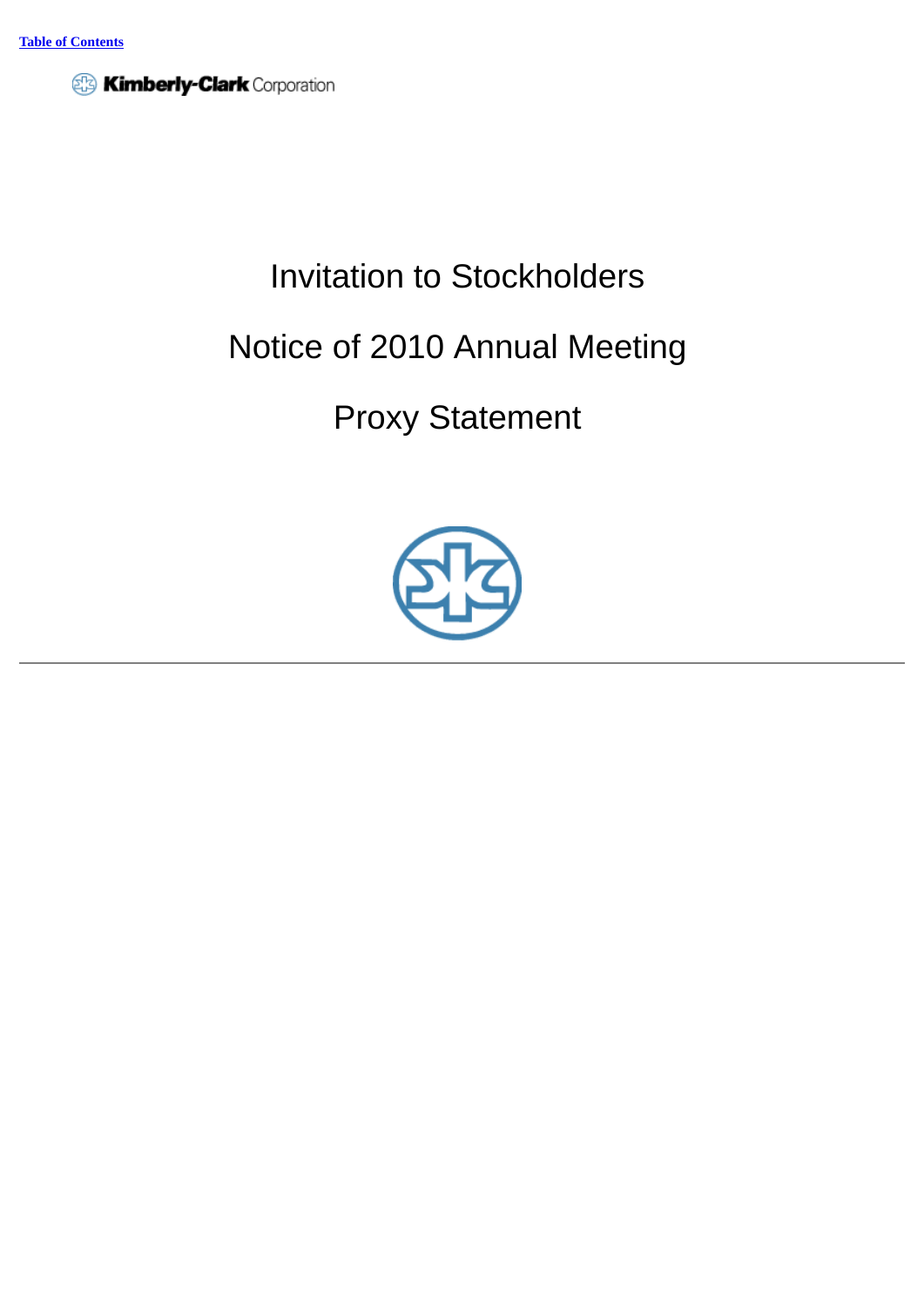[Table of Contents]()

Kimberly-Clark Corporation

# Invitation to Stockholders

# Notice of 2010 Annual Meeting

# Proxy Statement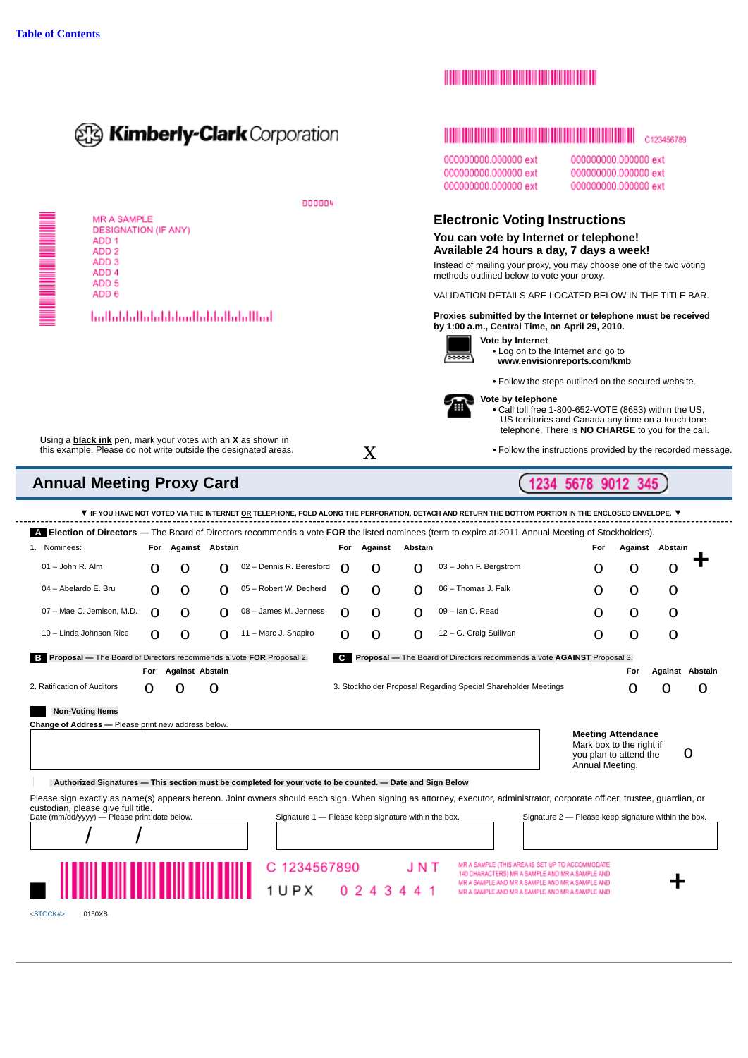Table of Contents

**Kimberly-Clark** Corporation

C123456789

000000000.000000 ext 000000000.000000 ext
000000000.000000 ext 000000000.000000 ext
000000000.000000 ext 000000000.000000 ext

000004

MR A SAMPLE
DESIGNATION (IF ANY)
ADD 1
ADD 2
ADD 3
ADD 4
ADD 5
ADD 6

## Electronic Voting Instructions

### You can vote by Internet or telephone!
### Available 24 hours a day, 7 days a week!

Instead of mailing your proxy, you may choose one of the two voting methods outlined below to vote your proxy.

VALIDATION DETAILS ARE LOCATED BELOW IN THE TITLE BAR.

**Proxies submitted by the Internet or telephone must be received by 1:00 a.m., Central Time, on April 29, 2010.**

**Vote by Internet**
- Log on to the Internet and go to **www.envisionreports.com/kmb**
- Follow the steps outlined on the secured website.

**Vote by telephone**
- Call toll free 1-800-652-VOTE (8683) within the US, US territories and Canada any time on a touch tone telephone. There is **NO CHARGE** to you for the call.
- Follow the instructions provided by the recorded message.

Using a **black ink** pen, mark your votes with an **X** as shown in this example. Please do not write outside the designated areas. X

## Annual Meeting Proxy Card

1234 5678 9012 345

▼ IF YOU HAVE NOT VOTED VIA THE INTERNET OR TELEPHONE, FOLD ALONG THE PERFORATION, DETACH AND RETURN THE BOTTOM PORTION IN THE ENCLOSED ENVELOPE. ▼

**A Election of Directors** — The Board of Directors recommends a vote **FOR** the listed nominees (term to expire at 2011 Annual Meeting of Stockholders).

1. Nominees:

| Nominee | For | Against | Abstain | Nominee | For | Against | Abstain | Nominee | For | Against | Abstain |
|---|---|---|---|---|---|---|---|---|---|---|---|
| 01 – John R. Alm | O | O | O | 02 – Dennis R. Beresford | O | O | O | 03 – John F. Bergstrom | O | O | O |
| 04 – Abelardo E. Bru | O | O | O | 05 – Robert W. Decherd | O | O | O | 06 – Thomas J. Falk | O | O | O |
| 07 – Mae C. Jemison, M.D. | O | O | O | 08 – James M. Jenness | O | O | O | 09 – Ian C. Read | O | O | O |
| 10 – Linda Johnson Rice | O | O | O | 11 – Marc J. Shapiro | O | O | O | 12 – G. Craig Sullivan | O | O | O |

**B Proposal** — The Board of Directors recommends a vote **FOR** Proposal 2.

| | For | Against | Abstain |
|---|---|---|---|
| 2. Ratification of Auditors | O | O | O |

**C Proposal** — The Board of Directors recommends a vote **AGAINST** Proposal 3.

| | For | Against | Abstain |
|---|---|---|---|
| 3. Stockholder Proposal Regarding Special Shareholder Meetings | O | O | O |

**Non-Voting Items**

**Change of Address** — Please print new address below.

**Meeting Attendance**
Mark box to the right if you plan to attend the Annual Meeting. O

**Authorized Signatures — This section must be completed for your vote to be counted. — Date and Sign Below**

Please sign exactly as name(s) appears hereon. Joint owners should each sign. When signing as attorney, executor, administrator, corporate officer, trustee, guardian, or custodian, please give full title.

| Date (mm/dd/yyyy) — Please print date below. | Signature 1 — Please keep signature within the box. | Signature 2 — Please keep signature within the box. |
|---|---|---|
| / / | | |

C 1234567890 JNT
1 U P X 0 2 4 3 4 4 1

MR A SAMPLE (THIS AREA IS SET UP TO ACCOMMODATE 140 CHARACTERS) MR A SAMPLE AND MR A SAMPLE AND MR A SAMPLE AND MR A SAMPLE AND MR A SAMPLE AND MR A SAMPLE AND MR A SAMPLE AND MR A SAMPLE AND

<STOCK#> 0150XB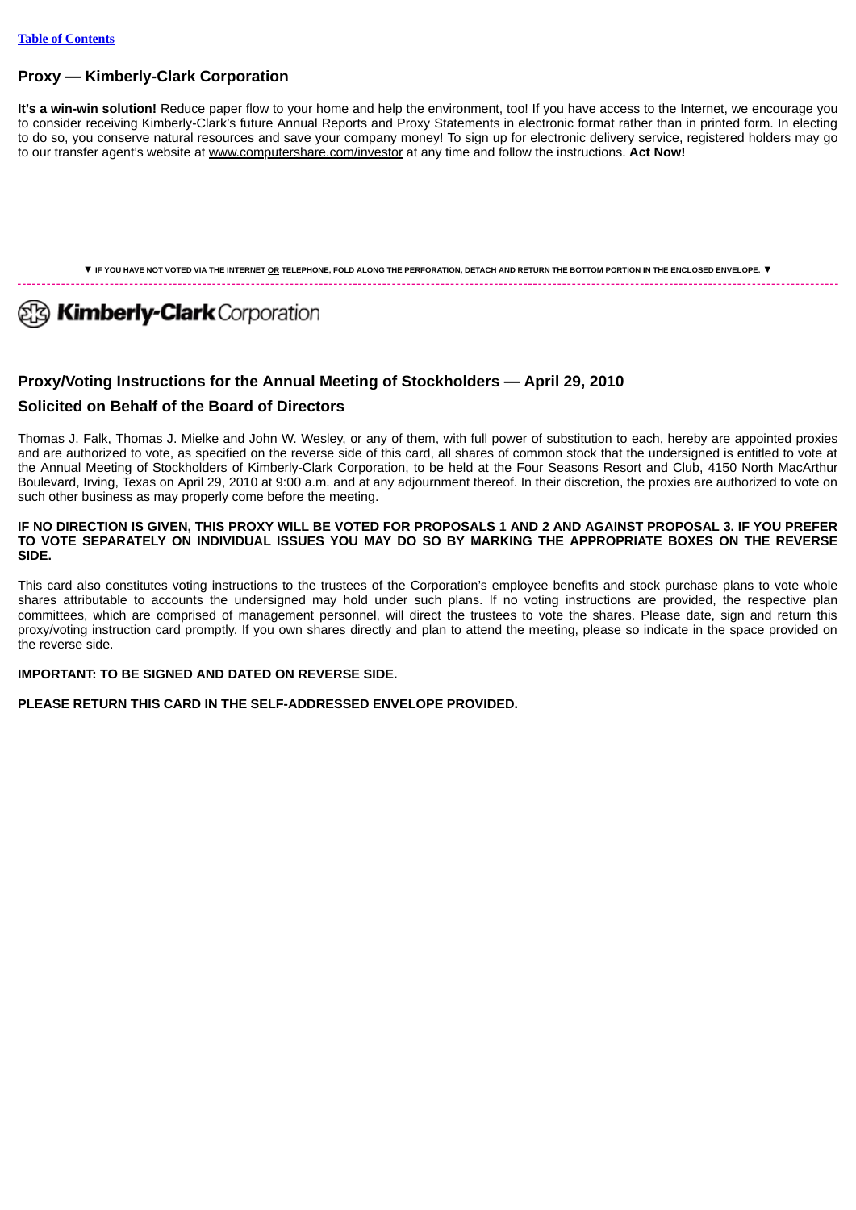[Table of Contents](#)

## Proxy — Kimberly-Clark Corporation

**It's a win-win solution!** Reduce paper flow to your home and help the environment, too! If you have access to the Internet, we encourage you to consider receiving Kimberly-Clark's future Annual Reports and Proxy Statements in electronic format rather than in printed form. In electing to do so, you conserve natural resources and save your company money! To sign up for electronic delivery service, registered holders may go to our transfer agent's website at www.computershare.com/investor at any time and follow the instructions. **Act Now!**

▼ IF YOU HAVE NOT VOTED VIA THE INTERNET OR TELEPHONE, FOLD ALONG THE PERFORATION, DETACH AND RETURN THE BOTTOM PORTION IN THE ENCLOSED ENVELOPE. ▼

**Kimberly-Clark** Corporation

## Proxy/Voting Instructions for the Annual Meeting of Stockholders — April 29, 2010

## Solicited on Behalf of the Board of Directors

Thomas J. Falk, Thomas J. Mielke and John W. Wesley, or any of them, with full power of substitution to each, hereby are appointed proxies and are authorized to vote, as specified on the reverse side of this card, all shares of common stock that the undersigned is entitled to vote at the Annual Meeting of Stockholders of Kimberly-Clark Corporation, to be held at the Four Seasons Resort and Club, 4150 North MacArthur Boulevard, Irving, Texas on April 29, 2010 at 9:00 a.m. and at any adjournment thereof. In their discretion, the proxies are authorized to vote on such other business as may properly come before the meeting.

**IF NO DIRECTION IS GIVEN, THIS PROXY WILL BE VOTED FOR PROPOSALS 1 AND 2 AND AGAINST PROPOSAL 3. IF YOU PREFER TO VOTE SEPARATELY ON INDIVIDUAL ISSUES YOU MAY DO SO BY MARKING THE APPROPRIATE BOXES ON THE REVERSE SIDE.**

This card also constitutes voting instructions to the trustees of the Corporation's employee benefits and stock purchase plans to vote whole shares attributable to accounts the undersigned may hold under such plans. If no voting instructions are provided, the respective plan committees, which are comprised of management personnel, will direct the trustees to vote the shares. Please date, sign and return this proxy/voting instruction card promptly. If you own shares directly and plan to attend the meeting, please so indicate in the space provided on the reverse side.

**IMPORTANT: TO BE SIGNED AND DATED ON REVERSE SIDE.**

**PLEASE RETURN THIS CARD IN THE SELF-ADDRESSED ENVELOPE PROVIDED.**